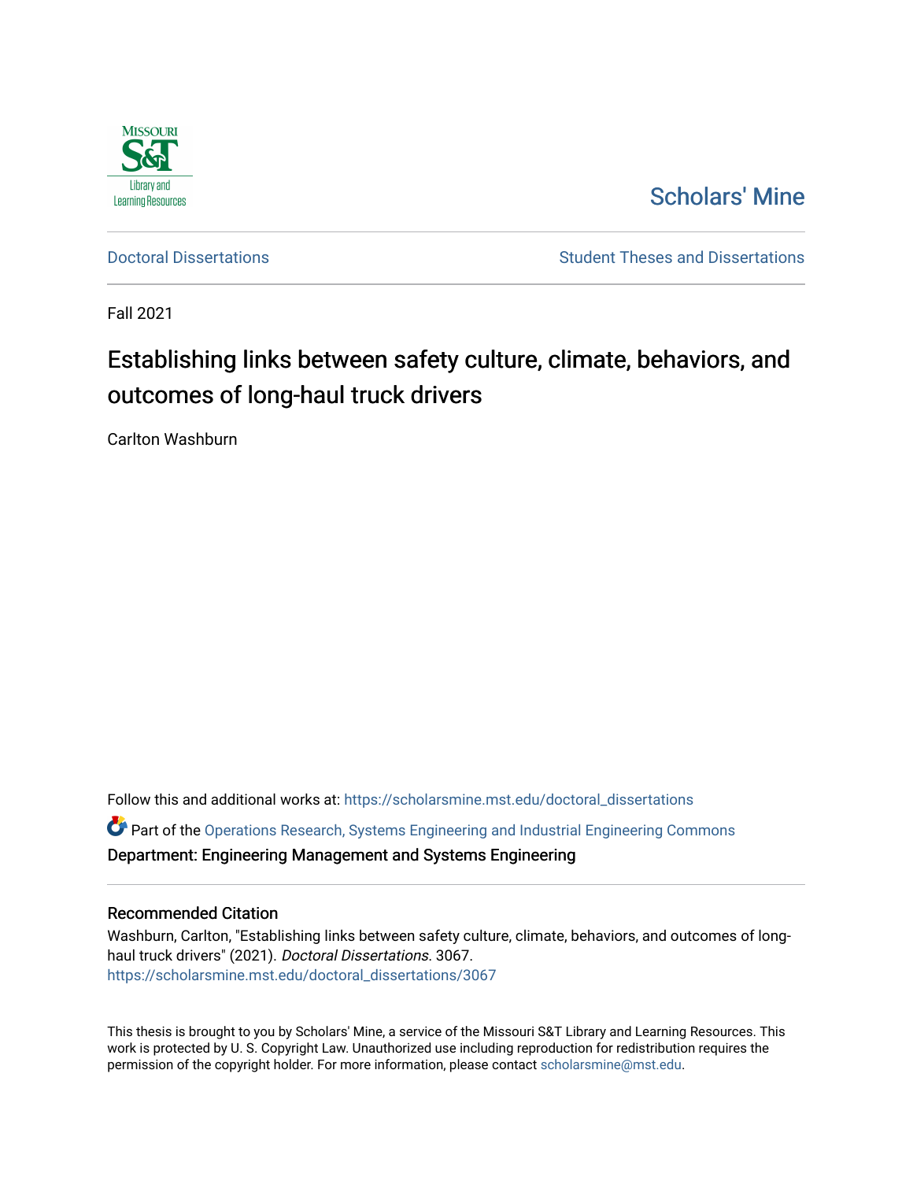Scholars' Mine

Doctoral Dissertations

Student Theses and Dissertations

Fall 2021

# Establishing links between safety culture, climate, behaviors, and outcomes of long-haul truck drivers

Carlton Washburn

Follow this and additional works at: https://scholarsmine.mst.edu/doctoral_dissertations

Part of the Operations Research, Systems Engineering and Industrial Engineering Commons

Department: Engineering Management and Systems Engineering

## Recommended Citation

Washburn, Carlton, "Establishing links between safety culture, climate, behaviors, and outcomes of long-haul truck drivers" (2021). *Doctoral Dissertations*. 3067.
https://scholarsmine.mst.edu/doctoral_dissertations/3067

This thesis is brought to you by Scholars' Mine, a service of the Missouri S&T Library and Learning Resources. This work is protected by U. S. Copyright Law. Unauthorized use including reproduction for redistribution requires the permission of the copyright holder. For more information, please contact scholarsmine@mst.edu.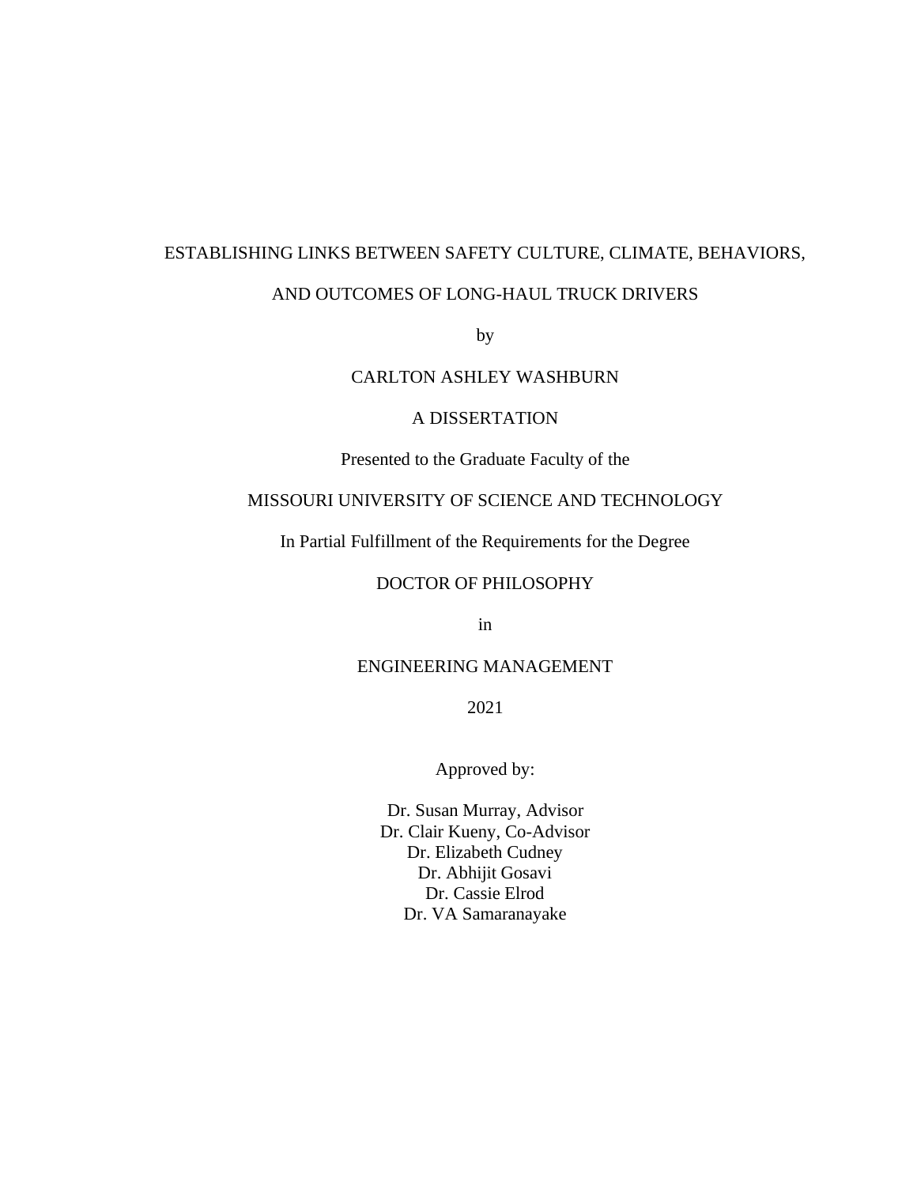ESTABLISHING LINKS BETWEEN SAFETY CULTURE, CLIMATE, BEHAVIORS,

AND OUTCOMES OF LONG-HAUL TRUCK DRIVERS

by

CARLTON ASHLEY WASHBURN

A DISSERTATION

Presented to the Graduate Faculty of the

MISSOURI UNIVERSITY OF SCIENCE AND TECHNOLOGY

In Partial Fulfillment of the Requirements for the Degree

DOCTOR OF PHILOSOPHY

in

ENGINEERING MANAGEMENT

2021

Approved by:

Dr. Susan Murray, Advisor
Dr. Clair Kueny, Co-Advisor
Dr. Elizabeth Cudney
Dr. Abhijit Gosavi
Dr. Cassie Elrod
Dr. VA Samaranayake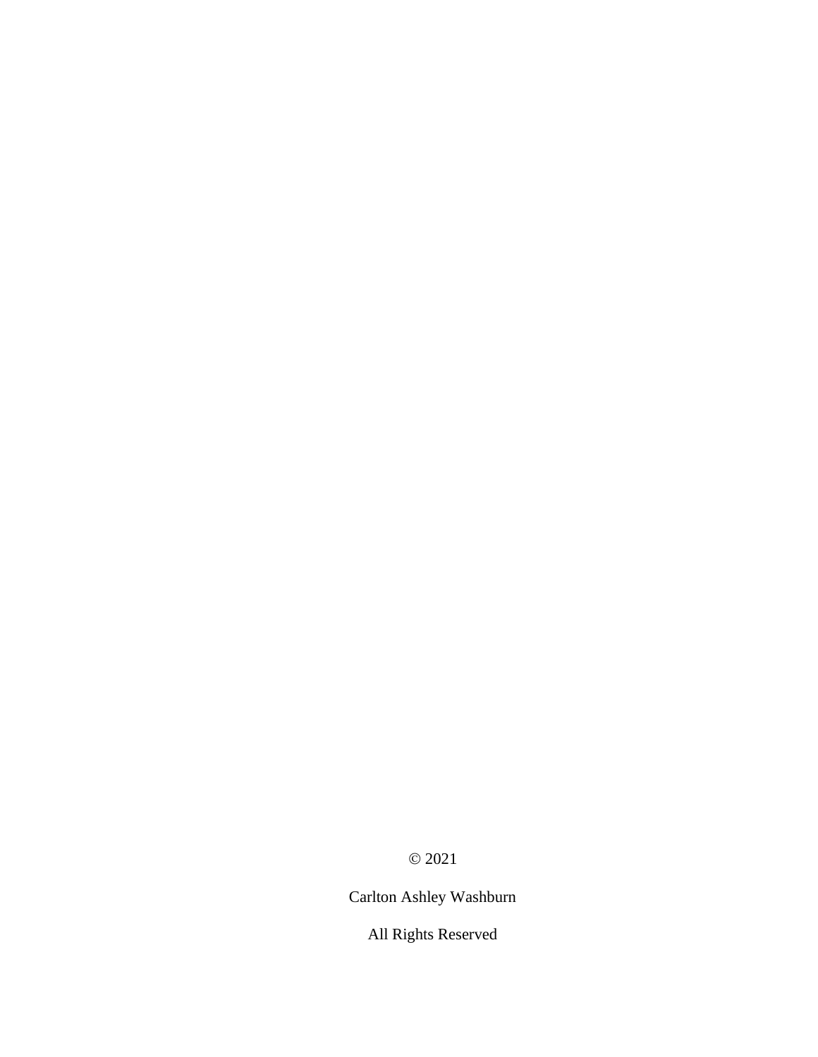© 2021

Carlton Ashley Washburn

All Rights Reserved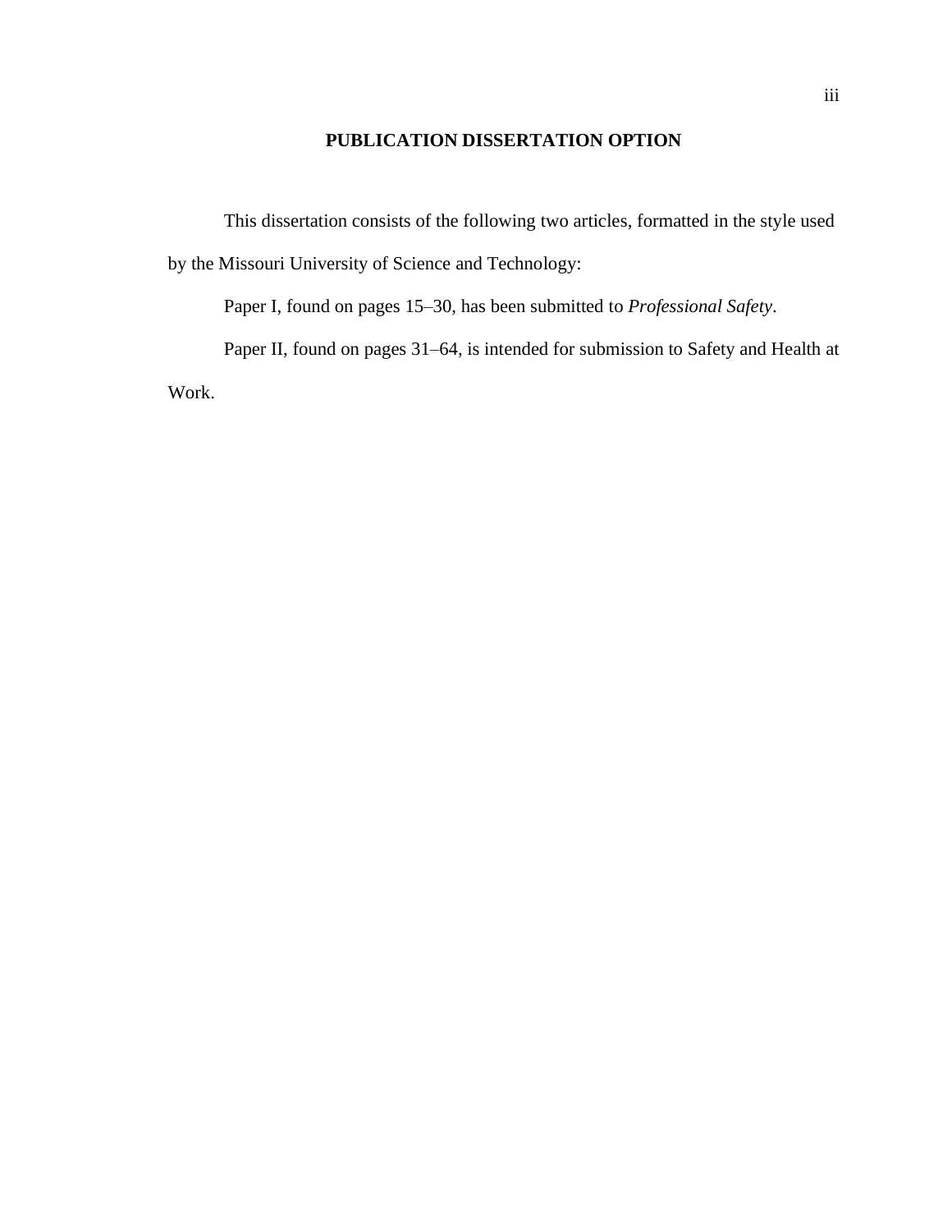## PUBLICATION DISSERTATION OPTION

This dissertation consists of the following two articles, formatted in the style used by the Missouri University of Science and Technology:

Paper I, found on pages 15–30, has been submitted to *Professional Safety*.

Paper II, found on pages 31–64, is intended for submission to Safety and Health at Work.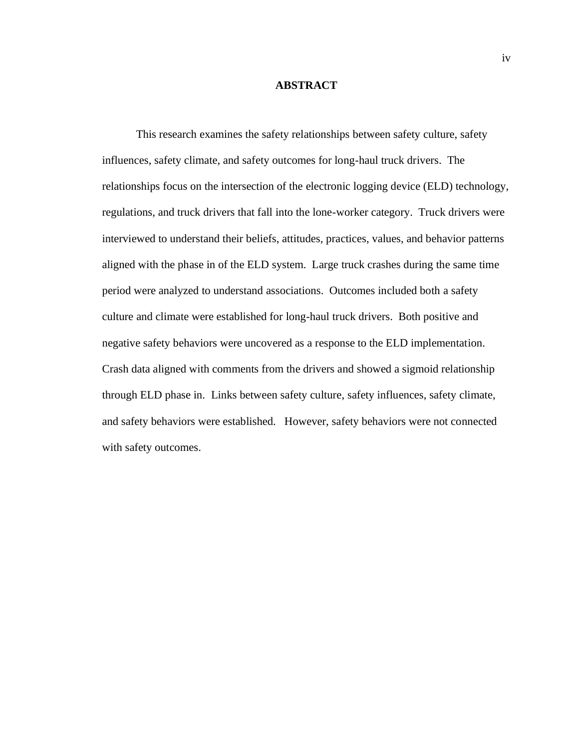## ABSTRACT

This research examines the safety relationships between safety culture, safety influences, safety climate, and safety outcomes for long-haul truck drivers. The relationships focus on the intersection of the electronic logging device (ELD) technology, regulations, and truck drivers that fall into the lone-worker category. Truck drivers were interviewed to understand their beliefs, attitudes, practices, values, and behavior patterns aligned with the phase in of the ELD system. Large truck crashes during the same time period were analyzed to understand associations. Outcomes included both a safety culture and climate were established for long-haul truck drivers. Both positive and negative safety behaviors were uncovered as a response to the ELD implementation. Crash data aligned with comments from the drivers and showed a sigmoid relationship through ELD phase in. Links between safety culture, safety influences, safety climate, and safety behaviors were established. However, safety behaviors were not connected with safety outcomes.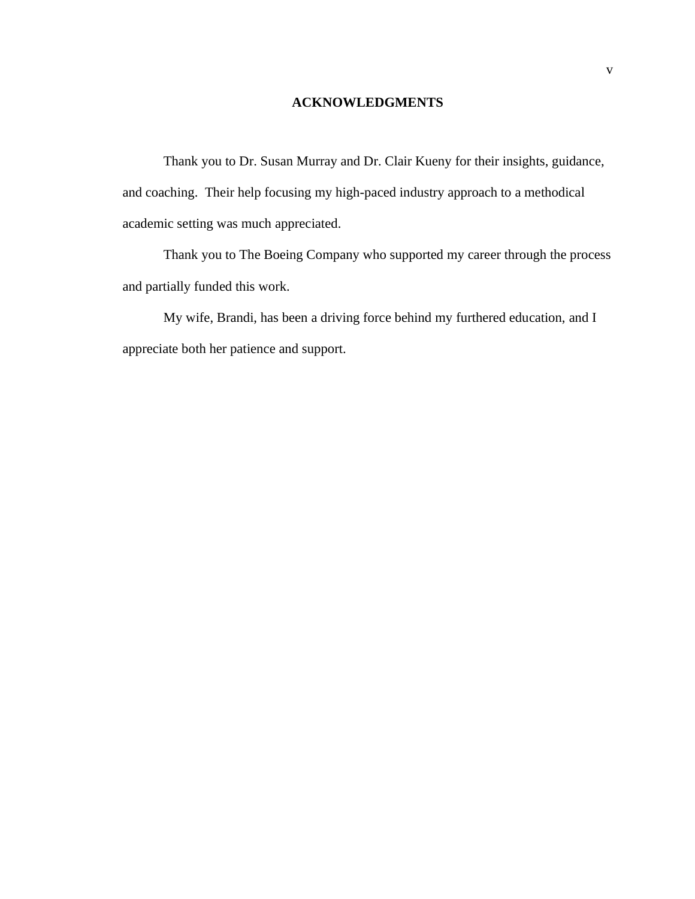## ACKNOWLEDGMENTS

Thank you to Dr. Susan Murray and Dr. Clair Kueny for their insights, guidance, and coaching. Their help focusing my high-paced industry approach to a methodical academic setting was much appreciated.

Thank you to The Boeing Company who supported my career through the process and partially funded this work.

My wife, Brandi, has been a driving force behind my furthered education, and I appreciate both her patience and support.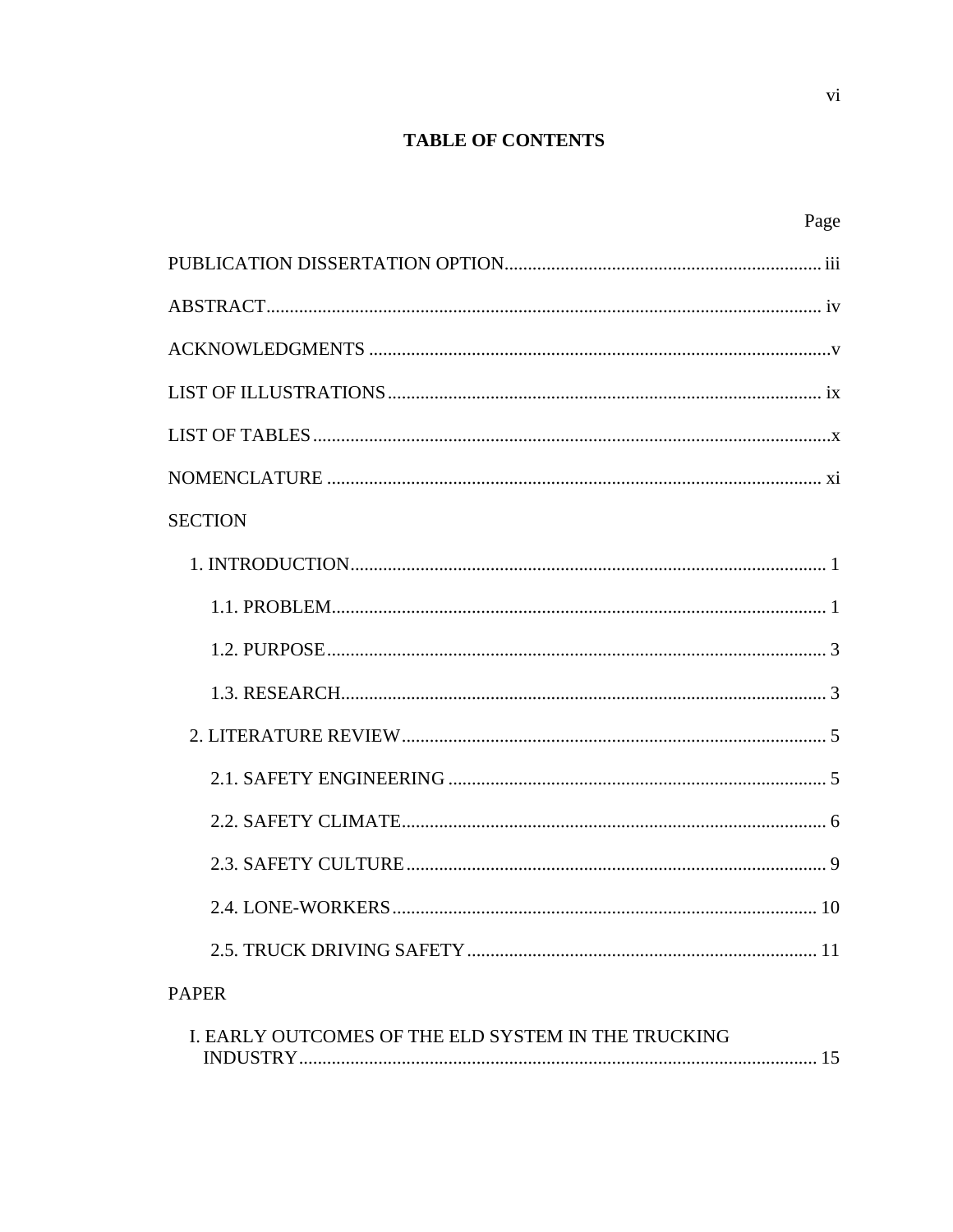## TABLE OF CONTENTS

| | Page |
|---|---|
| PUBLICATION DISSERTATION OPTION | iii |
| ABSTRACT | iv |
| ACKNOWLEDGMENTS | v |
| LIST OF ILLUSTRATIONS | ix |
| LIST OF TABLES | x |
| NOMENCLATURE | xi |
| SECTION | |
| 1. INTRODUCTION | 1 |
| 1.1. PROBLEM | 1 |
| 1.2. PURPOSE | 3 |
| 1.3. RESEARCH | 3 |
| 2. LITERATURE REVIEW | 5 |
| 2.1. SAFETY ENGINEERING | 5 |
| 2.2. SAFETY CLIMATE | 6 |
| 2.3. SAFETY CULTURE | 9 |
| 2.4. LONE-WORKERS | 10 |
| 2.5. TRUCK DRIVING SAFETY | 11 |
| PAPER | |
| I. EARLY OUTCOMES OF THE ELD SYSTEM IN THE TRUCKING INDUSTRY | 15 |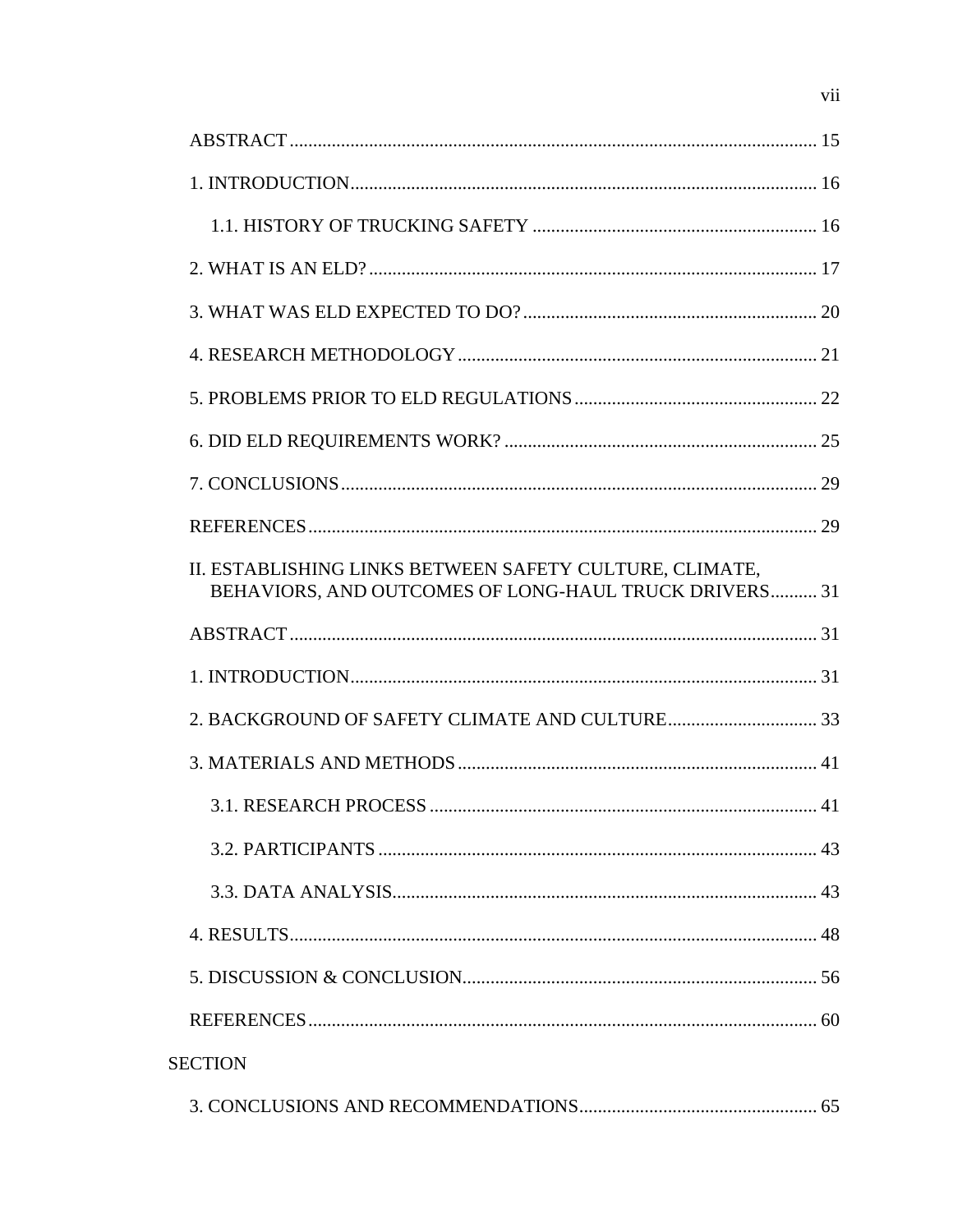ABSTRACT ........................................................................................................ 15

1. INTRODUCTION........................................................................................... 16

    1.1. HISTORY OF TRUCKING SAFETY ......................................................... 16

2. WHAT IS AN ELD? ........................................................................................ 17

3. WHAT WAS ELD EXPECTED TO DO? ....................................................... 20

4. RESEARCH METHODOLOGY .................................................................... 21

5. PROBLEMS PRIOR TO ELD REGULATIONS ............................................ 22

6. DID ELD REQUIREMENTS WORK? ........................................................... 25

7. CONCLUSIONS ............................................................................................. 29

REFERENCES .................................................................................................... 29

II. ESTABLISHING LINKS BETWEEN SAFETY CULTURE, CLIMATE, BEHAVIORS, AND OUTCOMES OF LONG-HAUL TRUCK DRIVERS .......... 31

ABSTRACT ........................................................................................................ 31

1. INTRODUCTION........................................................................................... 31

2. BACKGROUND OF SAFETY CLIMATE AND CULTURE ........................ 33

3. MATERIALS AND METHODS .................................................................... 41

    3.1. RESEARCH PROCESS .............................................................................. 41

    3.2. PARTICIPANTS ......................................................................................... 43

    3.3. DATA ANALYSIS...................................................................................... 43

4. RESULTS........................................................................................................ 48

5. DISCUSSION & CONCLUSION................................................................... 56

REFERENCES .................................................................................................... 60

SECTION

3. CONCLUSIONS AND RECOMMENDATIONS.......................................... 65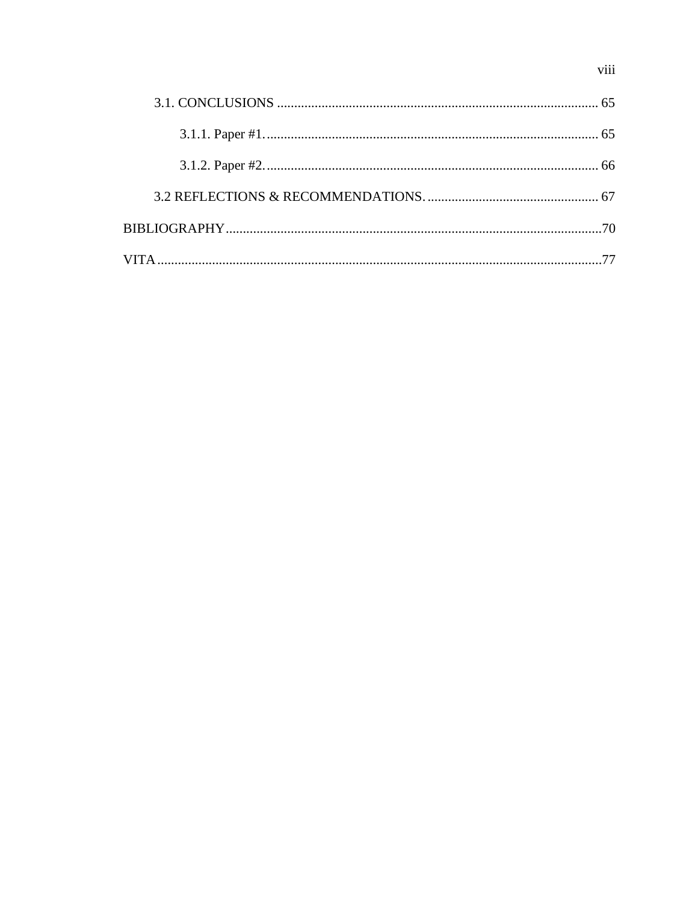3.1. CONCLUSIONS ..... 65

3.1.1. Paper #1. ..... 65

3.1.2. Paper #2. ..... 66

3.2 REFLECTIONS & RECOMMENDATIONS. ..... 67

BIBLIOGRAPHY ..... 70

VITA ..... 77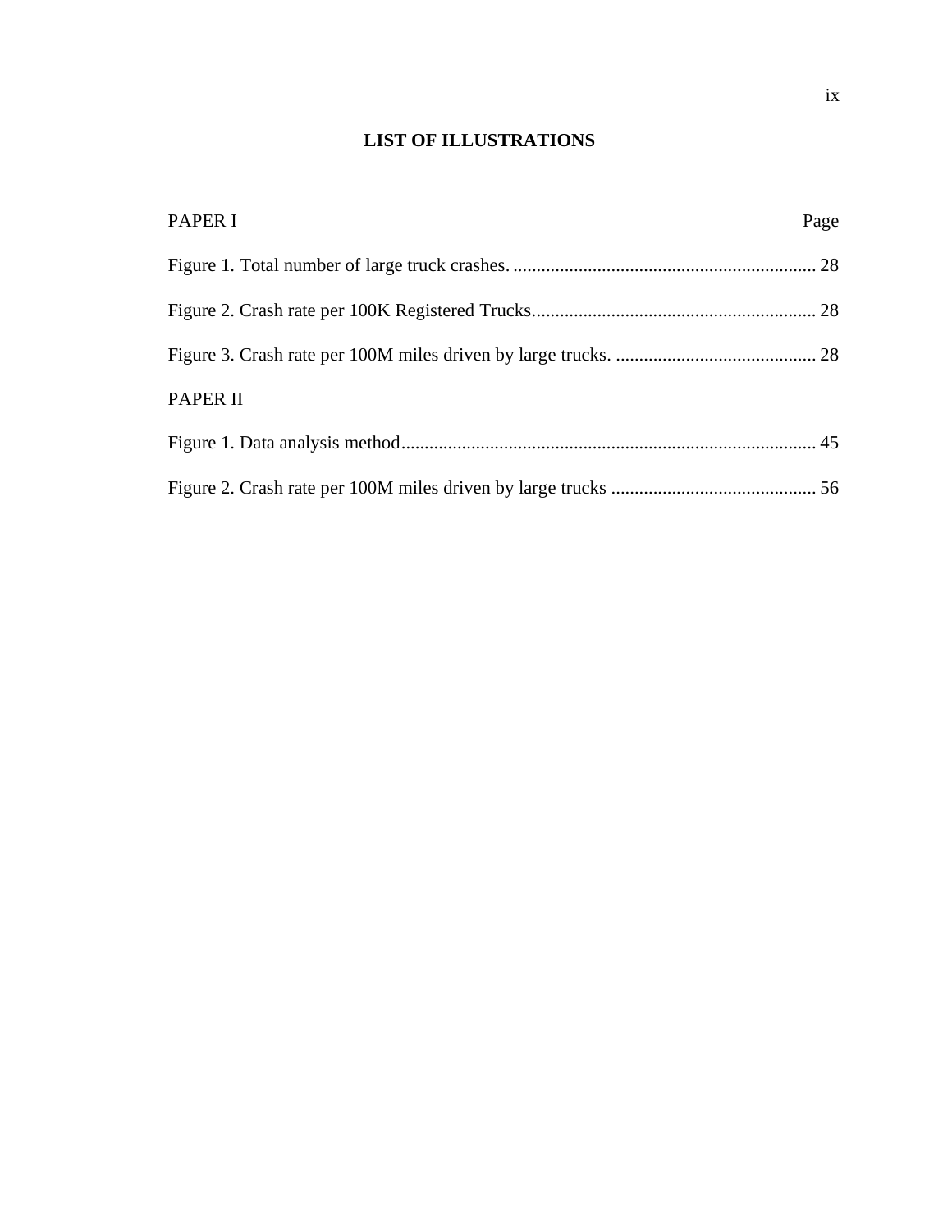# LIST OF ILLUSTRATIONS

PAPER I Page

Figure 1. Total number of large truck crashes. ................................................................ 28

Figure 2. Crash rate per 100K Registered Trucks............................................................ 28

Figure 3. Crash rate per 100M miles driven by large trucks. ........................................... 28

PAPER II

Figure 1. Data analysis method........................................................................................ 45

Figure 2. Crash rate per 100M miles driven by large trucks ............................................ 56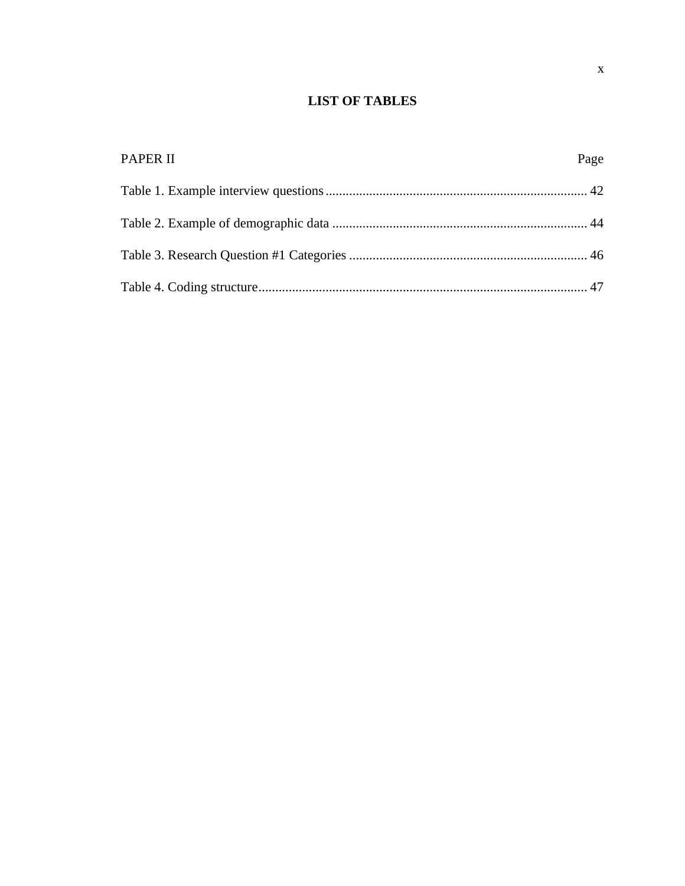# LIST OF TABLES

PAPER II | Page
---|---
Table 1. Example interview questions | 42
Table 2. Example of demographic data | 44
Table 3. Research Question #1 Categories | 46
Table 4. Coding structure | 47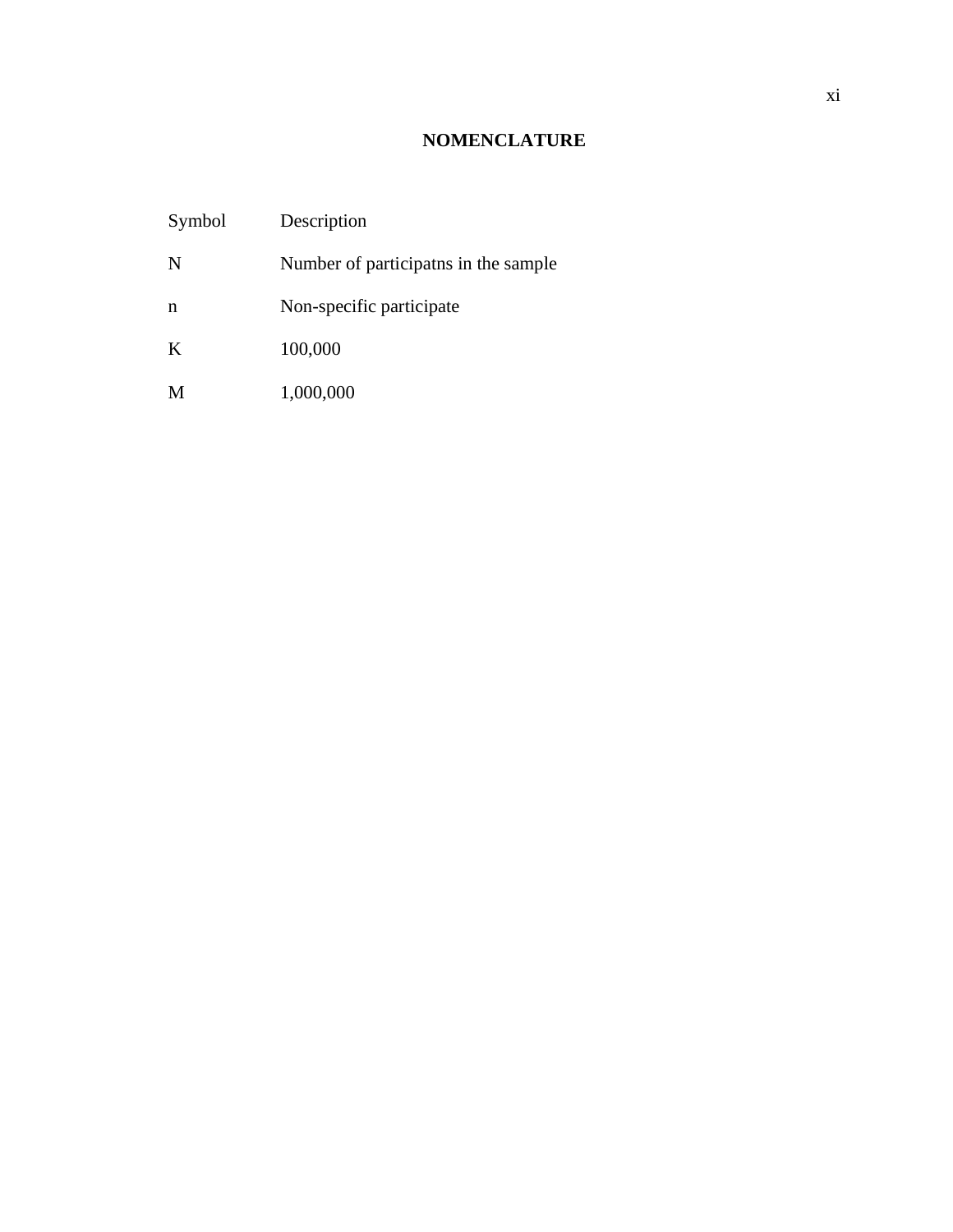# NOMENCLATURE

| Symbol | Description |
|---|---|
| N | Number of participatns in the sample |
| n | Non-specific participate |
| K | 100,000 |
| M | 1,000,000 |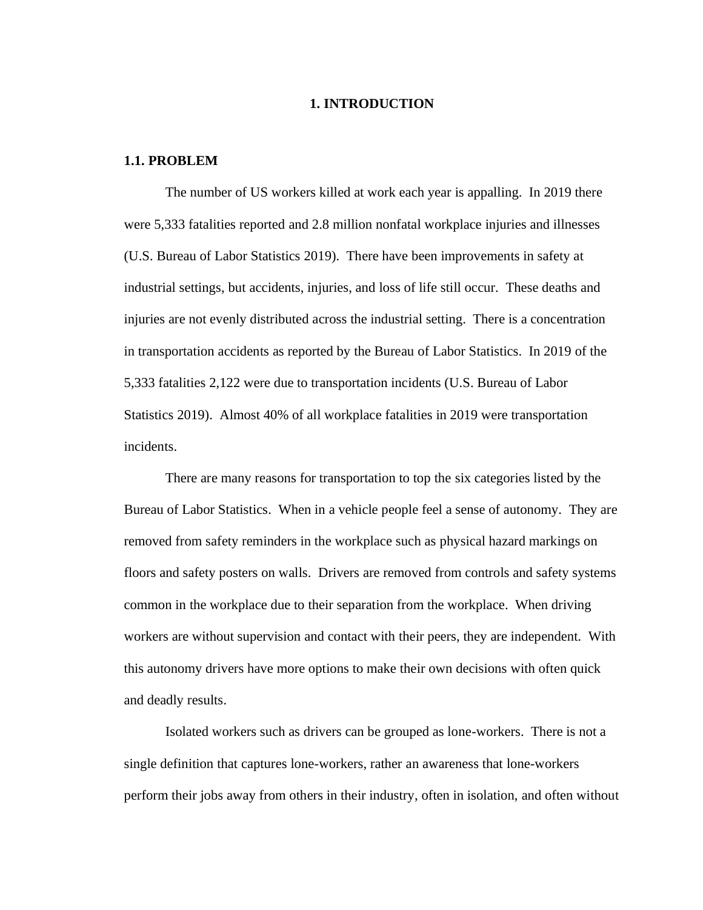# 1. INTRODUCTION

## 1.1. PROBLEM

The number of US workers killed at work each year is appalling. In 2019 there were 5,333 fatalities reported and 2.8 million nonfatal workplace injuries and illnesses (U.S. Bureau of Labor Statistics 2019). There have been improvements in safety at industrial settings, but accidents, injuries, and loss of life still occur. These deaths and injuries are not evenly distributed across the industrial setting. There is a concentration in transportation accidents as reported by the Bureau of Labor Statistics. In 2019 of the 5,333 fatalities 2,122 were due to transportation incidents (U.S. Bureau of Labor Statistics 2019). Almost 40% of all workplace fatalities in 2019 were transportation incidents.

There are many reasons for transportation to top the six categories listed by the Bureau of Labor Statistics. When in a vehicle people feel a sense of autonomy. They are removed from safety reminders in the workplace such as physical hazard markings on floors and safety posters on walls. Drivers are removed from controls and safety systems common in the workplace due to their separation from the workplace. When driving workers are without supervision and contact with their peers, they are independent. With this autonomy drivers have more options to make their own decisions with often quick and deadly results.

Isolated workers such as drivers can be grouped as lone-workers. There is not a single definition that captures lone-workers, rather an awareness that lone-workers perform their jobs away from others in their industry, often in isolation, and often without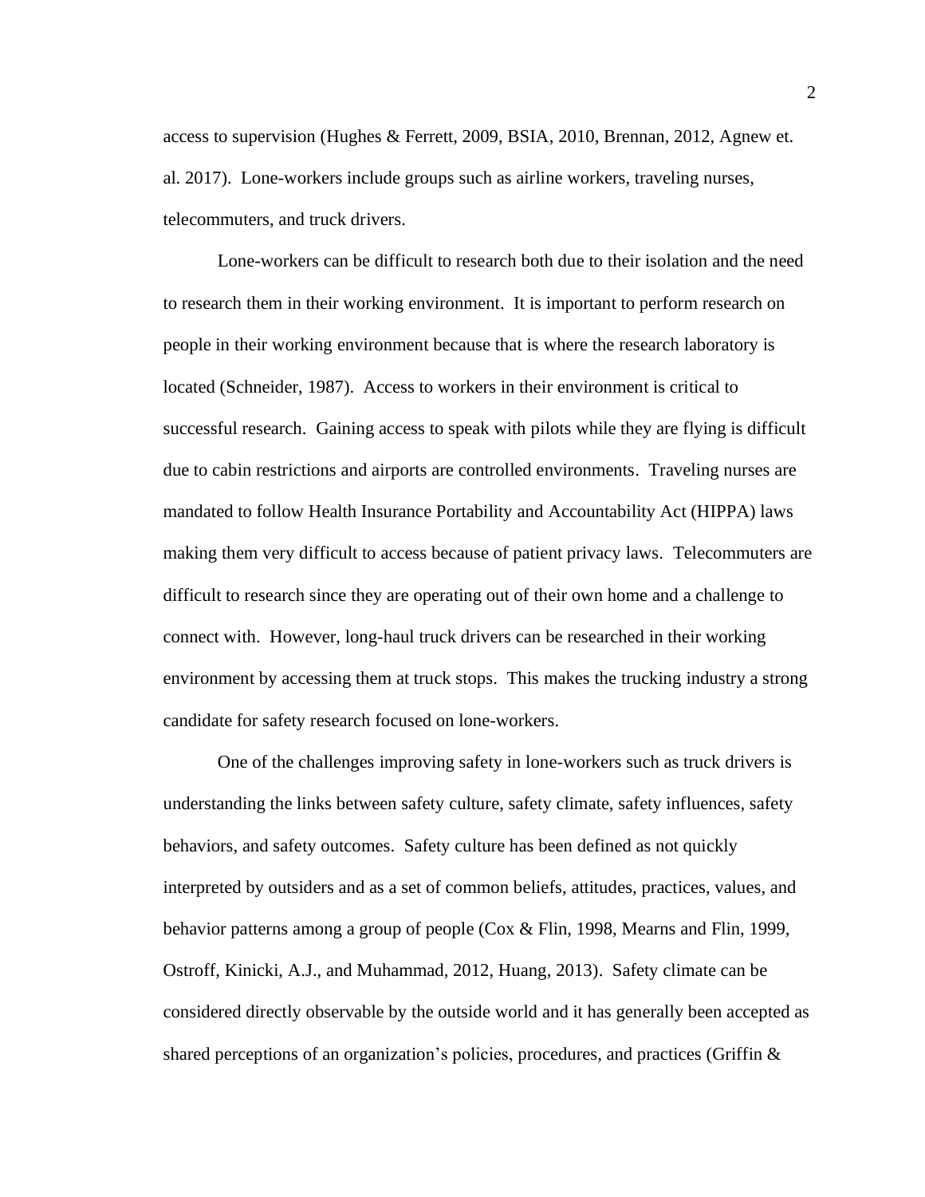access to supervision (Hughes & Ferrett, 2009, BSIA, 2010, Brennan, 2012, Agnew et. al. 2017). Lone-workers include groups such as airline workers, traveling nurses, telecommuters, and truck drivers.

Lone-workers can be difficult to research both due to their isolation and the need to research them in their working environment. It is important to perform research on people in their working environment because that is where the research laboratory is located (Schneider, 1987). Access to workers in their environment is critical to successful research. Gaining access to speak with pilots while they are flying is difficult due to cabin restrictions and airports are controlled environments. Traveling nurses are mandated to follow Health Insurance Portability and Accountability Act (HIPPA) laws making them very difficult to access because of patient privacy laws. Telecommuters are difficult to research since they are operating out of their own home and a challenge to connect with. However, long-haul truck drivers can be researched in their working environment by accessing them at truck stops. This makes the trucking industry a strong candidate for safety research focused on lone-workers.

One of the challenges improving safety in lone-workers such as truck drivers is understanding the links between safety culture, safety climate, safety influences, safety behaviors, and safety outcomes. Safety culture has been defined as not quickly interpreted by outsiders and as a set of common beliefs, attitudes, practices, values, and behavior patterns among a group of people (Cox & Flin, 1998, Mearns and Flin, 1999, Ostroff, Kinicki, A.J., and Muhammad, 2012, Huang, 2013). Safety climate can be considered directly observable by the outside world and it has generally been accepted as shared perceptions of an organization's policies, procedures, and practices (Griffin &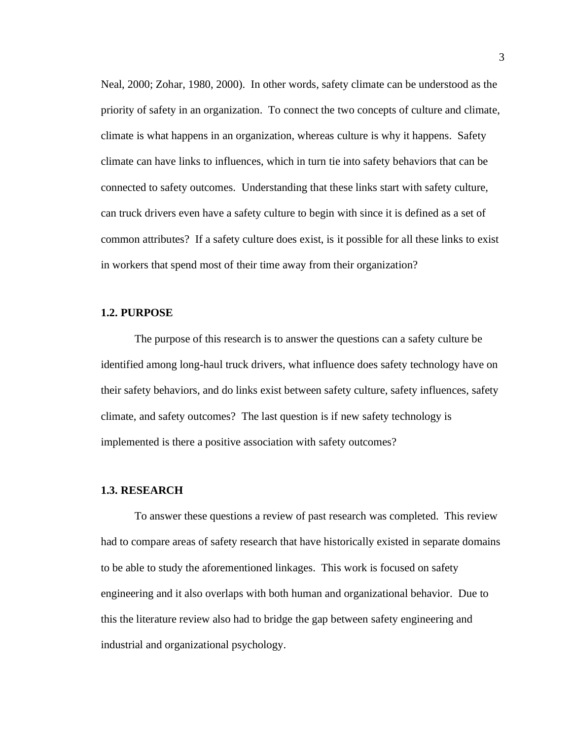Neal, 2000; Zohar, 1980, 2000). In other words, safety climate can be understood as the priority of safety in an organization. To connect the two concepts of culture and climate, climate is what happens in an organization, whereas culture is why it happens. Safety climate can have links to influences, which in turn tie into safety behaviors that can be connected to safety outcomes. Understanding that these links start with safety culture, can truck drivers even have a safety culture to begin with since it is defined as a set of common attributes? If a safety culture does exist, is it possible for all these links to exist in workers that spend most of their time away from their organization?

### 1.2. PURPOSE

The purpose of this research is to answer the questions can a safety culture be identified among long-haul truck drivers, what influence does safety technology have on their safety behaviors, and do links exist between safety culture, safety influences, safety climate, and safety outcomes? The last question is if new safety technology is implemented is there a positive association with safety outcomes?

### 1.3. RESEARCH

To answer these questions a review of past research was completed. This review had to compare areas of safety research that have historically existed in separate domains to be able to study the aforementioned linkages. This work is focused on safety engineering and it also overlaps with both human and organizational behavior. Due to this the literature review also had to bridge the gap between safety engineering and industrial and organizational psychology.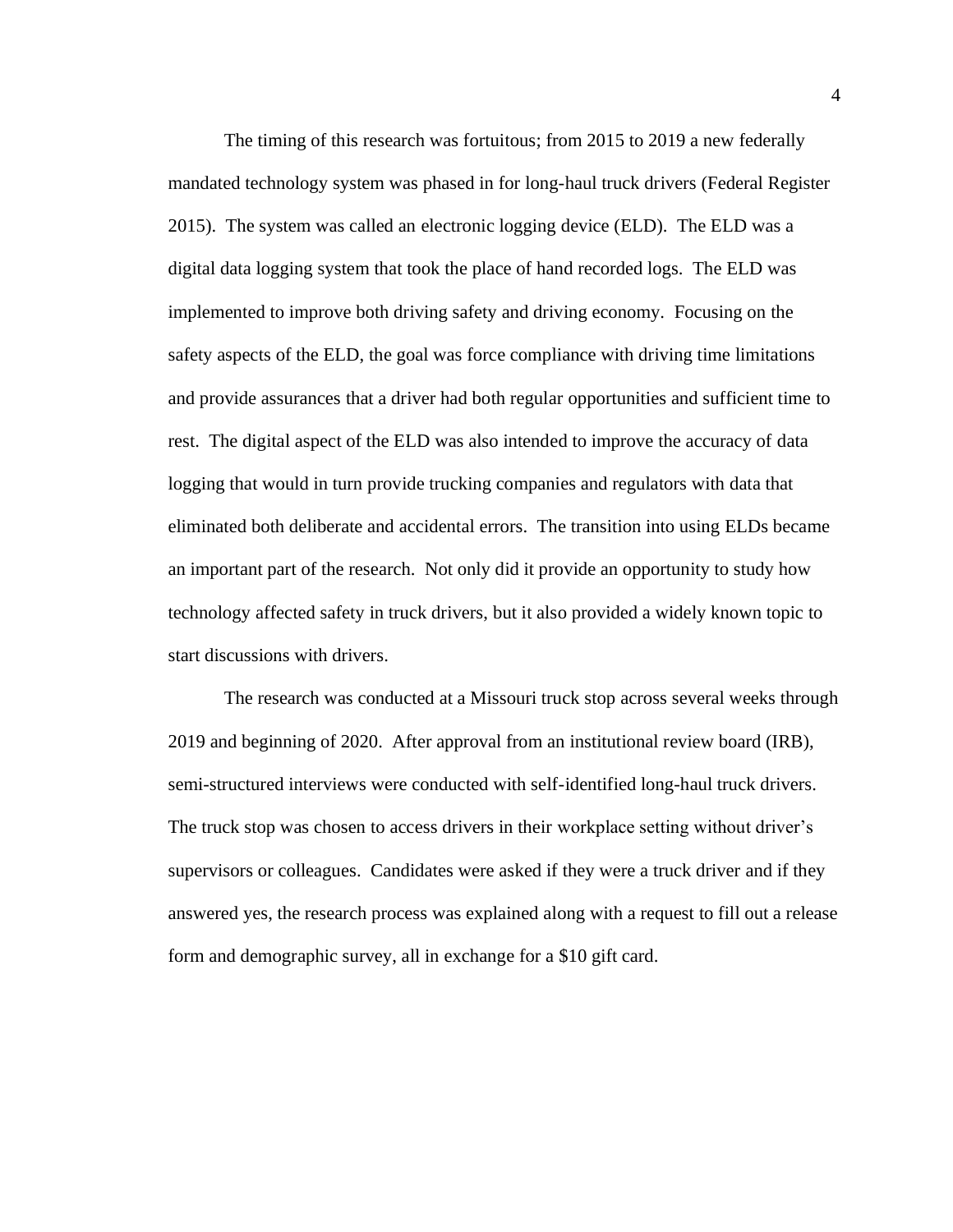The timing of this research was fortuitous; from 2015 to 2019 a new federally mandated technology system was phased in for long-haul truck drivers (Federal Register 2015). The system was called an electronic logging device (ELD). The ELD was a digital data logging system that took the place of hand recorded logs. The ELD was implemented to improve both driving safety and driving economy. Focusing on the safety aspects of the ELD, the goal was force compliance with driving time limitations and provide assurances that a driver had both regular opportunities and sufficient time to rest. The digital aspect of the ELD was also intended to improve the accuracy of data logging that would in turn provide trucking companies and regulators with data that eliminated both deliberate and accidental errors. The transition into using ELDs became an important part of the research. Not only did it provide an opportunity to study how technology affected safety in truck drivers, but it also provided a widely known topic to start discussions with drivers.

The research was conducted at a Missouri truck stop across several weeks through 2019 and beginning of 2020. After approval from an institutional review board (IRB), semi-structured interviews were conducted with self-identified long-haul truck drivers. The truck stop was chosen to access drivers in their workplace setting without driver's supervisors or colleagues. Candidates were asked if they were a truck driver and if they answered yes, the research process was explained along with a request to fill out a release form and demographic survey, all in exchange for a $10 gift card.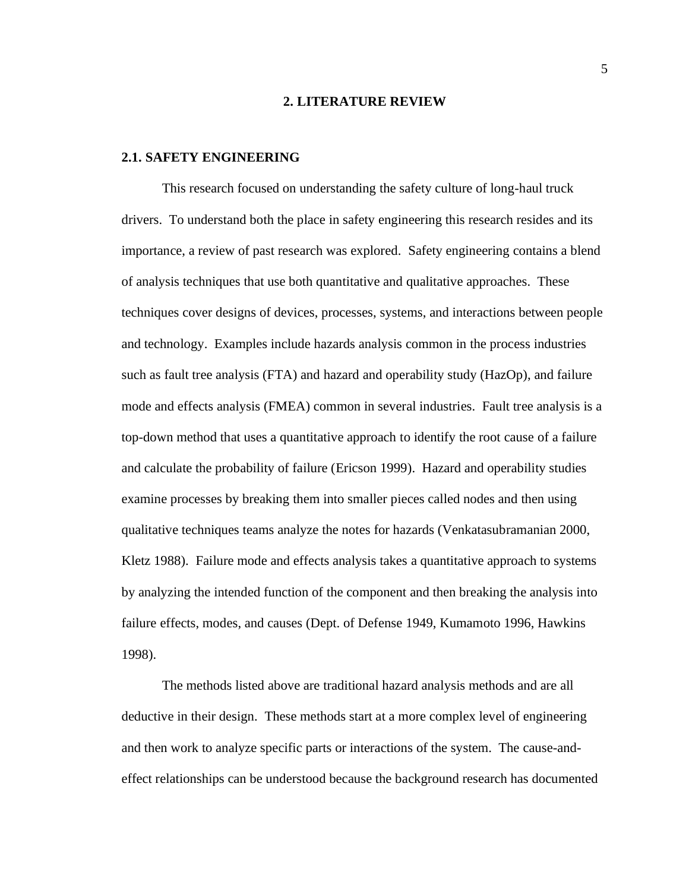# 2. LITERATURE REVIEW

## 2.1. SAFETY ENGINEERING

This research focused on understanding the safety culture of long-haul truck drivers. To understand both the place in safety engineering this research resides and its importance, a review of past research was explored. Safety engineering contains a blend of analysis techniques that use both quantitative and qualitative approaches. These techniques cover designs of devices, processes, systems, and interactions between people and technology. Examples include hazards analysis common in the process industries such as fault tree analysis (FTA) and hazard and operability study (HazOp), and failure mode and effects analysis (FMEA) common in several industries. Fault tree analysis is a top-down method that uses a quantitative approach to identify the root cause of a failure and calculate the probability of failure (Ericson 1999). Hazard and operability studies examine processes by breaking them into smaller pieces called nodes and then using qualitative techniques teams analyze the notes for hazards (Venkatasubramanian 2000, Kletz 1988). Failure mode and effects analysis takes a quantitative approach to systems by analyzing the intended function of the component and then breaking the analysis into failure effects, modes, and causes (Dept. of Defense 1949, Kumamoto 1996, Hawkins 1998).

The methods listed above are traditional hazard analysis methods and are all deductive in their design. These methods start at a more complex level of engineering and then work to analyze specific parts or interactions of the system. The cause-and-effect relationships can be understood because the background research has documented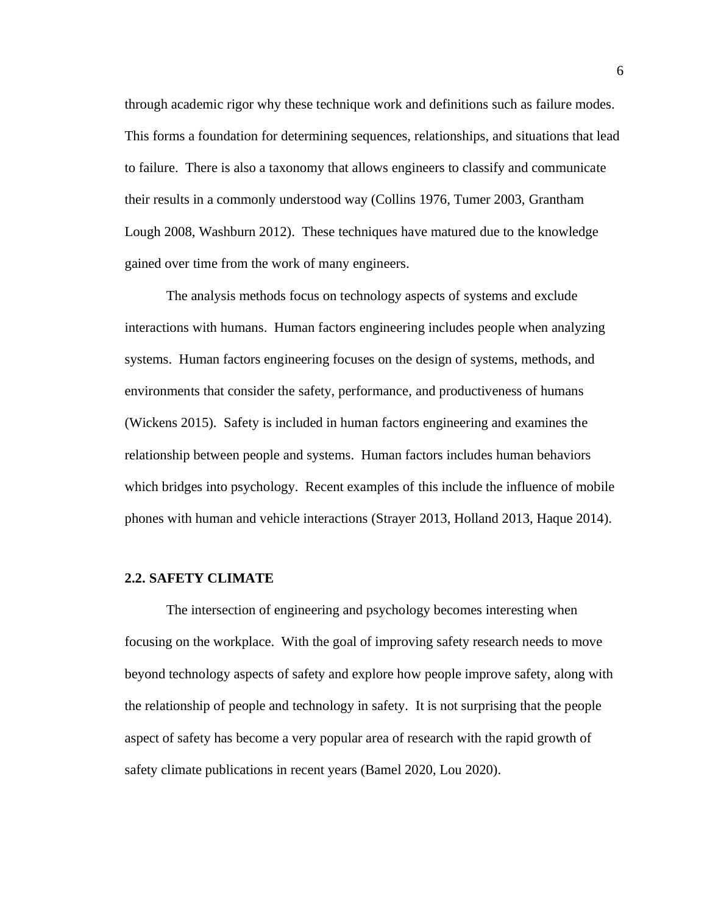through academic rigor why these technique work and definitions such as failure modes. This forms a foundation for determining sequences, relationships, and situations that lead to failure. There is also a taxonomy that allows engineers to classify and communicate their results in a commonly understood way (Collins 1976, Tumer 2003, Grantham Lough 2008, Washburn 2012). These techniques have matured due to the knowledge gained over time from the work of many engineers.

The analysis methods focus on technology aspects of systems and exclude interactions with humans. Human factors engineering includes people when analyzing systems. Human factors engineering focuses on the design of systems, methods, and environments that consider the safety, performance, and productiveness of humans (Wickens 2015). Safety is included in human factors engineering and examines the relationship between people and systems. Human factors includes human behaviors which bridges into psychology. Recent examples of this include the influence of mobile phones with human and vehicle interactions (Strayer 2013, Holland 2013, Haque 2014).

### 2.2. SAFETY CLIMATE

The intersection of engineering and psychology becomes interesting when focusing on the workplace. With the goal of improving safety research needs to move beyond technology aspects of safety and explore how people improve safety, along with the relationship of people and technology in safety. It is not surprising that the people aspect of safety has become a very popular area of research with the rapid growth of safety climate publications in recent years (Bamel 2020, Lou 2020).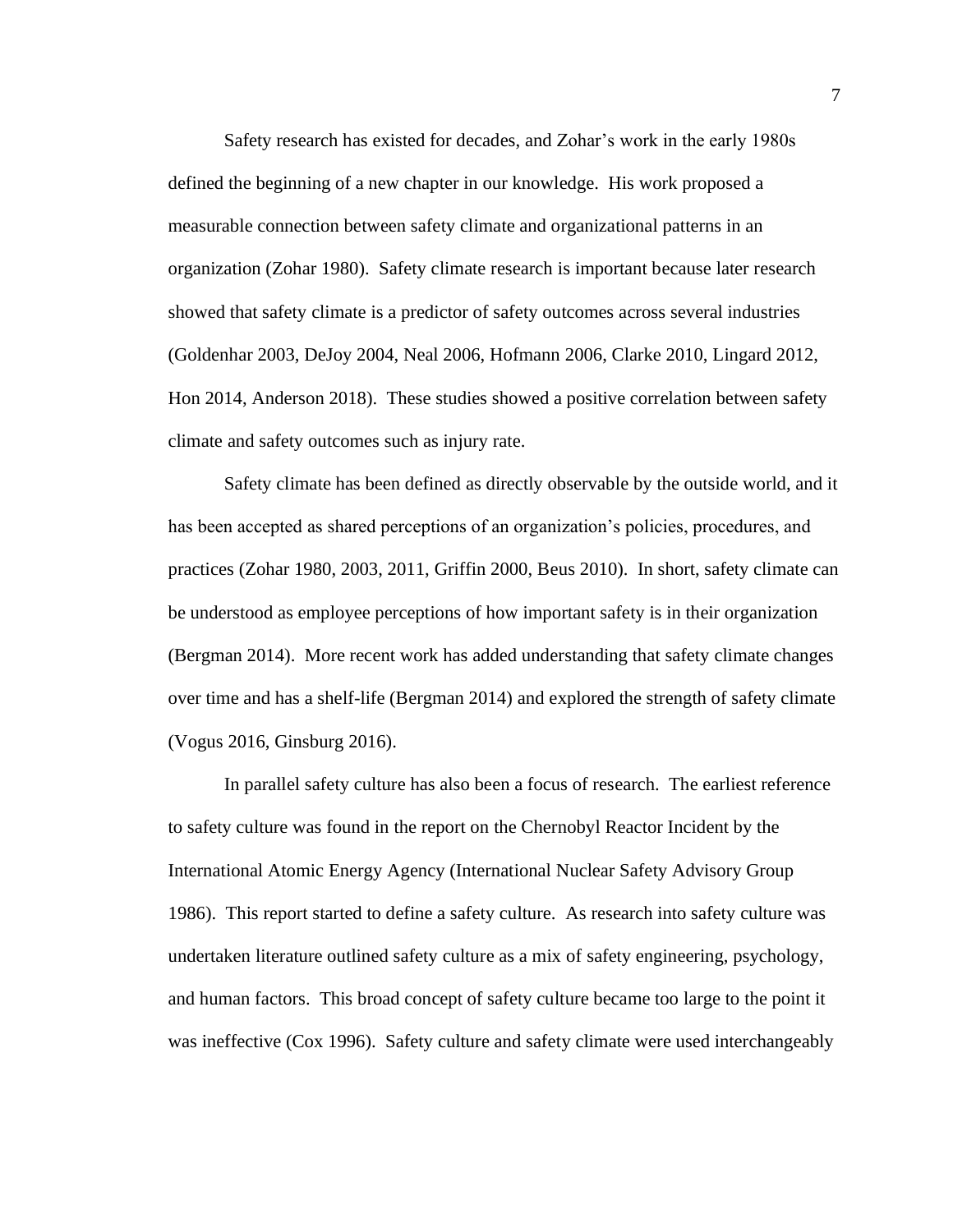Safety research has existed for decades, and Zohar's work in the early 1980s defined the beginning of a new chapter in our knowledge. His work proposed a measurable connection between safety climate and organizational patterns in an organization (Zohar 1980). Safety climate research is important because later research showed that safety climate is a predictor of safety outcomes across several industries (Goldenhar 2003, DeJoy 2004, Neal 2006, Hofmann 2006, Clarke 2010, Lingard 2012, Hon 2014, Anderson 2018). These studies showed a positive correlation between safety climate and safety outcomes such as injury rate.

Safety climate has been defined as directly observable by the outside world, and it has been accepted as shared perceptions of an organization's policies, procedures, and practices (Zohar 1980, 2003, 2011, Griffin 2000, Beus 2010). In short, safety climate can be understood as employee perceptions of how important safety is in their organization (Bergman 2014). More recent work has added understanding that safety climate changes over time and has a shelf-life (Bergman 2014) and explored the strength of safety climate (Vogus 2016, Ginsburg 2016).

In parallel safety culture has also been a focus of research. The earliest reference to safety culture was found in the report on the Chernobyl Reactor Incident by the International Atomic Energy Agency (International Nuclear Safety Advisory Group 1986). This report started to define a safety culture. As research into safety culture was undertaken literature outlined safety culture as a mix of safety engineering, psychology, and human factors. This broad concept of safety culture became too large to the point it was ineffective (Cox 1996). Safety culture and safety climate were used interchangeably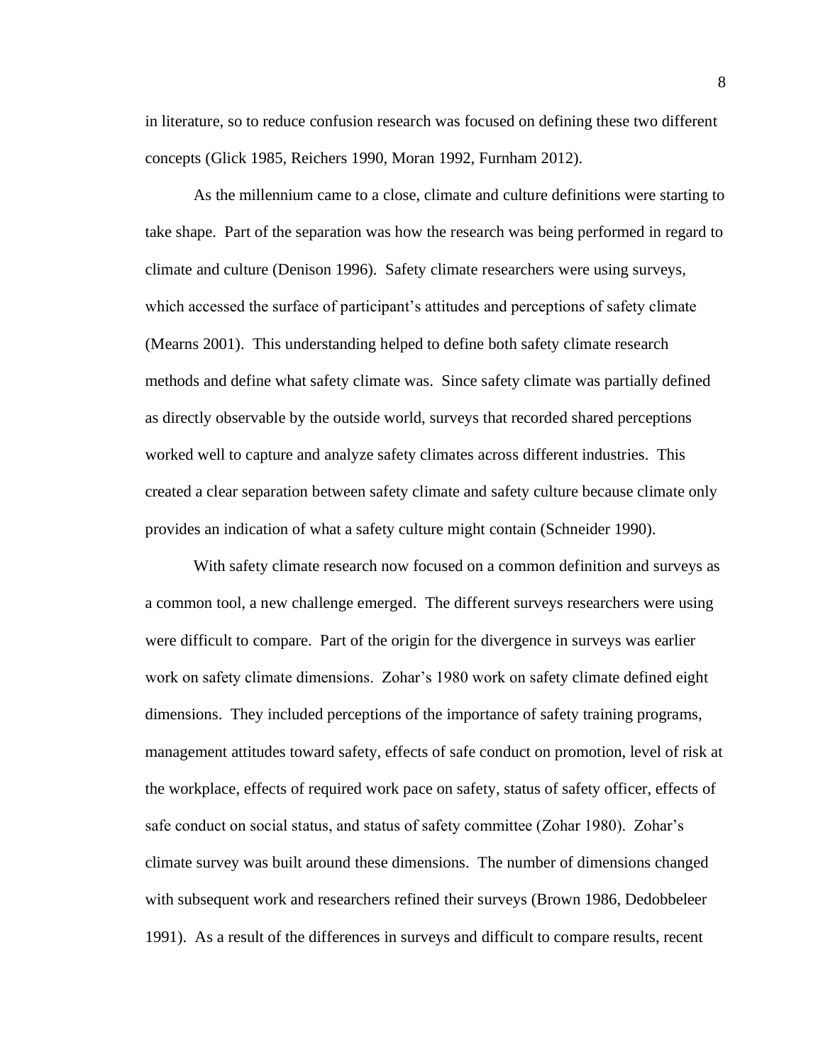in literature, so to reduce confusion research was focused on defining these two different concepts (Glick 1985, Reichers 1990, Moran 1992, Furnham 2012).

As the millennium came to a close, climate and culture definitions were starting to take shape. Part of the separation was how the research was being performed in regard to climate and culture (Denison 1996). Safety climate researchers were using surveys, which accessed the surface of participant's attitudes and perceptions of safety climate (Mearns 2001). This understanding helped to define both safety climate research methods and define what safety climate was. Since safety climate was partially defined as directly observable by the outside world, surveys that recorded shared perceptions worked well to capture and analyze safety climates across different industries. This created a clear separation between safety climate and safety culture because climate only provides an indication of what a safety culture might contain (Schneider 1990).

With safety climate research now focused on a common definition and surveys as a common tool, a new challenge emerged. The different surveys researchers were using were difficult to compare. Part of the origin for the divergence in surveys was earlier work on safety climate dimensions. Zohar's 1980 work on safety climate defined eight dimensions. They included perceptions of the importance of safety training programs, management attitudes toward safety, effects of safe conduct on promotion, level of risk at the workplace, effects of required work pace on safety, status of safety officer, effects of safe conduct on social status, and status of safety committee (Zohar 1980). Zohar's climate survey was built around these dimensions. The number of dimensions changed with subsequent work and researchers refined their surveys (Brown 1986, Dedobbeleer 1991). As a result of the differences in surveys and difficult to compare results, recent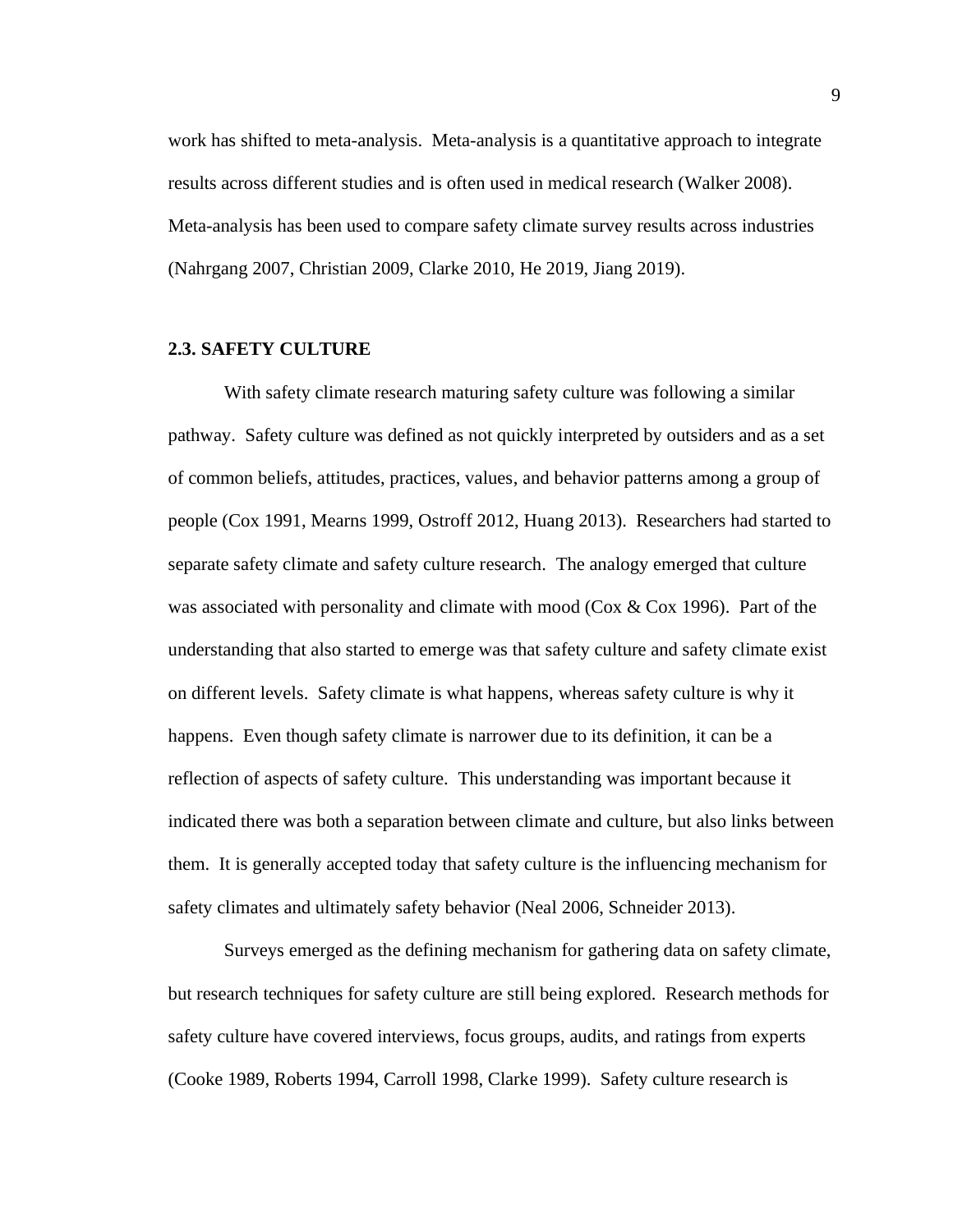work has shifted to meta-analysis. Meta-analysis is a quantitative approach to integrate results across different studies and is often used in medical research (Walker 2008). Meta-analysis has been used to compare safety climate survey results across industries (Nahrgang 2007, Christian 2009, Clarke 2010, He 2019, Jiang 2019).

### 2.3. SAFETY CULTURE

With safety climate research maturing safety culture was following a similar pathway. Safety culture was defined as not quickly interpreted by outsiders and as a set of common beliefs, attitudes, practices, values, and behavior patterns among a group of people (Cox 1991, Mearns 1999, Ostroff 2012, Huang 2013). Researchers had started to separate safety climate and safety culture research. The analogy emerged that culture was associated with personality and climate with mood (Cox & Cox 1996). Part of the understanding that also started to emerge was that safety culture and safety climate exist on different levels. Safety climate is what happens, whereas safety culture is why it happens. Even though safety climate is narrower due to its definition, it can be a reflection of aspects of safety culture. This understanding was important because it indicated there was both a separation between climate and culture, but also links between them. It is generally accepted today that safety culture is the influencing mechanism for safety climates and ultimately safety behavior (Neal 2006, Schneider 2013).

Surveys emerged as the defining mechanism for gathering data on safety climate, but research techniques for safety culture are still being explored. Research methods for safety culture have covered interviews, focus groups, audits, and ratings from experts (Cooke 1989, Roberts 1994, Carroll 1998, Clarke 1999). Safety culture research is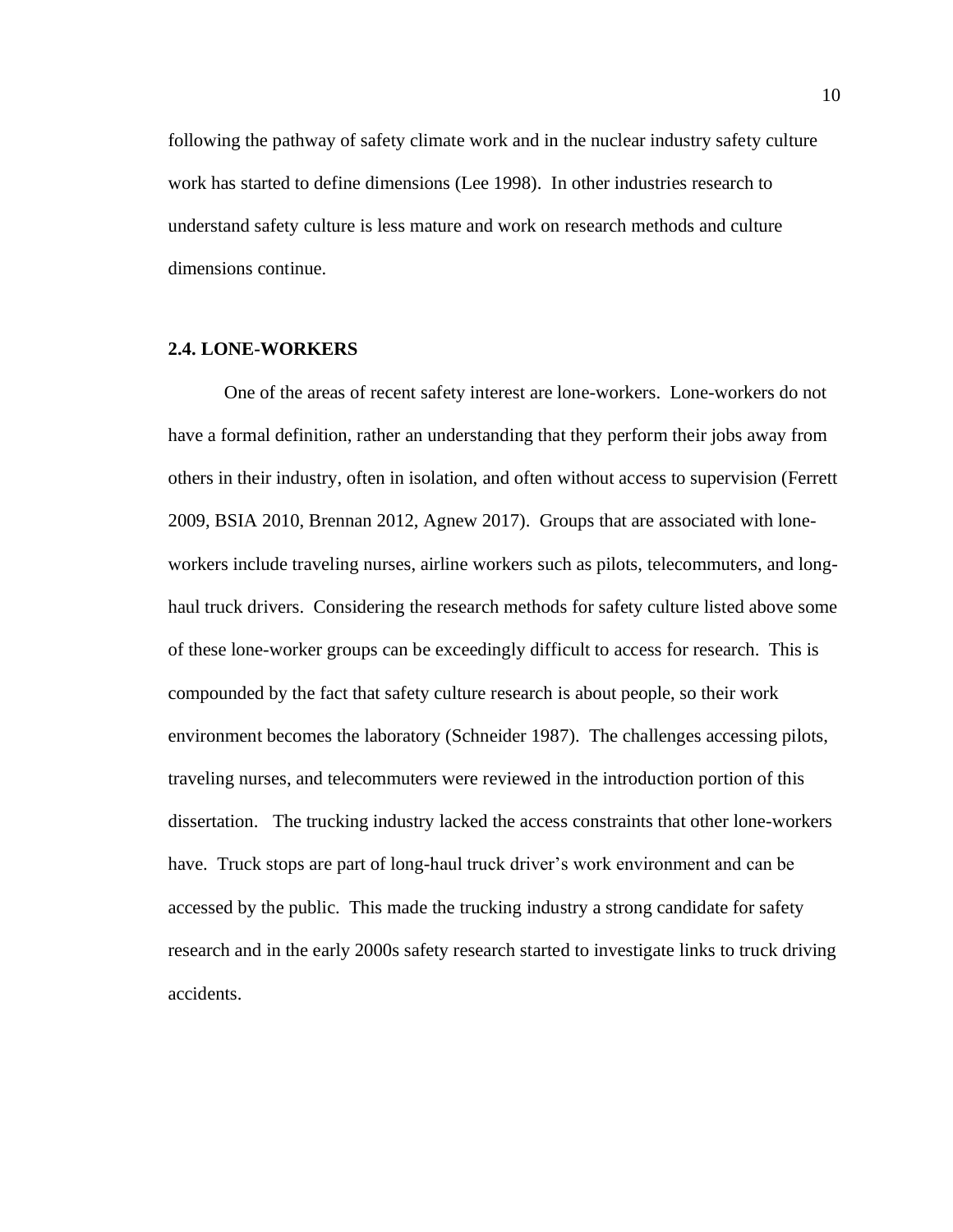following the pathway of safety climate work and in the nuclear industry safety culture work has started to define dimensions (Lee 1998). In other industries research to understand safety culture is less mature and work on research methods and culture dimensions continue.

### 2.4. LONE-WORKERS

One of the areas of recent safety interest are lone-workers. Lone-workers do not have a formal definition, rather an understanding that they perform their jobs away from others in their industry, often in isolation, and often without access to supervision (Ferrett 2009, BSIA 2010, Brennan 2012, Agnew 2017). Groups that are associated with lone-workers include traveling nurses, airline workers such as pilots, telecommuters, and long-haul truck drivers. Considering the research methods for safety culture listed above some of these lone-worker groups can be exceedingly difficult to access for research. This is compounded by the fact that safety culture research is about people, so their work environment becomes the laboratory (Schneider 1987). The challenges accessing pilots, traveling nurses, and telecommuters were reviewed in the introduction portion of this dissertation. The trucking industry lacked the access constraints that other lone-workers have. Truck stops are part of long-haul truck driver's work environment and can be accessed by the public. This made the trucking industry a strong candidate for safety research and in the early 2000s safety research started to investigate links to truck driving accidents.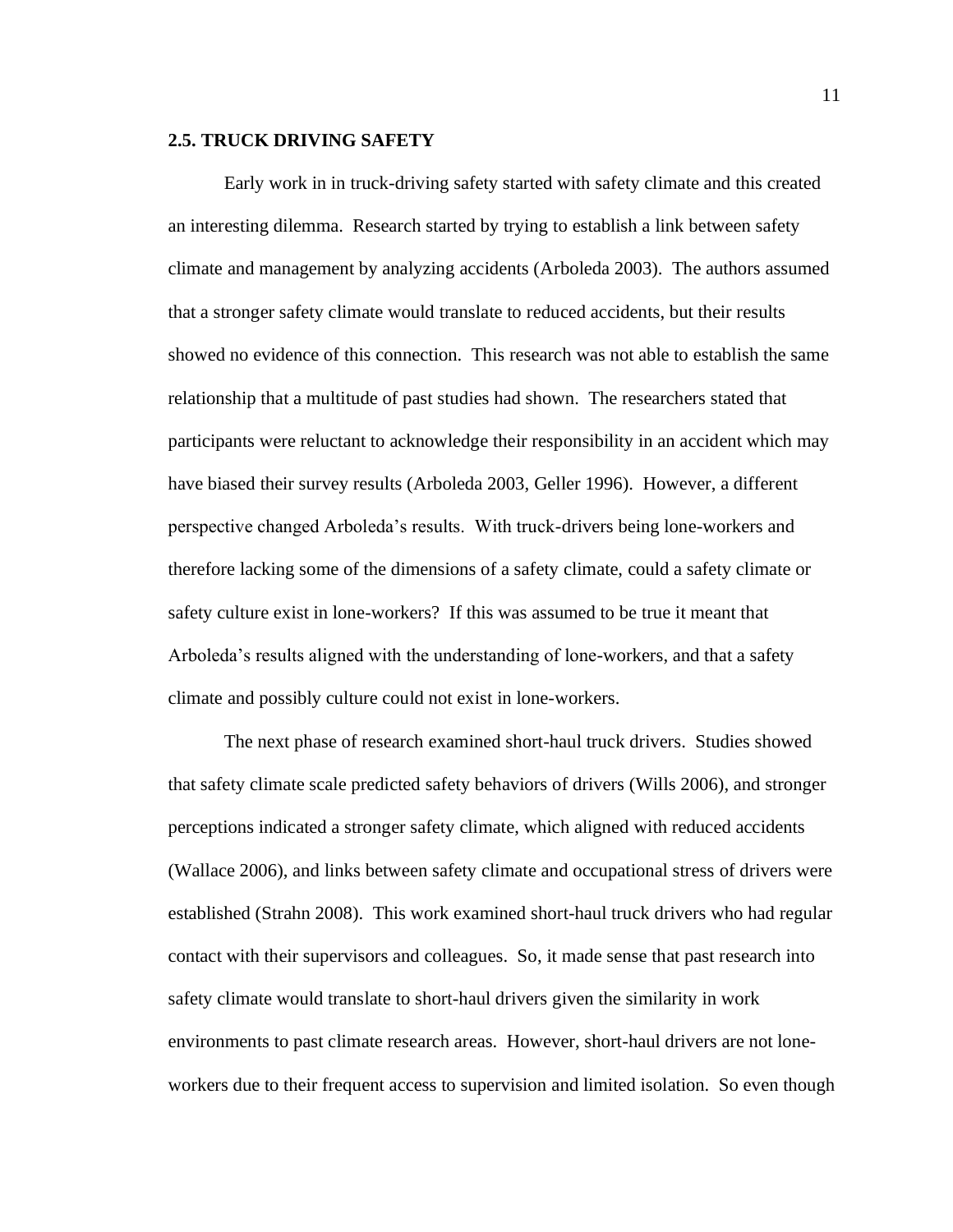## 2.5. TRUCK DRIVING SAFETY

Early work in in truck-driving safety started with safety climate and this created an interesting dilemma. Research started by trying to establish a link between safety climate and management by analyzing accidents (Arboleda 2003). The authors assumed that a stronger safety climate would translate to reduced accidents, but their results showed no evidence of this connection. This research was not able to establish the same relationship that a multitude of past studies had shown. The researchers stated that participants were reluctant to acknowledge their responsibility in an accident which may have biased their survey results (Arboleda 2003, Geller 1996). However, a different perspective changed Arboleda's results. With truck-drivers being lone-workers and therefore lacking some of the dimensions of a safety climate, could a safety climate or safety culture exist in lone-workers? If this was assumed to be true it meant that Arboleda's results aligned with the understanding of lone-workers, and that a safety climate and possibly culture could not exist in lone-workers.

The next phase of research examined short-haul truck drivers. Studies showed that safety climate scale predicted safety behaviors of drivers (Wills 2006), and stronger perceptions indicated a stronger safety climate, which aligned with reduced accidents (Wallace 2006), and links between safety climate and occupational stress of drivers were established (Strahn 2008). This work examined short-haul truck drivers who had regular contact with their supervisors and colleagues. So, it made sense that past research into safety climate would translate to short-haul drivers given the similarity in work environments to past climate research areas. However, short-haul drivers are not lone-workers due to their frequent access to supervision and limited isolation. So even though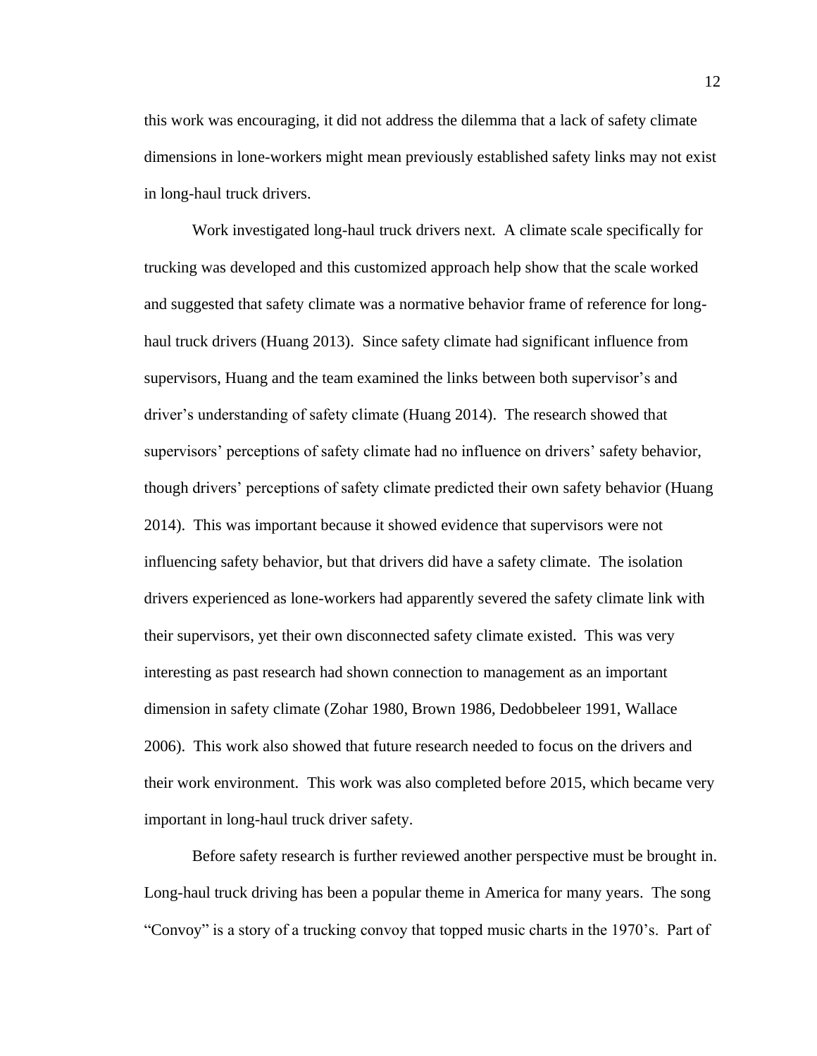this work was encouraging, it did not address the dilemma that a lack of safety climate dimensions in lone-workers might mean previously established safety links may not exist in long-haul truck drivers.

Work investigated long-haul truck drivers next. A climate scale specifically for trucking was developed and this customized approach help show that the scale worked and suggested that safety climate was a normative behavior frame of reference for long-haul truck drivers (Huang 2013). Since safety climate had significant influence from supervisors, Huang and the team examined the links between both supervisor's and driver's understanding of safety climate (Huang 2014). The research showed that supervisors' perceptions of safety climate had no influence on drivers' safety behavior, though drivers' perceptions of safety climate predicted their own safety behavior (Huang 2014). This was important because it showed evidence that supervisors were not influencing safety behavior, but that drivers did have a safety climate. The isolation drivers experienced as lone-workers had apparently severed the safety climate link with their supervisors, yet their own disconnected safety climate existed. This was very interesting as past research had shown connection to management as an important dimension in safety climate (Zohar 1980, Brown 1986, Dedobbeleer 1991, Wallace 2006). This work also showed that future research needed to focus on the drivers and their work environment. This work was also completed before 2015, which became very important in long-haul truck driver safety.

Before safety research is further reviewed another perspective must be brought in. Long-haul truck driving has been a popular theme in America for many years. The song "Convoy" is a story of a trucking convoy that topped music charts in the 1970's. Part of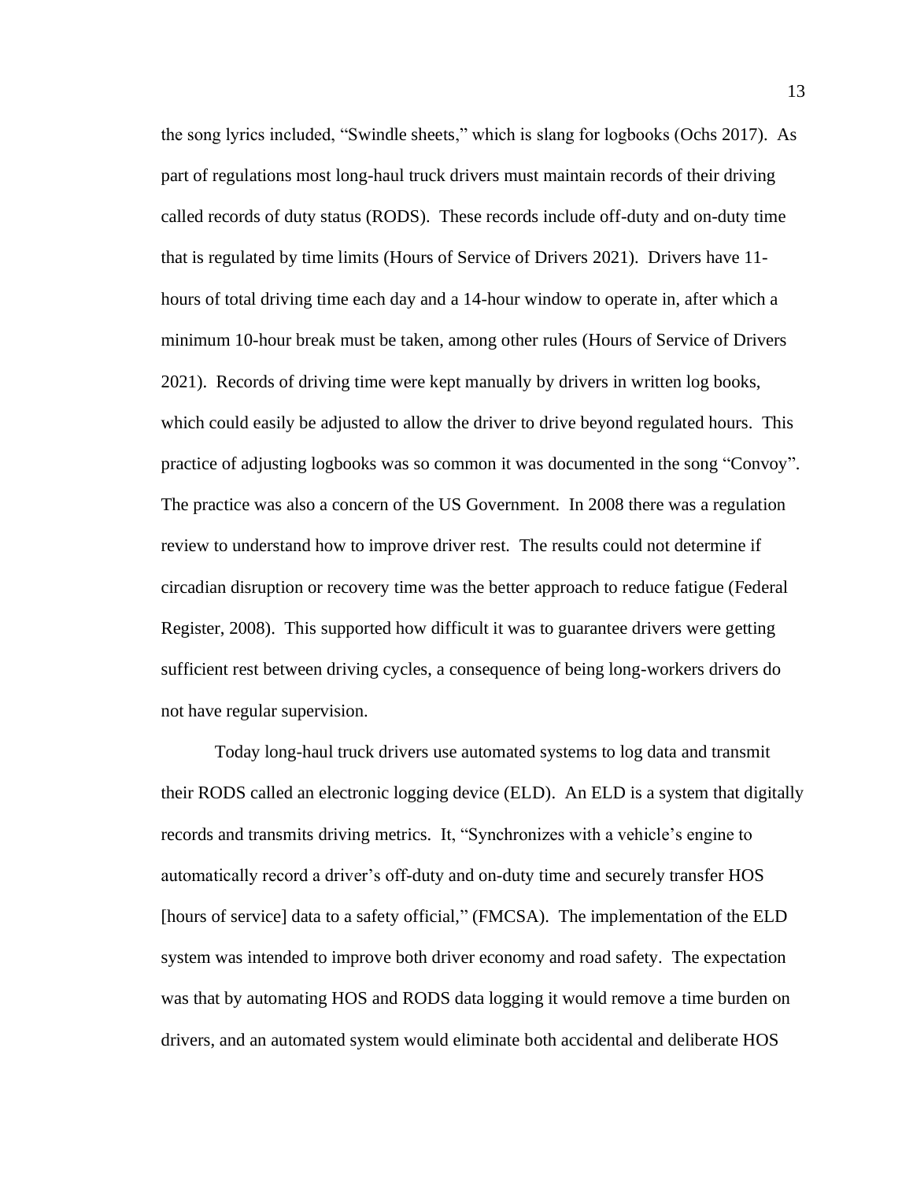the song lyrics included, "Swindle sheets," which is slang for logbooks (Ochs 2017). As part of regulations most long-haul truck drivers must maintain records of their driving called records of duty status (RODS). These records include off-duty and on-duty time that is regulated by time limits (Hours of Service of Drivers 2021). Drivers have 11-hours of total driving time each day and a 14-hour window to operate in, after which a minimum 10-hour break must be taken, among other rules (Hours of Service of Drivers 2021). Records of driving time were kept manually by drivers in written log books, which could easily be adjusted to allow the driver to drive beyond regulated hours. This practice of adjusting logbooks was so common it was documented in the song "Convoy". The practice was also a concern of the US Government. In 2008 there was a regulation review to understand how to improve driver rest. The results could not determine if circadian disruption or recovery time was the better approach to reduce fatigue (Federal Register, 2008). This supported how difficult it was to guarantee drivers were getting sufficient rest between driving cycles, a consequence of being long-workers drivers do not have regular supervision.

Today long-haul truck drivers use automated systems to log data and transmit their RODS called an electronic logging device (ELD). An ELD is a system that digitally records and transmits driving metrics. It, "Synchronizes with a vehicle's engine to automatically record a driver's off-duty and on-duty time and securely transfer HOS [hours of service] data to a safety official," (FMCSA). The implementation of the ELD system was intended to improve both driver economy and road safety. The expectation was that by automating HOS and RODS data logging it would remove a time burden on drivers, and an automated system would eliminate both accidental and deliberate HOS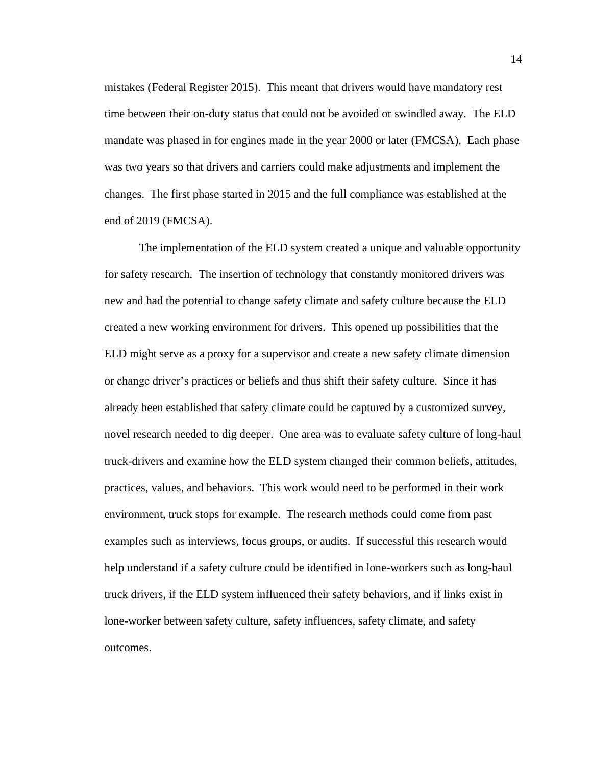mistakes (Federal Register 2015). This meant that drivers would have mandatory rest time between their on-duty status that could not be avoided or swindled away. The ELD mandate was phased in for engines made in the year 2000 or later (FMCSA). Each phase was two years so that drivers and carriers could make adjustments and implement the changes. The first phase started in 2015 and the full compliance was established at the end of 2019 (FMCSA).

The implementation of the ELD system created a unique and valuable opportunity for safety research. The insertion of technology that constantly monitored drivers was new and had the potential to change safety climate and safety culture because the ELD created a new working environment for drivers. This opened up possibilities that the ELD might serve as a proxy for a supervisor and create a new safety climate dimension or change driver's practices or beliefs and thus shift their safety culture. Since it has already been established that safety climate could be captured by a customized survey, novel research needed to dig deeper. One area was to evaluate safety culture of long-haul truck-drivers and examine how the ELD system changed their common beliefs, attitudes, practices, values, and behaviors. This work would need to be performed in their work environment, truck stops for example. The research methods could come from past examples such as interviews, focus groups, or audits. If successful this research would help understand if a safety culture could be identified in lone-workers such as long-haul truck drivers, if the ELD system influenced their safety behaviors, and if links exist in lone-worker between safety culture, safety influences, safety climate, and safety outcomes.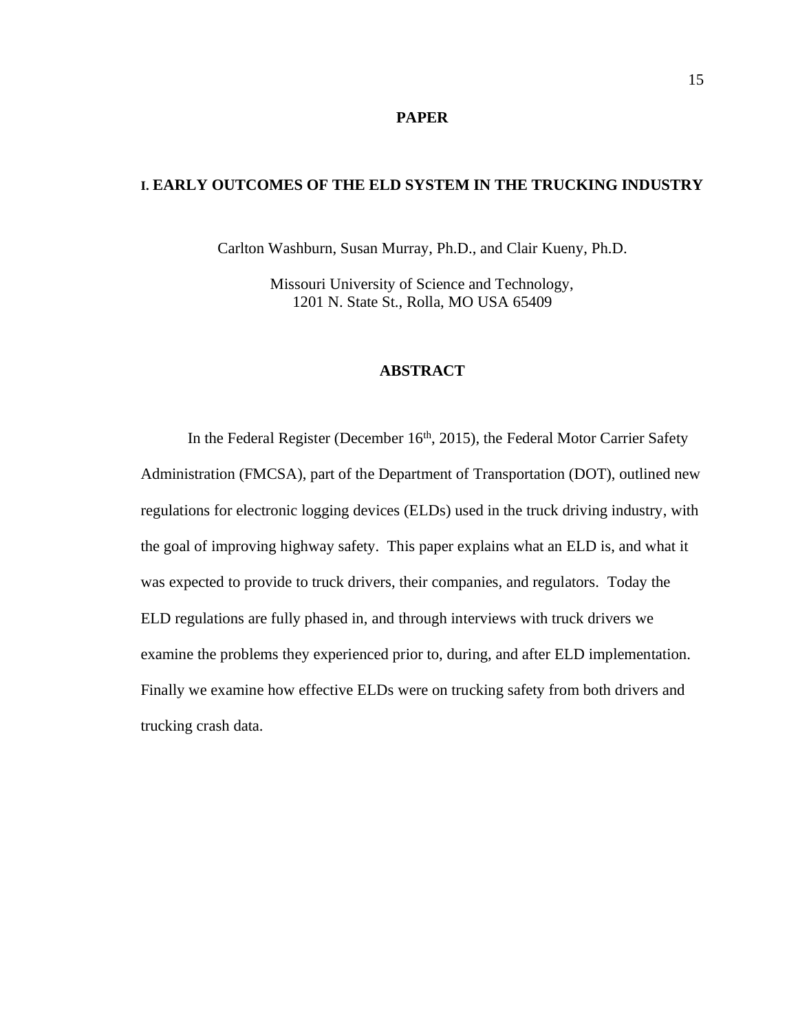# PAPER

## I. EARLY OUTCOMES OF THE ELD SYSTEM IN THE TRUCKING INDUSTRY

Carlton Washburn, Susan Murray, Ph.D., and Clair Kueny, Ph.D.

Missouri University of Science and Technology,
1201 N. State St., Rolla, MO USA 65409

### ABSTRACT

In the Federal Register (December 16th, 2015), the Federal Motor Carrier Safety Administration (FMCSA), part of the Department of Transportation (DOT), outlined new regulations for electronic logging devices (ELDs) used in the truck driving industry, with the goal of improving highway safety. This paper explains what an ELD is, and what it was expected to provide to truck drivers, their companies, and regulators. Today the ELD regulations are fully phased in, and through interviews with truck drivers we examine the problems they experienced prior to, during, and after ELD implementation. Finally we examine how effective ELDs were on trucking safety from both drivers and trucking crash data.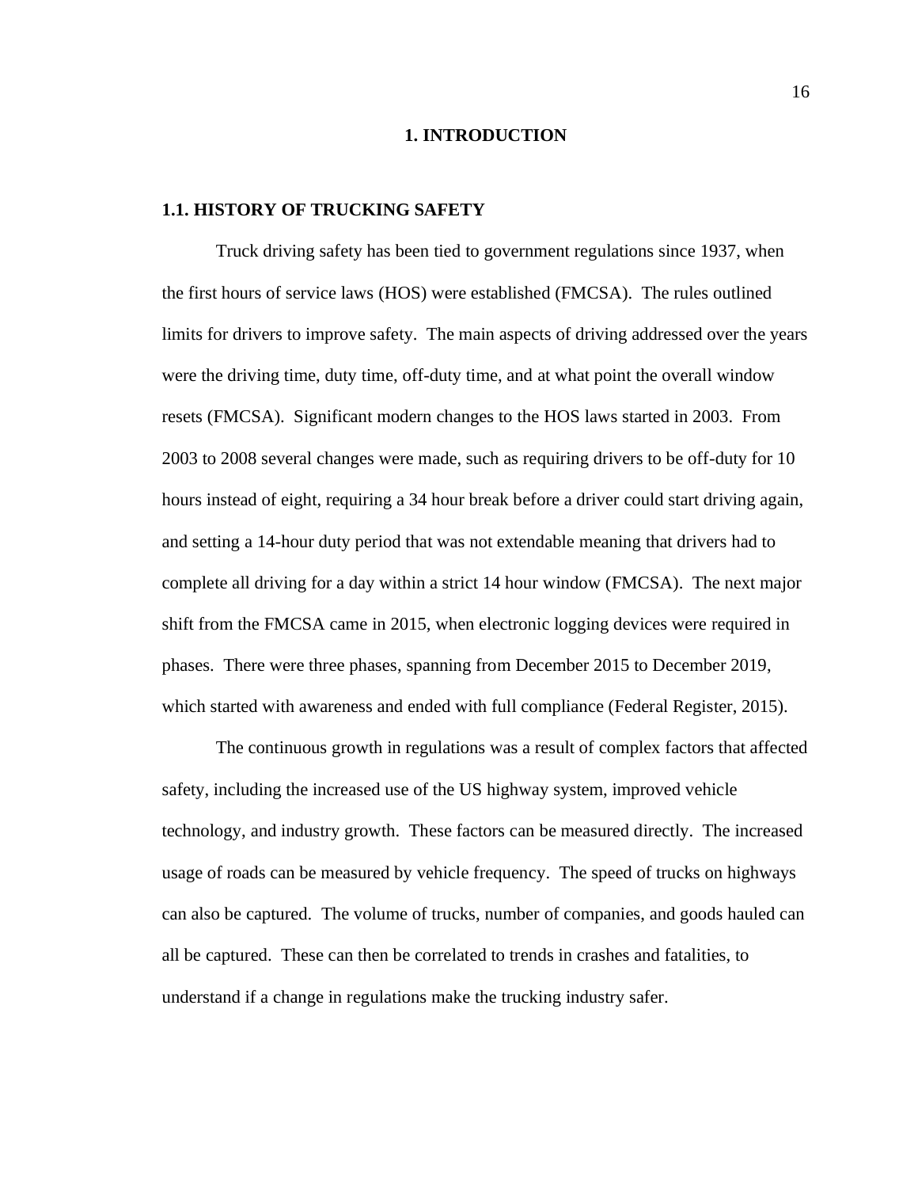# 1. INTRODUCTION

## 1.1. HISTORY OF TRUCKING SAFETY

Truck driving safety has been tied to government regulations since 1937, when the first hours of service laws (HOS) were established (FMCSA). The rules outlined limits for drivers to improve safety. The main aspects of driving addressed over the years were the driving time, duty time, off-duty time, and at what point the overall window resets (FMCSA). Significant modern changes to the HOS laws started in 2003. From 2003 to 2008 several changes were made, such as requiring drivers to be off-duty for 10 hours instead of eight, requiring a 34 hour break before a driver could start driving again, and setting a 14-hour duty period that was not extendable meaning that drivers had to complete all driving for a day within a strict 14 hour window (FMCSA). The next major shift from the FMCSA came in 2015, when electronic logging devices were required in phases. There were three phases, spanning from December 2015 to December 2019, which started with awareness and ended with full compliance (Federal Register, 2015).

The continuous growth in regulations was a result of complex factors that affected safety, including the increased use of the US highway system, improved vehicle technology, and industry growth. These factors can be measured directly. The increased usage of roads can be measured by vehicle frequency. The speed of trucks on highways can also be captured. The volume of trucks, number of companies, and goods hauled can all be captured. These can then be correlated to trends in crashes and fatalities, to understand if a change in regulations make the trucking industry safer.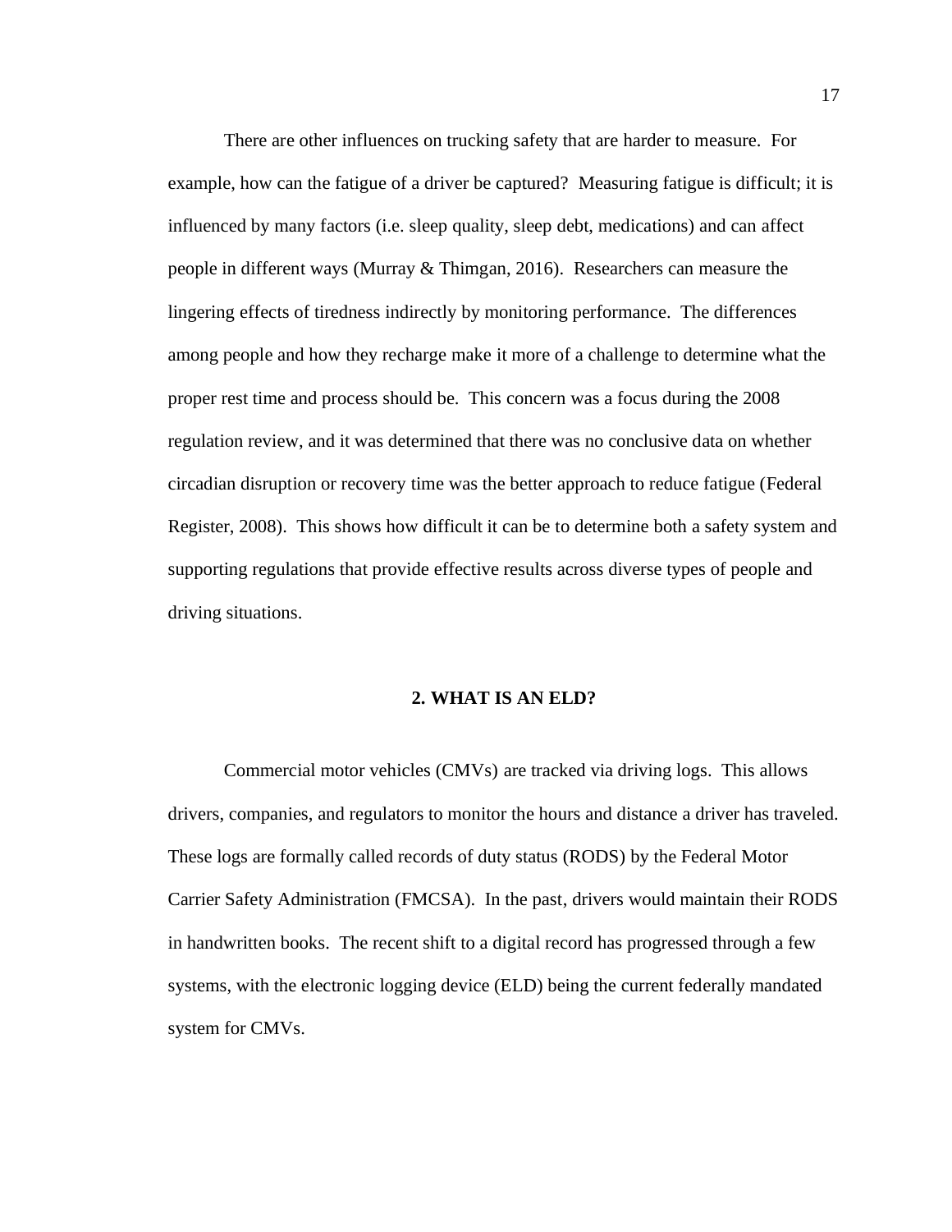There are other influences on trucking safety that are harder to measure. For example, how can the fatigue of a driver be captured? Measuring fatigue is difficult; it is influenced by many factors (i.e. sleep quality, sleep debt, medications) and can affect people in different ways (Murray & Thimgan, 2016). Researchers can measure the lingering effects of tiredness indirectly by monitoring performance. The differences among people and how they recharge make it more of a challenge to determine what the proper rest time and process should be. This concern was a focus during the 2008 regulation review, and it was determined that there was no conclusive data on whether circadian disruption or recovery time was the better approach to reduce fatigue (Federal Register, 2008). This shows how difficult it can be to determine both a safety system and supporting regulations that provide effective results across diverse types of people and driving situations.

## 2. WHAT IS AN ELD?

Commercial motor vehicles (CMVs) are tracked via driving logs. This allows drivers, companies, and regulators to monitor the hours and distance a driver has traveled. These logs are formally called records of duty status (RODS) by the Federal Motor Carrier Safety Administration (FMCSA). In the past, drivers would maintain their RODS in handwritten books. The recent shift to a digital record has progressed through a few systems, with the electronic logging device (ELD) being the current federally mandated system for CMVs.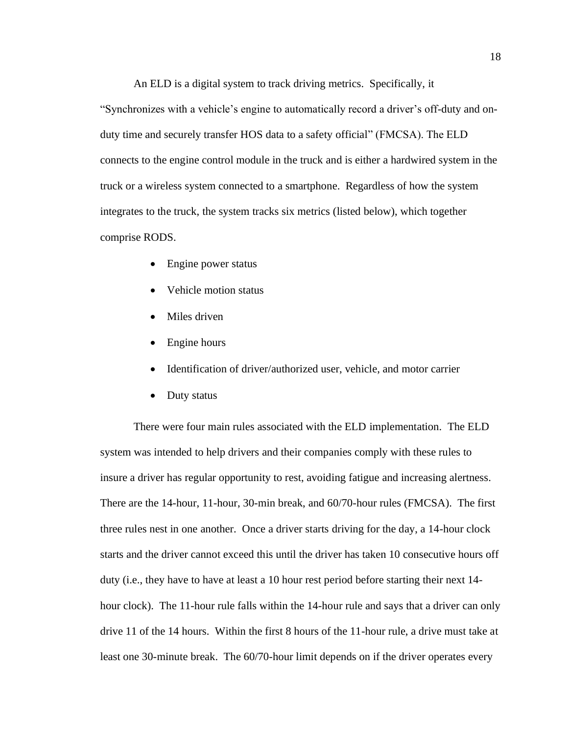An ELD is a digital system to track driving metrics. Specifically, it "Synchronizes with a vehicle's engine to automatically record a driver's off-duty and on-duty time and securely transfer HOS data to a safety official" (FMCSA). The ELD connects to the engine control module in the truck and is either a hardwired system in the truck or a wireless system connected to a smartphone. Regardless of how the system integrates to the truck, the system tracks six metrics (listed below), which together comprise RODS.

- Engine power status
- Vehicle motion status
- Miles driven
- Engine hours
- Identification of driver/authorized user, vehicle, and motor carrier
- Duty status

There were four main rules associated with the ELD implementation. The ELD system was intended to help drivers and their companies comply with these rules to insure a driver has regular opportunity to rest, avoiding fatigue and increasing alertness. There are the 14-hour, 11-hour, 30-min break, and 60/70-hour rules (FMCSA). The first three rules nest in one another. Once a driver starts driving for the day, a 14-hour clock starts and the driver cannot exceed this until the driver has taken 10 consecutive hours off duty (i.e., they have to have at least a 10 hour rest period before starting their next 14-hour clock). The 11-hour rule falls within the 14-hour rule and says that a driver can only drive 11 of the 14 hours. Within the first 8 hours of the 11-hour rule, a drive must take at least one 30-minute break. The 60/70-hour limit depends on if the driver operates every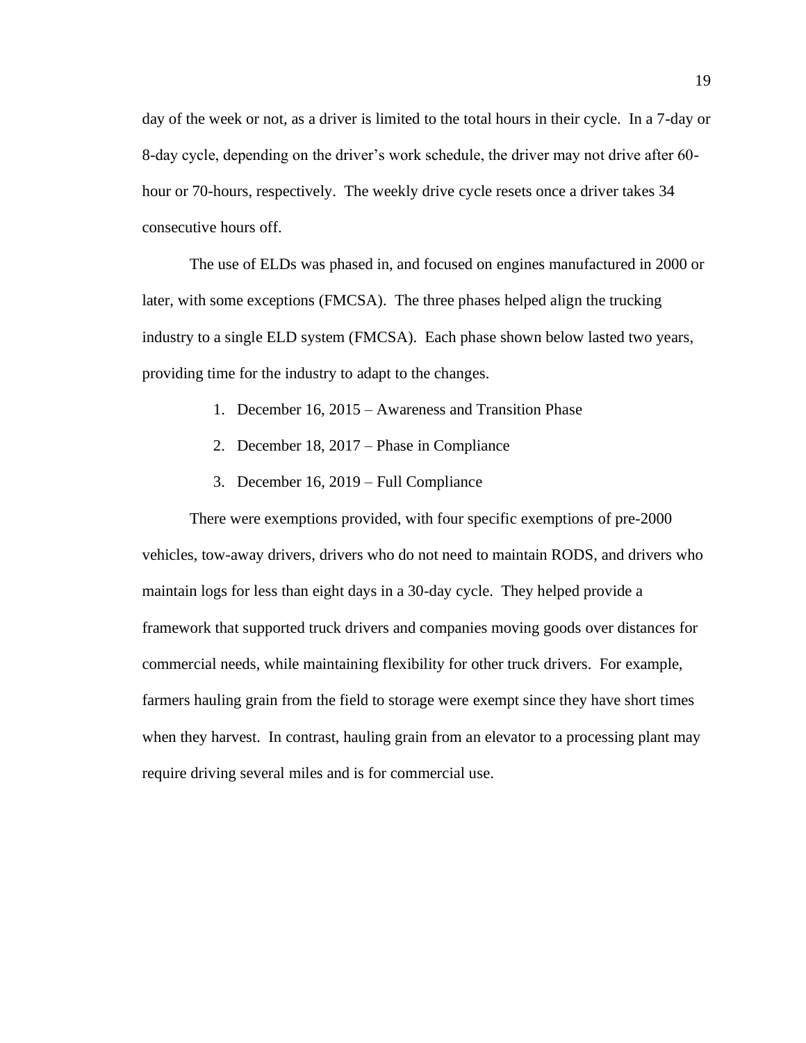day of the week or not, as a driver is limited to the total hours in their cycle. In a 7-day or 8-day cycle, depending on the driver's work schedule, the driver may not drive after 60-hour or 70-hours, respectively. The weekly drive cycle resets once a driver takes 34 consecutive hours off.

The use of ELDs was phased in, and focused on engines manufactured in 2000 or later, with some exceptions (FMCSA). The three phases helped align the trucking industry to a single ELD system (FMCSA). Each phase shown below lasted two years, providing time for the industry to adapt to the changes.

1. December 16, 2015 – Awareness and Transition Phase
2. December 18, 2017 – Phase in Compliance
3. December 16, 2019 – Full Compliance

There were exemptions provided, with four specific exemptions of pre-2000 vehicles, tow-away drivers, drivers who do not need to maintain RODS, and drivers who maintain logs for less than eight days in a 30-day cycle. They helped provide a framework that supported truck drivers and companies moving goods over distances for commercial needs, while maintaining flexibility for other truck drivers. For example, farmers hauling grain from the field to storage were exempt since they have short times when they harvest. In contrast, hauling grain from an elevator to a processing plant may require driving several miles and is for commercial use.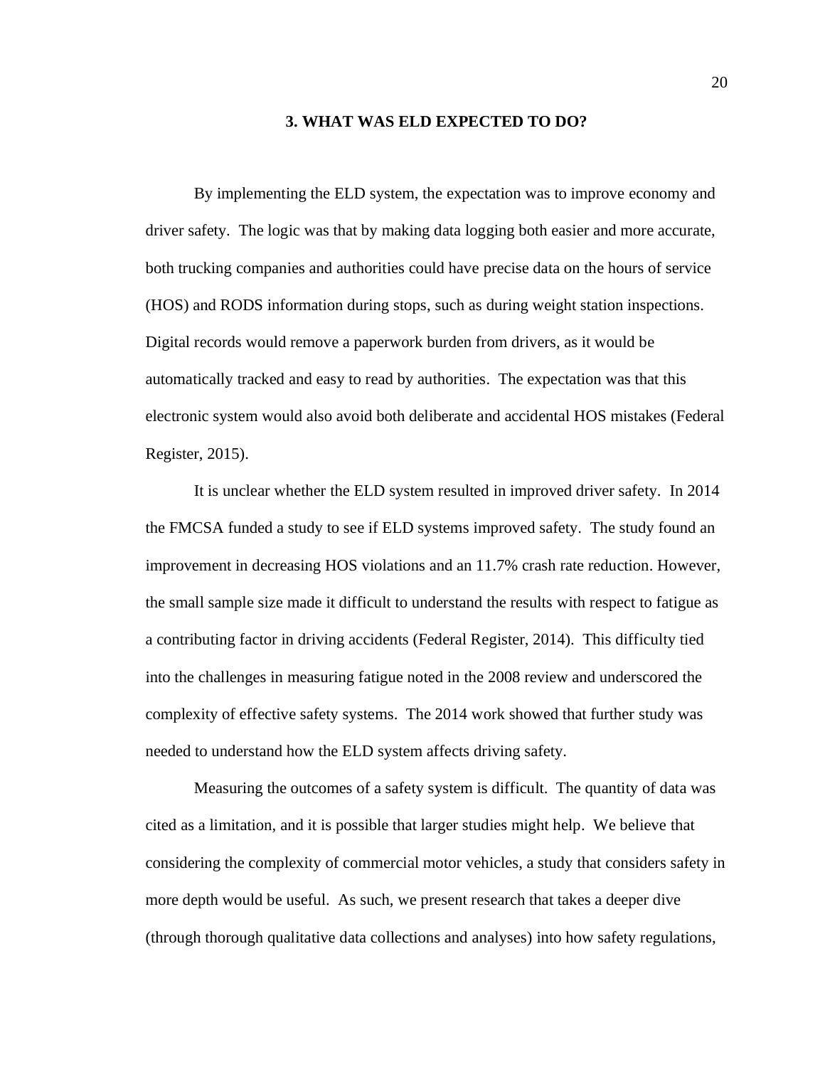## 3. WHAT WAS ELD EXPECTED TO DO?

By implementing the ELD system, the expectation was to improve economy and driver safety. The logic was that by making data logging both easier and more accurate, both trucking companies and authorities could have precise data on the hours of service (HOS) and RODS information during stops, such as during weight station inspections. Digital records would remove a paperwork burden from drivers, as it would be automatically tracked and easy to read by authorities. The expectation was that this electronic system would also avoid both deliberate and accidental HOS mistakes (Federal Register, 2015).

It is unclear whether the ELD system resulted in improved driver safety. In 2014 the FMCSA funded a study to see if ELD systems improved safety. The study found an improvement in decreasing HOS violations and an 11.7% crash rate reduction. However, the small sample size made it difficult to understand the results with respect to fatigue as a contributing factor in driving accidents (Federal Register, 2014). This difficulty tied into the challenges in measuring fatigue noted in the 2008 review and underscored the complexity of effective safety systems. The 2014 work showed that further study was needed to understand how the ELD system affects driving safety.

Measuring the outcomes of a safety system is difficult. The quantity of data was cited as a limitation, and it is possible that larger studies might help. We believe that considering the complexity of commercial motor vehicles, a study that considers safety in more depth would be useful. As such, we present research that takes a deeper dive (through thorough qualitative data collections and analyses) into how safety regulations,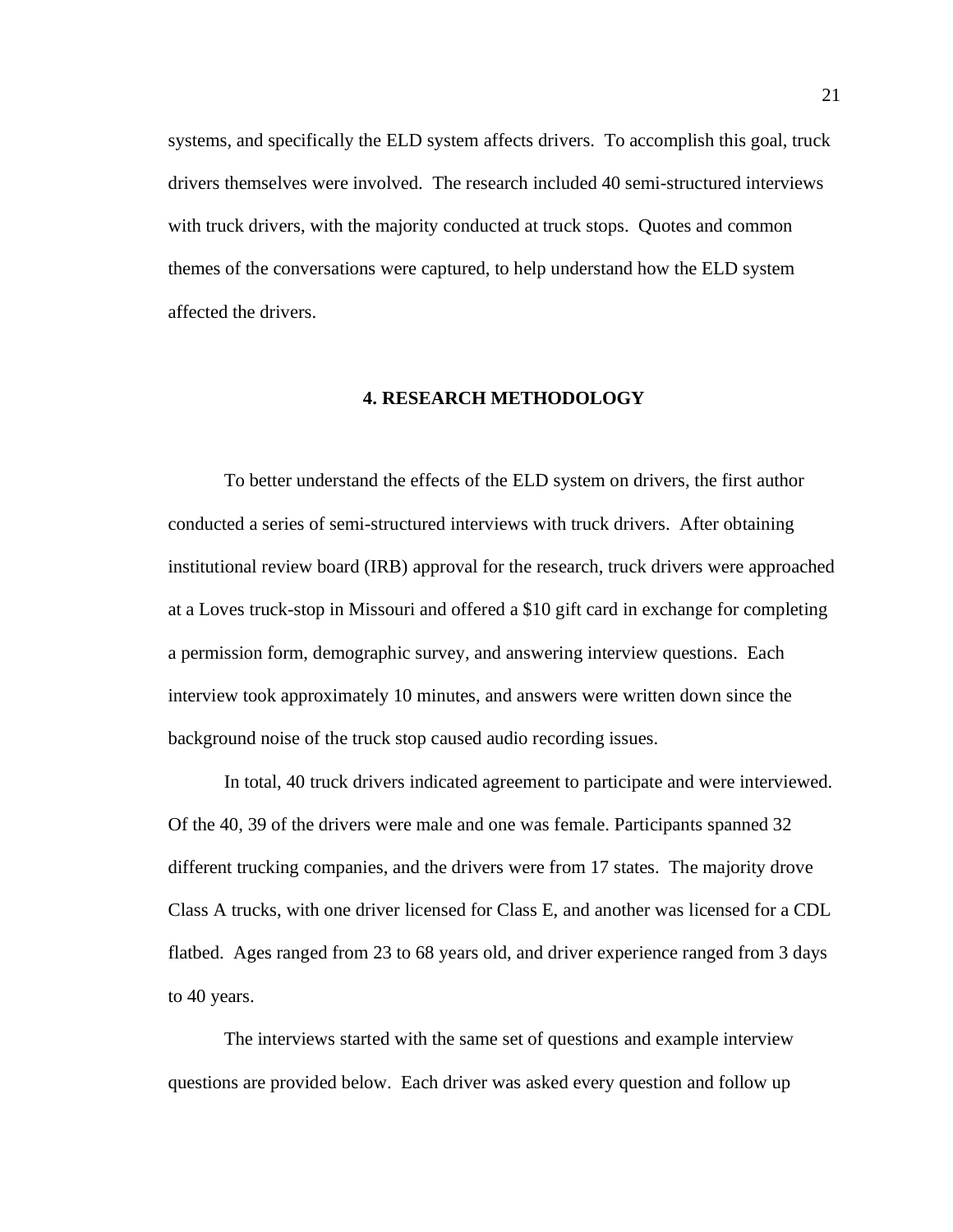systems, and specifically the ELD system affects drivers. To accomplish this goal, truck drivers themselves were involved. The research included 40 semi-structured interviews with truck drivers, with the majority conducted at truck stops. Quotes and common themes of the conversations were captured, to help understand how the ELD system affected the drivers.

## 4. RESEARCH METHODOLOGY

To better understand the effects of the ELD system on drivers, the first author conducted a series of semi-structured interviews with truck drivers. After obtaining institutional review board (IRB) approval for the research, truck drivers were approached at a Loves truck-stop in Missouri and offered a $10 gift card in exchange for completing a permission form, demographic survey, and answering interview questions. Each interview took approximately 10 minutes, and answers were written down since the background noise of the truck stop caused audio recording issues.

In total, 40 truck drivers indicated agreement to participate and were interviewed. Of the 40, 39 of the drivers were male and one was female. Participants spanned 32 different trucking companies, and the drivers were from 17 states. The majority drove Class A trucks, with one driver licensed for Class E, and another was licensed for a CDL flatbed. Ages ranged from 23 to 68 years old, and driver experience ranged from 3 days to 40 years.

The interviews started with the same set of questions and example interview questions are provided below. Each driver was asked every question and follow up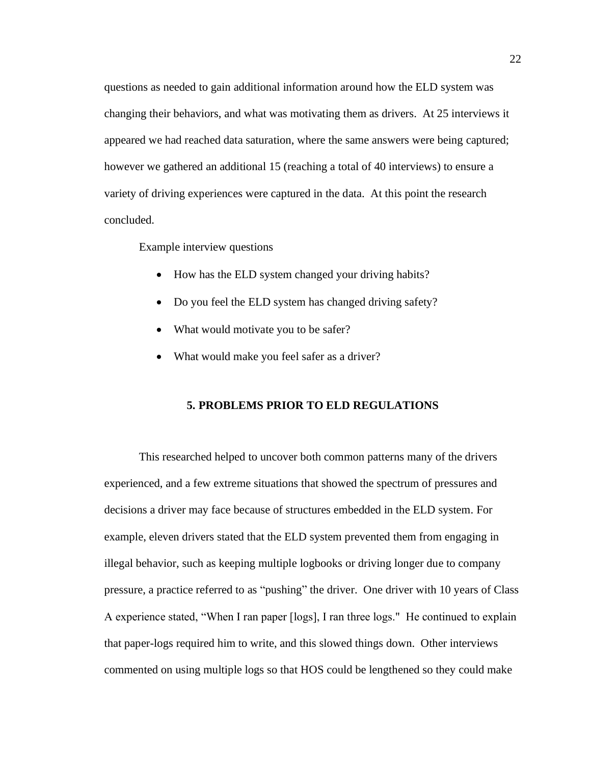questions as needed to gain additional information around how the ELD system was changing their behaviors, and what was motivating them as drivers. At 25 interviews it appeared we had reached data saturation, where the same answers were being captured; however we gathered an additional 15 (reaching a total of 40 interviews) to ensure a variety of driving experiences were captured in the data. At this point the research concluded.

Example interview questions

- How has the ELD system changed your driving habits?
- Do you feel the ELD system has changed driving safety?
- What would motivate you to be safer?
- What would make you feel safer as a driver?

## 5. PROBLEMS PRIOR TO ELD REGULATIONS

This researched helped to uncover both common patterns many of the drivers experienced, and a few extreme situations that showed the spectrum of pressures and decisions a driver may face because of structures embedded in the ELD system. For example, eleven drivers stated that the ELD system prevented them from engaging in illegal behavior, such as keeping multiple logbooks or driving longer due to company pressure, a practice referred to as "pushing" the driver. One driver with 10 years of Class A experience stated, "When I ran paper [logs], I ran three logs." He continued to explain that paper-logs required him to write, and this slowed things down. Other interviews commented on using multiple logs so that HOS could be lengthened so they could make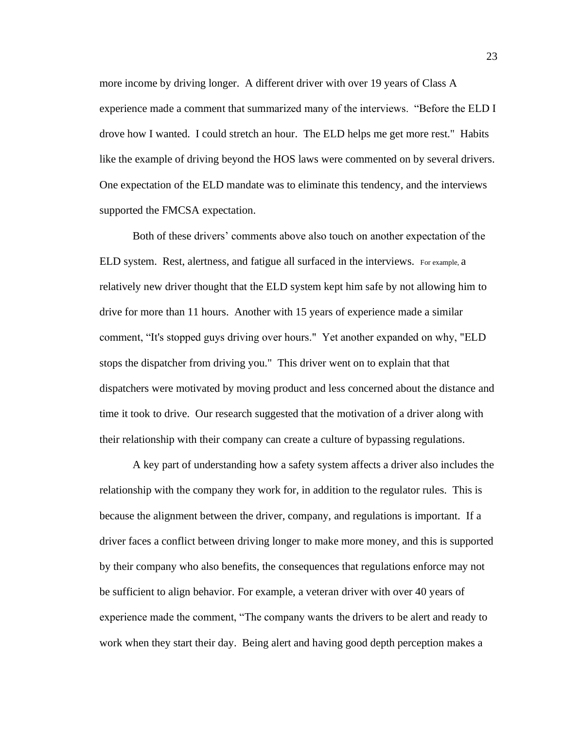more income by driving longer. A different driver with over 19 years of Class A experience made a comment that summarized many of the interviews. "Before the ELD I drove how I wanted. I could stretch an hour. The ELD helps me get more rest." Habits like the example of driving beyond the HOS laws were commented on by several drivers. One expectation of the ELD mandate was to eliminate this tendency, and the interviews supported the FMCSA expectation.

Both of these drivers' comments above also touch on another expectation of the ELD system. Rest, alertness, and fatigue all surfaced in the interviews. For example, a relatively new driver thought that the ELD system kept him safe by not allowing him to drive for more than 11 hours. Another with 15 years of experience made a similar comment, "It's stopped guys driving over hours." Yet another expanded on why, "ELD stops the dispatcher from driving you." This driver went on to explain that that dispatchers were motivated by moving product and less concerned about the distance and time it took to drive. Our research suggested that the motivation of a driver along with their relationship with their company can create a culture of bypassing regulations.

A key part of understanding how a safety system affects a driver also includes the relationship with the company they work for, in addition to the regulator rules. This is because the alignment between the driver, company, and regulations is important. If a driver faces a conflict between driving longer to make more money, and this is supported by their company who also benefits, the consequences that regulations enforce may not be sufficient to align behavior. For example, a veteran driver with over 40 years of experience made the comment, "The company wants the drivers to be alert and ready to work when they start their day. Being alert and having good depth perception makes a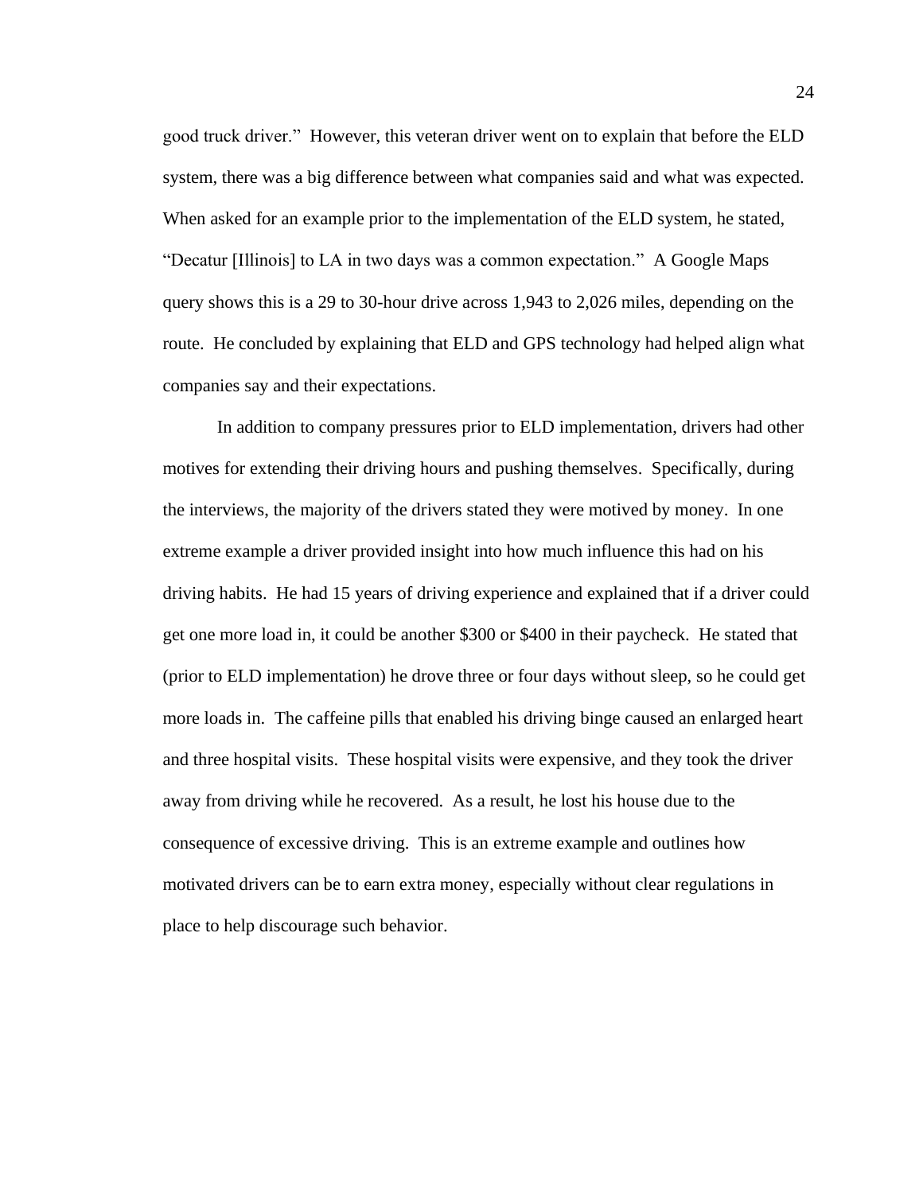good truck driver." However, this veteran driver went on to explain that before the ELD system, there was a big difference between what companies said and what was expected. When asked for an example prior to the implementation of the ELD system, he stated, "Decatur [Illinois] to LA in two days was a common expectation." A Google Maps query shows this is a 29 to 30-hour drive across 1,943 to 2,026 miles, depending on the route. He concluded by explaining that ELD and GPS technology had helped align what companies say and their expectations.

In addition to company pressures prior to ELD implementation, drivers had other motives for extending their driving hours and pushing themselves. Specifically, during the interviews, the majority of the drivers stated they were motived by money. In one extreme example a driver provided insight into how much influence this had on his driving habits. He had 15 years of driving experience and explained that if a driver could get one more load in, it could be another $300 or $400 in their paycheck. He stated that (prior to ELD implementation) he drove three or four days without sleep, so he could get more loads in. The caffeine pills that enabled his driving binge caused an enlarged heart and three hospital visits. These hospital visits were expensive, and they took the driver away from driving while he recovered. As a result, he lost his house due to the consequence of excessive driving. This is an extreme example and outlines how motivated drivers can be to earn extra money, especially without clear regulations in place to help discourage such behavior.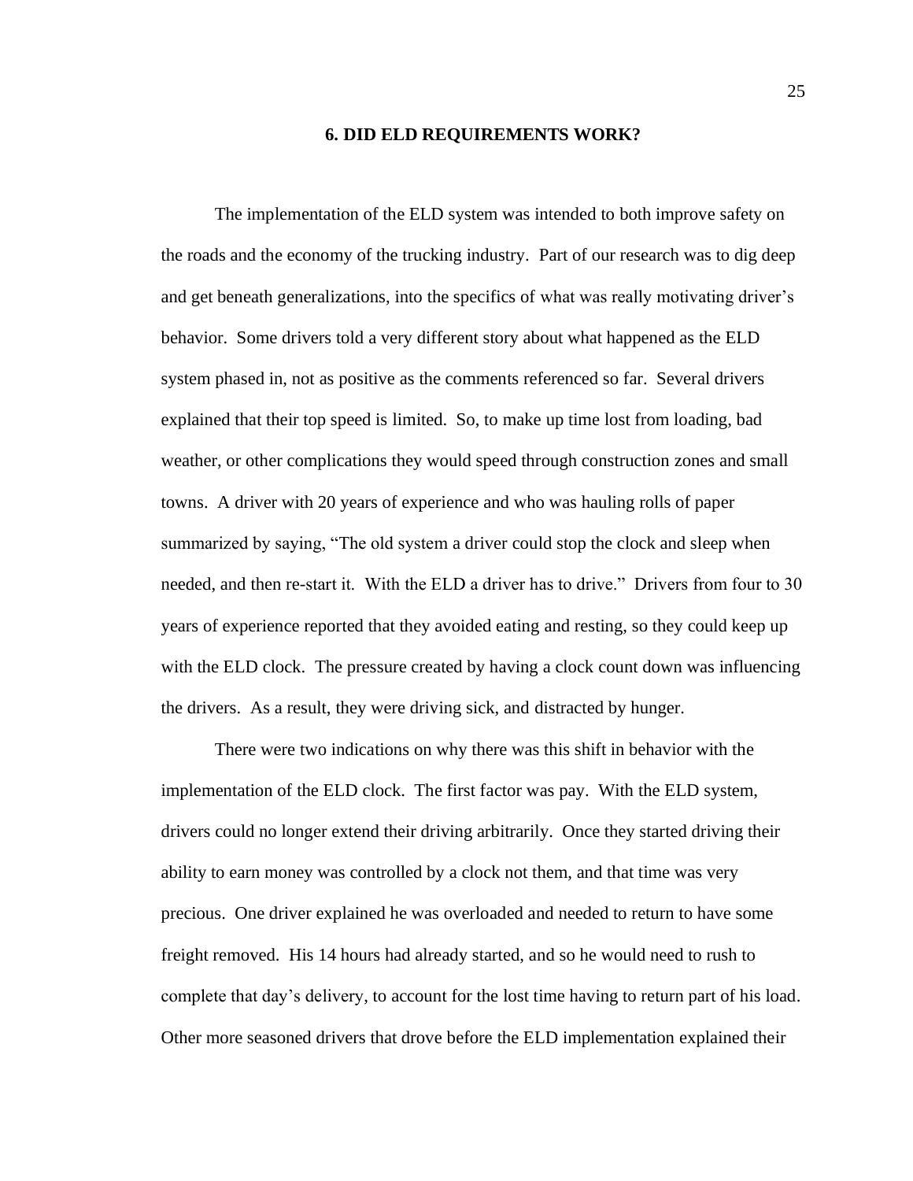# 6. DID ELD REQUIREMENTS WORK?

The implementation of the ELD system was intended to both improve safety on the roads and the economy of the trucking industry. Part of our research was to dig deep and get beneath generalizations, into the specifics of what was really motivating driver's behavior. Some drivers told a very different story about what happened as the ELD system phased in, not as positive as the comments referenced so far. Several drivers explained that their top speed is limited. So, to make up time lost from loading, bad weather, or other complications they would speed through construction zones and small towns. A driver with 20 years of experience and who was hauling rolls of paper summarized by saying, "The old system a driver could stop the clock and sleep when needed, and then re-start it. With the ELD a driver has to drive." Drivers from four to 30 years of experience reported that they avoided eating and resting, so they could keep up with the ELD clock. The pressure created by having a clock count down was influencing the drivers. As a result, they were driving sick, and distracted by hunger.

There were two indications on why there was this shift in behavior with the implementation of the ELD clock. The first factor was pay. With the ELD system, drivers could no longer extend their driving arbitrarily. Once they started driving their ability to earn money was controlled by a clock not them, and that time was very precious. One driver explained he was overloaded and needed to return to have some freight removed. His 14 hours had already started, and so he would need to rush to complete that day's delivery, to account for the lost time having to return part of his load. Other more seasoned drivers that drove before the ELD implementation explained their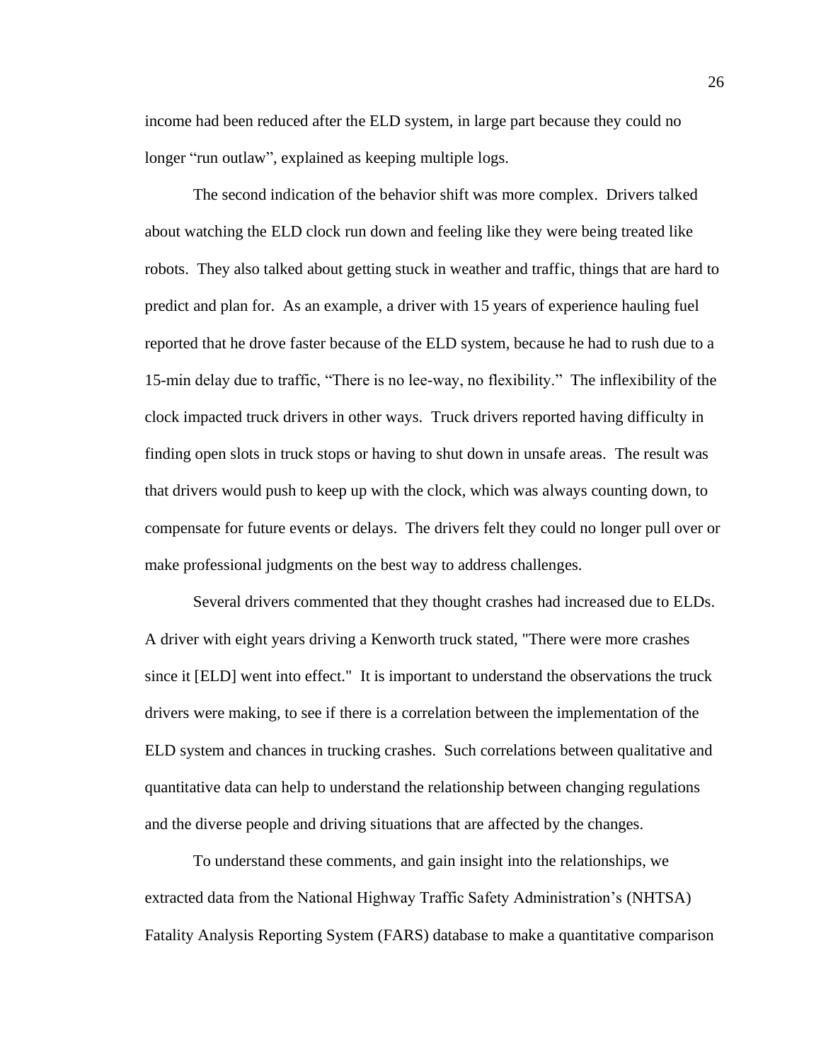income had been reduced after the ELD system, in large part because they could no longer "run outlaw", explained as keeping multiple logs.

The second indication of the behavior shift was more complex. Drivers talked about watching the ELD clock run down and feeling like they were being treated like robots. They also talked about getting stuck in weather and traffic, things that are hard to predict and plan for. As an example, a driver with 15 years of experience hauling fuel reported that he drove faster because of the ELD system, because he had to rush due to a 15-min delay due to traffic, "There is no lee-way, no flexibility." The inflexibility of the clock impacted truck drivers in other ways. Truck drivers reported having difficulty in finding open slots in truck stops or having to shut down in unsafe areas. The result was that drivers would push to keep up with the clock, which was always counting down, to compensate for future events or delays. The drivers felt they could no longer pull over or make professional judgments on the best way to address challenges.

Several drivers commented that they thought crashes had increased due to ELDs. A driver with eight years driving a Kenworth truck stated, "There were more crashes since it [ELD] went into effect." It is important to understand the observations the truck drivers were making, to see if there is a correlation between the implementation of the ELD system and chances in trucking crashes. Such correlations between qualitative and quantitative data can help to understand the relationship between changing regulations and the diverse people and driving situations that are affected by the changes.

To understand these comments, and gain insight into the relationships, we extracted data from the National Highway Traffic Safety Administration's (NHTSA) Fatality Analysis Reporting System (FARS) database to make a quantitative comparison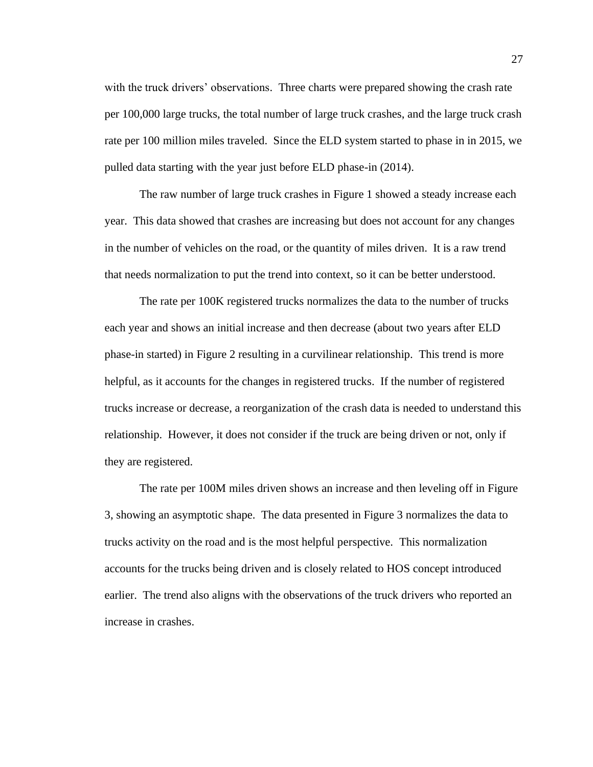with the truck drivers' observations. Three charts were prepared showing the crash rate per 100,000 large trucks, the total number of large truck crashes, and the large truck crash rate per 100 million miles traveled. Since the ELD system started to phase in in 2015, we pulled data starting with the year just before ELD phase-in (2014).

The raw number of large truck crashes in Figure 1 showed a steady increase each year. This data showed that crashes are increasing but does not account for any changes in the number of vehicles on the road, or the quantity of miles driven. It is a raw trend that needs normalization to put the trend into context, so it can be better understood.

The rate per 100K registered trucks normalizes the data to the number of trucks each year and shows an initial increase and then decrease (about two years after ELD phase-in started) in Figure 2 resulting in a curvilinear relationship. This trend is more helpful, as it accounts for the changes in registered trucks. If the number of registered trucks increase or decrease, a reorganization of the crash data is needed to understand this relationship. However, it does not consider if the truck are being driven or not, only if they are registered.

The rate per 100M miles driven shows an increase and then leveling off in Figure 3, showing an asymptotic shape. The data presented in Figure 3 normalizes the data to trucks activity on the road and is the most helpful perspective. This normalization accounts for the trucks being driven and is closely related to HOS concept introduced earlier. The trend also aligns with the observations of the truck drivers who reported an increase in crashes.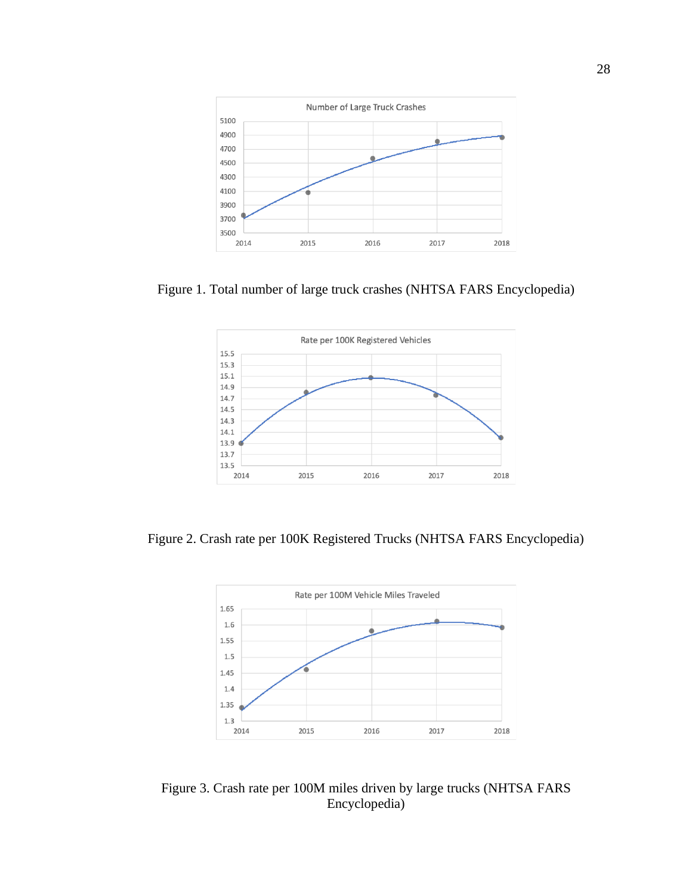Figure 1. Total number of large truck crashes (NHTSA FARS Encyclopedia)

Figure 2. Crash rate per 100K Registered Trucks (NHTSA FARS Encyclopedia)

Figure 3. Crash rate per 100M miles driven by large trucks (NHTSA FARS Encyclopedia)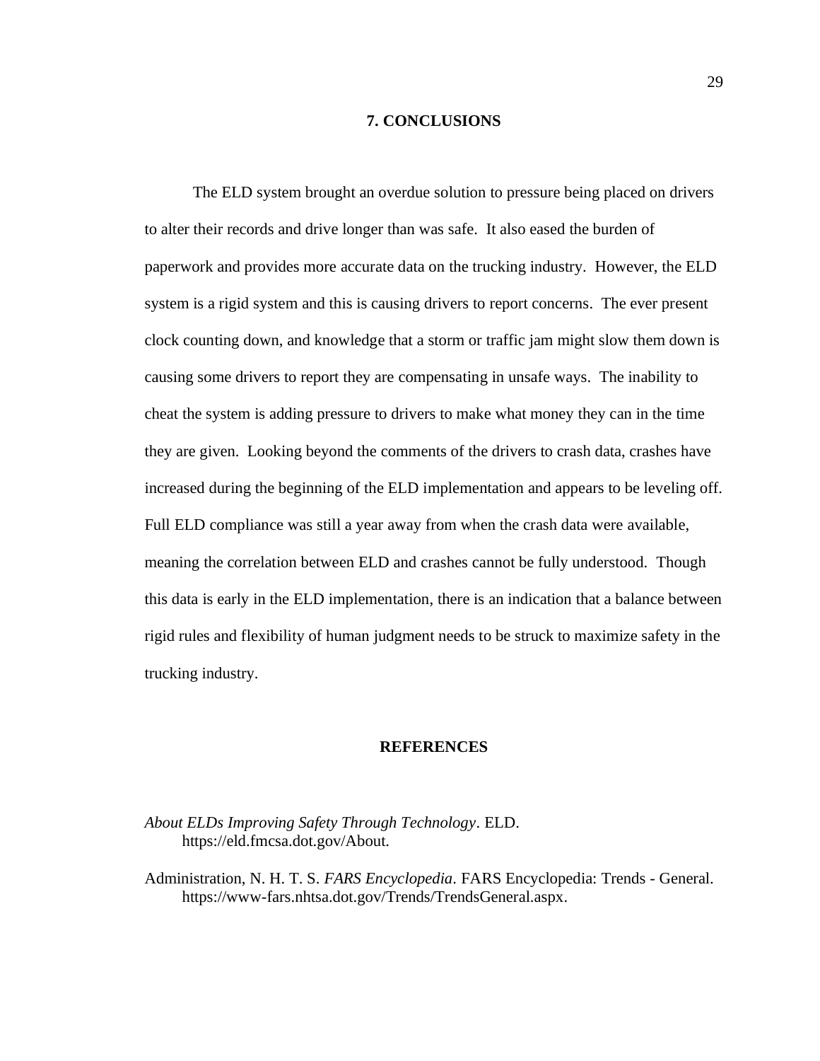# 7. CONCLUSIONS

The ELD system brought an overdue solution to pressure being placed on drivers to alter their records and drive longer than was safe. It also eased the burden of paperwork and provides more accurate data on the trucking industry. However, the ELD system is a rigid system and this is causing drivers to report concerns. The ever present clock counting down, and knowledge that a storm or traffic jam might slow them down is causing some drivers to report they are compensating in unsafe ways. The inability to cheat the system is adding pressure to drivers to make what money they can in the time they are given. Looking beyond the comments of the drivers to crash data, crashes have increased during the beginning of the ELD implementation and appears to be leveling off. Full ELD compliance was still a year away from when the crash data were available, meaning the correlation between ELD and crashes cannot be fully understood. Though this data is early in the ELD implementation, there is an indication that a balance between rigid rules and flexibility of human judgment needs to be struck to maximize safety in the trucking industry.

# REFERENCES

*About ELDs Improving Safety Through Technology*. ELD. https://eld.fmcsa.dot.gov/About.

Administration, N. H. T. S. *FARS Encyclopedia*. FARS Encyclopedia: Trends - General. https://www-fars.nhtsa.dot.gov/Trends/TrendsGeneral.aspx.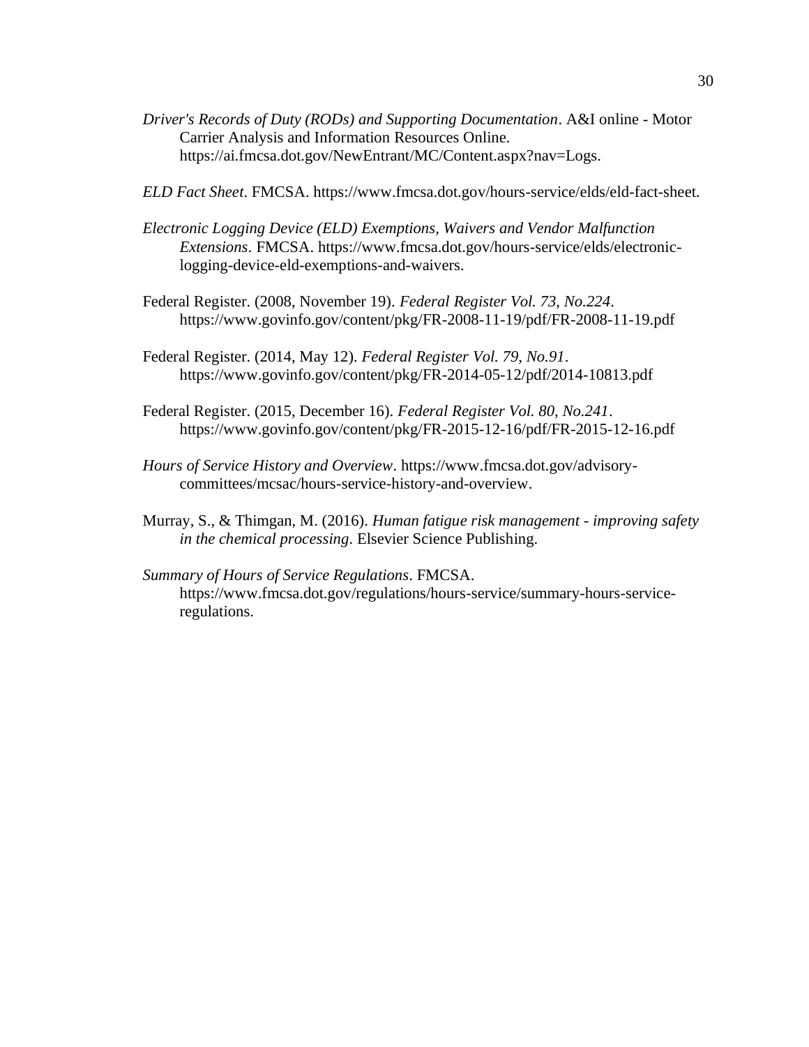*Driver's Records of Duty (RODs) and Supporting Documentation*. A&I online - Motor Carrier Analysis and Information Resources Online. https://ai.fmcsa.dot.gov/NewEntrant/MC/Content.aspx?nav=Logs.

*ELD Fact Sheet*. FMCSA. https://www.fmcsa.dot.gov/hours-service/elds/eld-fact-sheet.

*Electronic Logging Device (ELD) Exemptions, Waivers and Vendor Malfunction Extensions*. FMCSA. https://www.fmcsa.dot.gov/hours-service/elds/electronic-logging-device-eld-exemptions-and-waivers.

Federal Register. (2008, November 19). *Federal Register Vol. 73, No.224*. https://www.govinfo.gov/content/pkg/FR-2008-11-19/pdf/FR-2008-11-19.pdf

Federal Register. (2014, May 12). *Federal Register Vol. 79, No.91*. https://www.govinfo.gov/content/pkg/FR-2014-05-12/pdf/2014-10813.pdf

Federal Register. (2015, December 16). *Federal Register Vol. 80, No.241*. https://www.govinfo.gov/content/pkg/FR-2015-12-16/pdf/FR-2015-12-16.pdf

*Hours of Service History and Overview*. https://www.fmcsa.dot.gov/advisory-committees/mcsac/hours-service-history-and-overview.

Murray, S., & Thimgan, M. (2016). *Human fatigue risk management - improving safety in the chemical processing*. Elsevier Science Publishing.

*Summary of Hours of Service Regulations*. FMCSA. https://www.fmcsa.dot.gov/regulations/hours-service/summary-hours-service-regulations.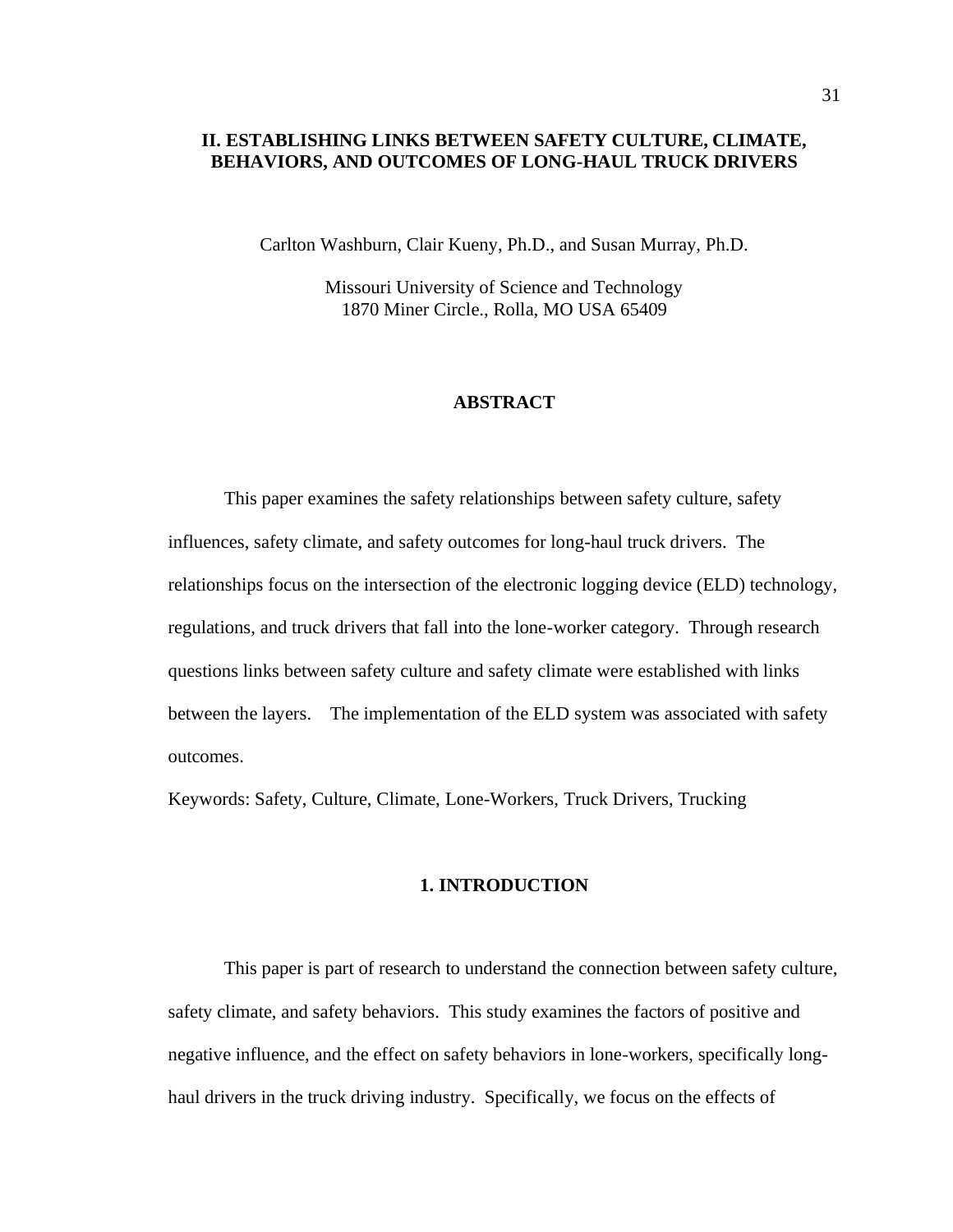## II. ESTABLISHING LINKS BETWEEN SAFETY CULTURE, CLIMATE, BEHAVIORS, AND OUTCOMES OF LONG-HAUL TRUCK DRIVERS

Carlton Washburn, Clair Kueny, Ph.D., and Susan Murray, Ph.D.

Missouri University of Science and Technology
1870 Miner Circle., Rolla, MO USA 65409

### ABSTRACT

This paper examines the safety relationships between safety culture, safety influences, safety climate, and safety outcomes for long-haul truck drivers. The relationships focus on the intersection of the electronic logging device (ELD) technology, regulations, and truck drivers that fall into the lone-worker category. Through research questions links between safety culture and safety climate were established with links between the layers. The implementation of the ELD system was associated with safety outcomes.

Keywords: Safety, Culture, Climate, Lone-Workers, Truck Drivers, Trucking

### 1. INTRODUCTION

This paper is part of research to understand the connection between safety culture, safety climate, and safety behaviors. This study examines the factors of positive and negative influence, and the effect on safety behaviors in lone-workers, specifically long-haul drivers in the truck driving industry. Specifically, we focus on the effects of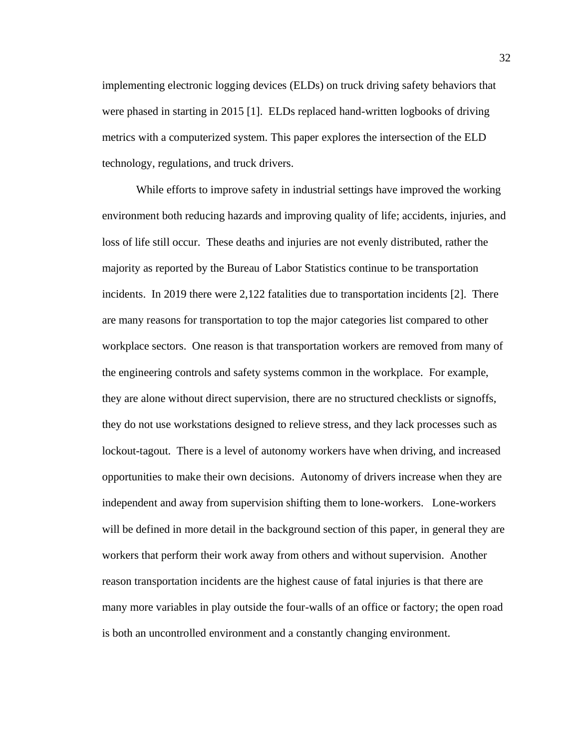implementing electronic logging devices (ELDs) on truck driving safety behaviors that were phased in starting in 2015 [1]. ELDs replaced hand-written logbooks of driving metrics with a computerized system. This paper explores the intersection of the ELD technology, regulations, and truck drivers.

While efforts to improve safety in industrial settings have improved the working environment both reducing hazards and improving quality of life; accidents, injuries, and loss of life still occur. These deaths and injuries are not evenly distributed, rather the majority as reported by the Bureau of Labor Statistics continue to be transportation incidents. In 2019 there were 2,122 fatalities due to transportation incidents [2]. There are many reasons for transportation to top the major categories list compared to other workplace sectors. One reason is that transportation workers are removed from many of the engineering controls and safety systems common in the workplace. For example, they are alone without direct supervision, there are no structured checklists or signoffs, they do not use workstations designed to relieve stress, and they lack processes such as lockout-tagout. There is a level of autonomy workers have when driving, and increased opportunities to make their own decisions. Autonomy of drivers increase when they are independent and away from supervision shifting them to lone-workers. Lone-workers will be defined in more detail in the background section of this paper, in general they are workers that perform their work away from others and without supervision. Another reason transportation incidents are the highest cause of fatal injuries is that there are many more variables in play outside the four-walls of an office or factory; the open road is both an uncontrolled environment and a constantly changing environment.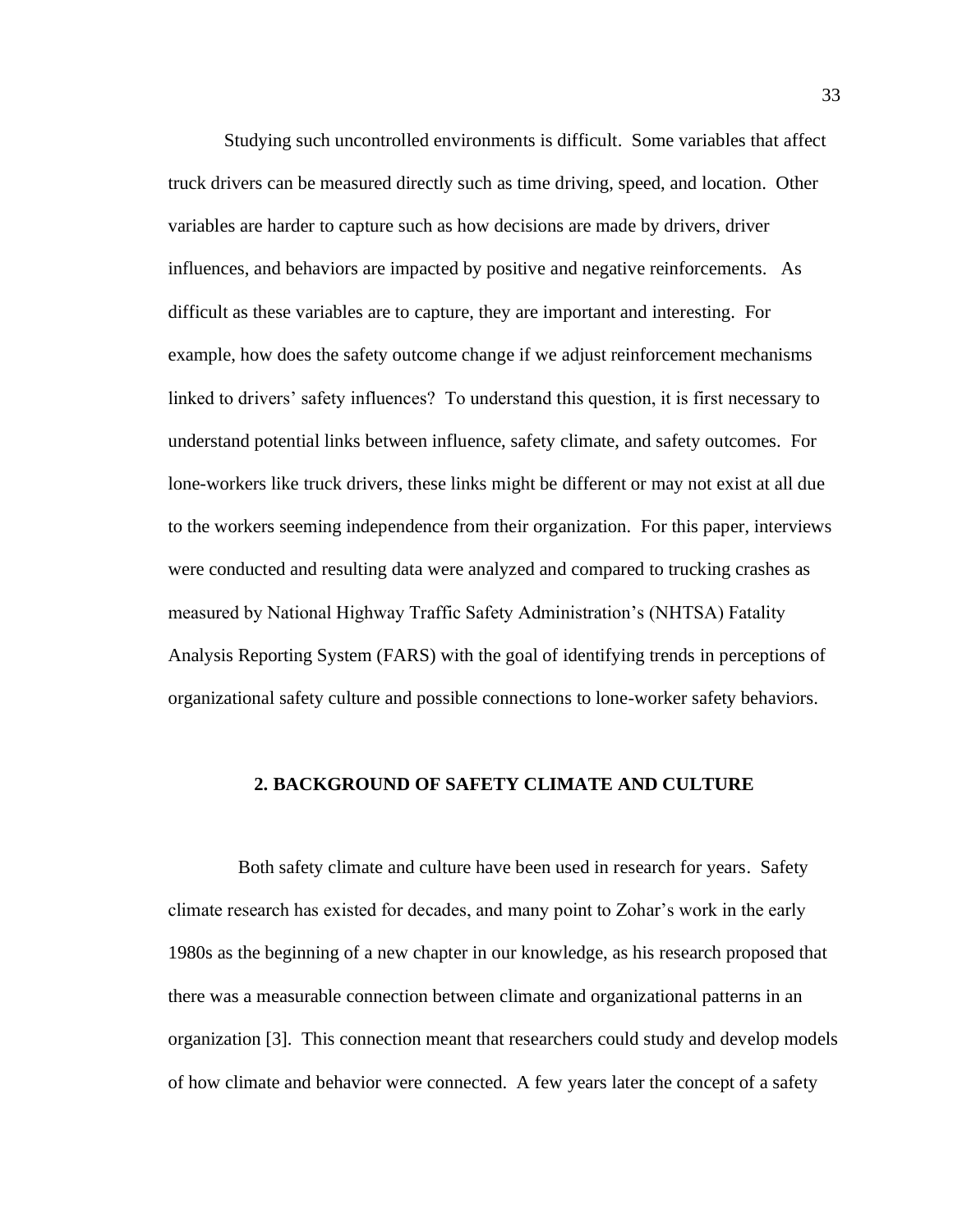Studying such uncontrolled environments is difficult. Some variables that affect truck drivers can be measured directly such as time driving, speed, and location. Other variables are harder to capture such as how decisions are made by drivers, driver influences, and behaviors are impacted by positive and negative reinforcements. As difficult as these variables are to capture, they are important and interesting. For example, how does the safety outcome change if we adjust reinforcement mechanisms linked to drivers' safety influences? To understand this question, it is first necessary to understand potential links between influence, safety climate, and safety outcomes. For lone-workers like truck drivers, these links might be different or may not exist at all due to the workers seeming independence from their organization. For this paper, interviews were conducted and resulting data were analyzed and compared to trucking crashes as measured by National Highway Traffic Safety Administration's (NHTSA) Fatality Analysis Reporting System (FARS) with the goal of identifying trends in perceptions of organizational safety culture and possible connections to lone-worker safety behaviors.

## 2. BACKGROUND OF SAFETY CLIMATE AND CULTURE

Both safety climate and culture have been used in research for years. Safety climate research has existed for decades, and many point to Zohar's work in the early 1980s as the beginning of a new chapter in our knowledge, as his research proposed that there was a measurable connection between climate and organizational patterns in an organization [3]. This connection meant that researchers could study and develop models of how climate and behavior were connected. A few years later the concept of a safety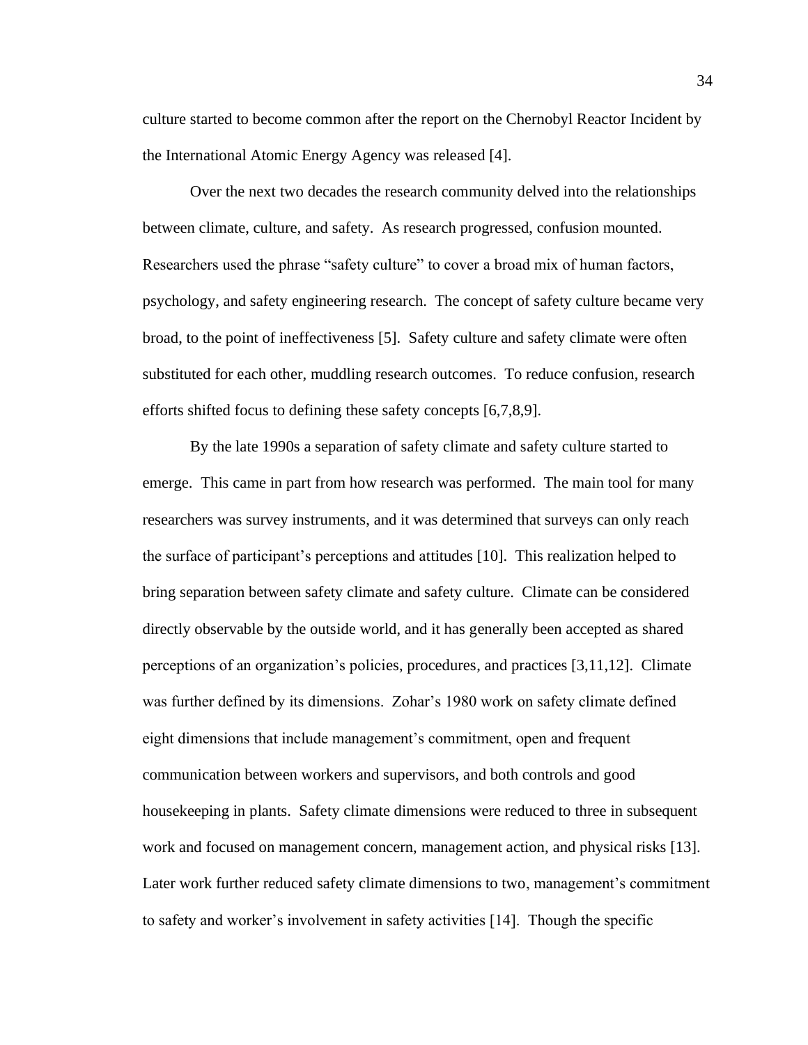culture started to become common after the report on the Chernobyl Reactor Incident by the International Atomic Energy Agency was released [4].

Over the next two decades the research community delved into the relationships between climate, culture, and safety. As research progressed, confusion mounted. Researchers used the phrase "safety culture" to cover a broad mix of human factors, psychology, and safety engineering research. The concept of safety culture became very broad, to the point of ineffectiveness [5]. Safety culture and safety climate were often substituted for each other, muddling research outcomes. To reduce confusion, research efforts shifted focus to defining these safety concepts [6,7,8,9].

By the late 1990s a separation of safety climate and safety culture started to emerge. This came in part from how research was performed. The main tool for many researchers was survey instruments, and it was determined that surveys can only reach the surface of participant's perceptions and attitudes [10]. This realization helped to bring separation between safety climate and safety culture. Climate can be considered directly observable by the outside world, and it has generally been accepted as shared perceptions of an organization's policies, procedures, and practices [3,11,12]. Climate was further defined by its dimensions. Zohar's 1980 work on safety climate defined eight dimensions that include management's commitment, open and frequent communication between workers and supervisors, and both controls and good housekeeping in plants. Safety climate dimensions were reduced to three in subsequent work and focused on management concern, management action, and physical risks [13]. Later work further reduced safety climate dimensions to two, management's commitment to safety and worker's involvement in safety activities [14]. Though the specific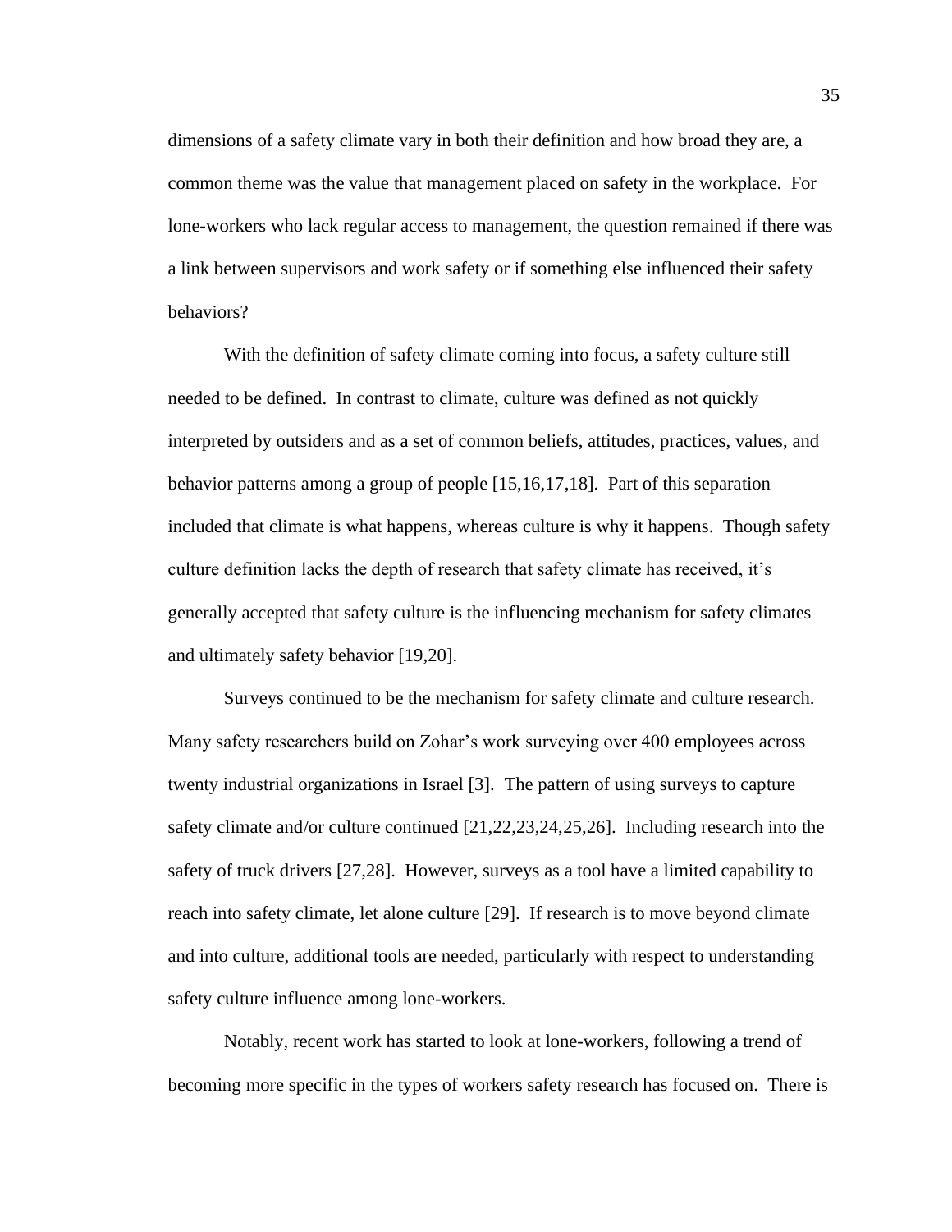dimensions of a safety climate vary in both their definition and how broad they are, a common theme was the value that management placed on safety in the workplace. For lone-workers who lack regular access to management, the question remained if there was a link between supervisors and work safety or if something else influenced their safety behaviors?

With the definition of safety climate coming into focus, a safety culture still needed to be defined. In contrast to climate, culture was defined as not quickly interpreted by outsiders and as a set of common beliefs, attitudes, practices, values, and behavior patterns among a group of people [15,16,17,18]. Part of this separation included that climate is what happens, whereas culture is why it happens. Though safety culture definition lacks the depth of research that safety climate has received, it's generally accepted that safety culture is the influencing mechanism for safety climates and ultimately safety behavior [19,20].

Surveys continued to be the mechanism for safety climate and culture research. Many safety researchers build on Zohar's work surveying over 400 employees across twenty industrial organizations in Israel [3]. The pattern of using surveys to capture safety climate and/or culture continued [21,22,23,24,25,26]. Including research into the safety of truck drivers [27,28]. However, surveys as a tool have a limited capability to reach into safety climate, let alone culture [29]. If research is to move beyond climate and into culture, additional tools are needed, particularly with respect to understanding safety culture influence among lone-workers.

Notably, recent work has started to look at lone-workers, following a trend of becoming more specific in the types of workers safety research has focused on. There is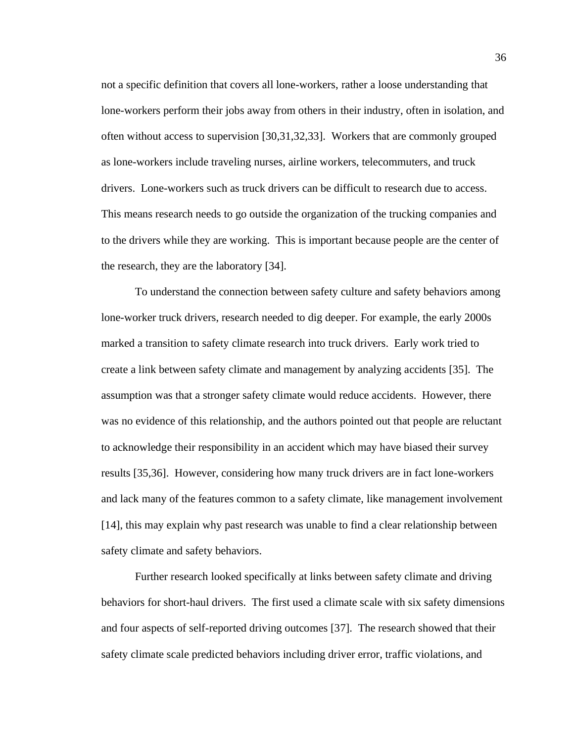not a specific definition that covers all lone-workers, rather a loose understanding that lone-workers perform their jobs away from others in their industry, often in isolation, and often without access to supervision [30,31,32,33]. Workers that are commonly grouped as lone-workers include traveling nurses, airline workers, telecommuters, and truck drivers. Lone-workers such as truck drivers can be difficult to research due to access. This means research needs to go outside the organization of the trucking companies and to the drivers while they are working. This is important because people are the center of the research, they are the laboratory [34].

To understand the connection between safety culture and safety behaviors among lone-worker truck drivers, research needed to dig deeper. For example, the early 2000s marked a transition to safety climate research into truck drivers. Early work tried to create a link between safety climate and management by analyzing accidents [35]. The assumption was that a stronger safety climate would reduce accidents. However, there was no evidence of this relationship, and the authors pointed out that people are reluctant to acknowledge their responsibility in an accident which may have biased their survey results [35,36]. However, considering how many truck drivers are in fact lone-workers and lack many of the features common to a safety climate, like management involvement [14], this may explain why past research was unable to find a clear relationship between safety climate and safety behaviors.

Further research looked specifically at links between safety climate and driving behaviors for short-haul drivers. The first used a climate scale with six safety dimensions and four aspects of self-reported driving outcomes [37]. The research showed that their safety climate scale predicted behaviors including driver error, traffic violations, and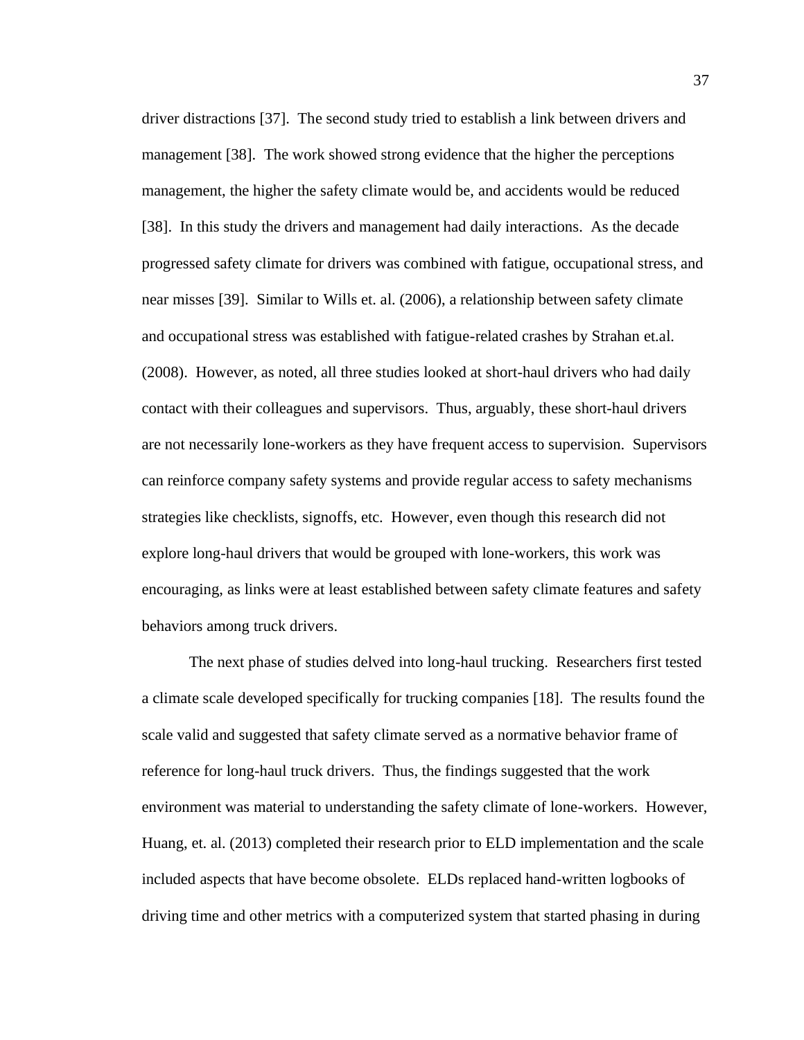driver distractions [37]. The second study tried to establish a link between drivers and management [38]. The work showed strong evidence that the higher the perceptions management, the higher the safety climate would be, and accidents would be reduced [38]. In this study the drivers and management had daily interactions. As the decade progressed safety climate for drivers was combined with fatigue, occupational stress, and near misses [39]. Similar to Wills et. al. (2006), a relationship between safety climate and occupational stress was established with fatigue-related crashes by Strahan et.al. (2008). However, as noted, all three studies looked at short-haul drivers who had daily contact with their colleagues and supervisors. Thus, arguably, these short-haul drivers are not necessarily lone-workers as they have frequent access to supervision. Supervisors can reinforce company safety systems and provide regular access to safety mechanisms strategies like checklists, signoffs, etc. However, even though this research did not explore long-haul drivers that would be grouped with lone-workers, this work was encouraging, as links were at least established between safety climate features and safety behaviors among truck drivers.

The next phase of studies delved into long-haul trucking. Researchers first tested a climate scale developed specifically for trucking companies [18]. The results found the scale valid and suggested that safety climate served as a normative behavior frame of reference for long-haul truck drivers. Thus, the findings suggested that the work environment was material to understanding the safety climate of lone-workers. However, Huang, et. al. (2013) completed their research prior to ELD implementation and the scale included aspects that have become obsolete. ELDs replaced hand-written logbooks of driving time and other metrics with a computerized system that started phasing in during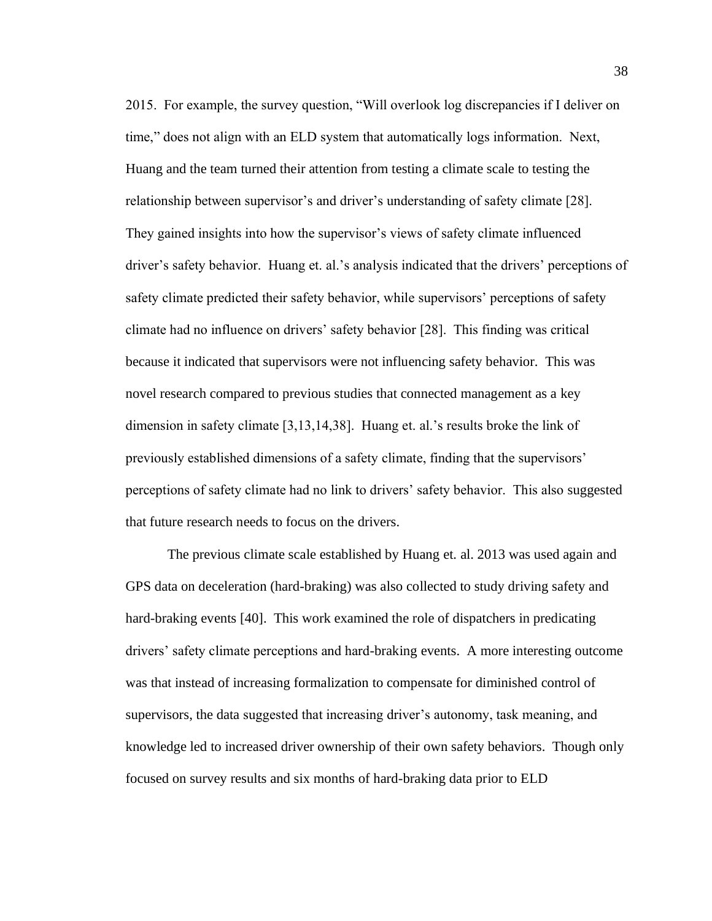2015. For example, the survey question, "Will overlook log discrepancies if I deliver on time," does not align with an ELD system that automatically logs information. Next, Huang and the team turned their attention from testing a climate scale to testing the relationship between supervisor's and driver's understanding of safety climate [28]. They gained insights into how the supervisor's views of safety climate influenced driver's safety behavior. Huang et. al.'s analysis indicated that the drivers' perceptions of safety climate predicted their safety behavior, while supervisors' perceptions of safety climate had no influence on drivers' safety behavior [28]. This finding was critical because it indicated that supervisors were not influencing safety behavior. This was novel research compared to previous studies that connected management as a key dimension in safety climate [3,13,14,38]. Huang et. al.'s results broke the link of previously established dimensions of a safety climate, finding that the supervisors' perceptions of safety climate had no link to drivers' safety behavior. This also suggested that future research needs to focus on the drivers.

The previous climate scale established by Huang et. al. 2013 was used again and GPS data on deceleration (hard-braking) was also collected to study driving safety and hard-braking events [40]. This work examined the role of dispatchers in predicating drivers' safety climate perceptions and hard-braking events. A more interesting outcome was that instead of increasing formalization to compensate for diminished control of supervisors, the data suggested that increasing driver's autonomy, task meaning, and knowledge led to increased driver ownership of their own safety behaviors. Though only focused on survey results and six months of hard-braking data prior to ELD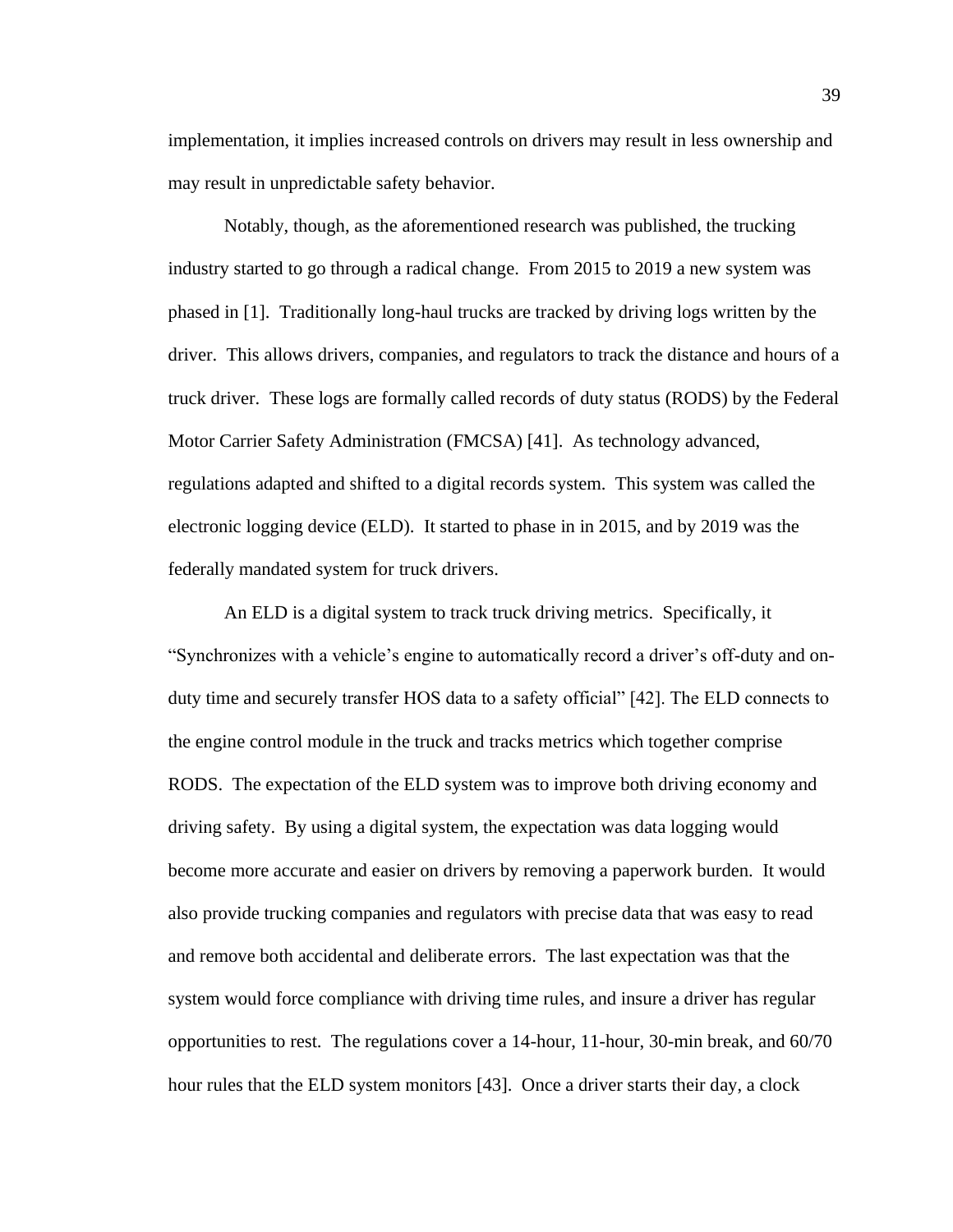implementation, it implies increased controls on drivers may result in less ownership and may result in unpredictable safety behavior.

Notably, though, as the aforementioned research was published, the trucking industry started to go through a radical change. From 2015 to 2019 a new system was phased in [1]. Traditionally long-haul trucks are tracked by driving logs written by the driver. This allows drivers, companies, and regulators to track the distance and hours of a truck driver. These logs are formally called records of duty status (RODS) by the Federal Motor Carrier Safety Administration (FMCSA) [41]. As technology advanced, regulations adapted and shifted to a digital records system. This system was called the electronic logging device (ELD). It started to phase in in 2015, and by 2019 was the federally mandated system for truck drivers.

An ELD is a digital system to track truck driving metrics. Specifically, it "Synchronizes with a vehicle's engine to automatically record a driver's off-duty and on-duty time and securely transfer HOS data to a safety official" [42]. The ELD connects to the engine control module in the truck and tracks metrics which together comprise RODS. The expectation of the ELD system was to improve both driving economy and driving safety. By using a digital system, the expectation was data logging would become more accurate and easier on drivers by removing a paperwork burden. It would also provide trucking companies and regulators with precise data that was easy to read and remove both accidental and deliberate errors. The last expectation was that the system would force compliance with driving time rules, and insure a driver has regular opportunities to rest. The regulations cover a 14-hour, 11-hour, 30-min break, and 60/70 hour rules that the ELD system monitors [43]. Once a driver starts their day, a clock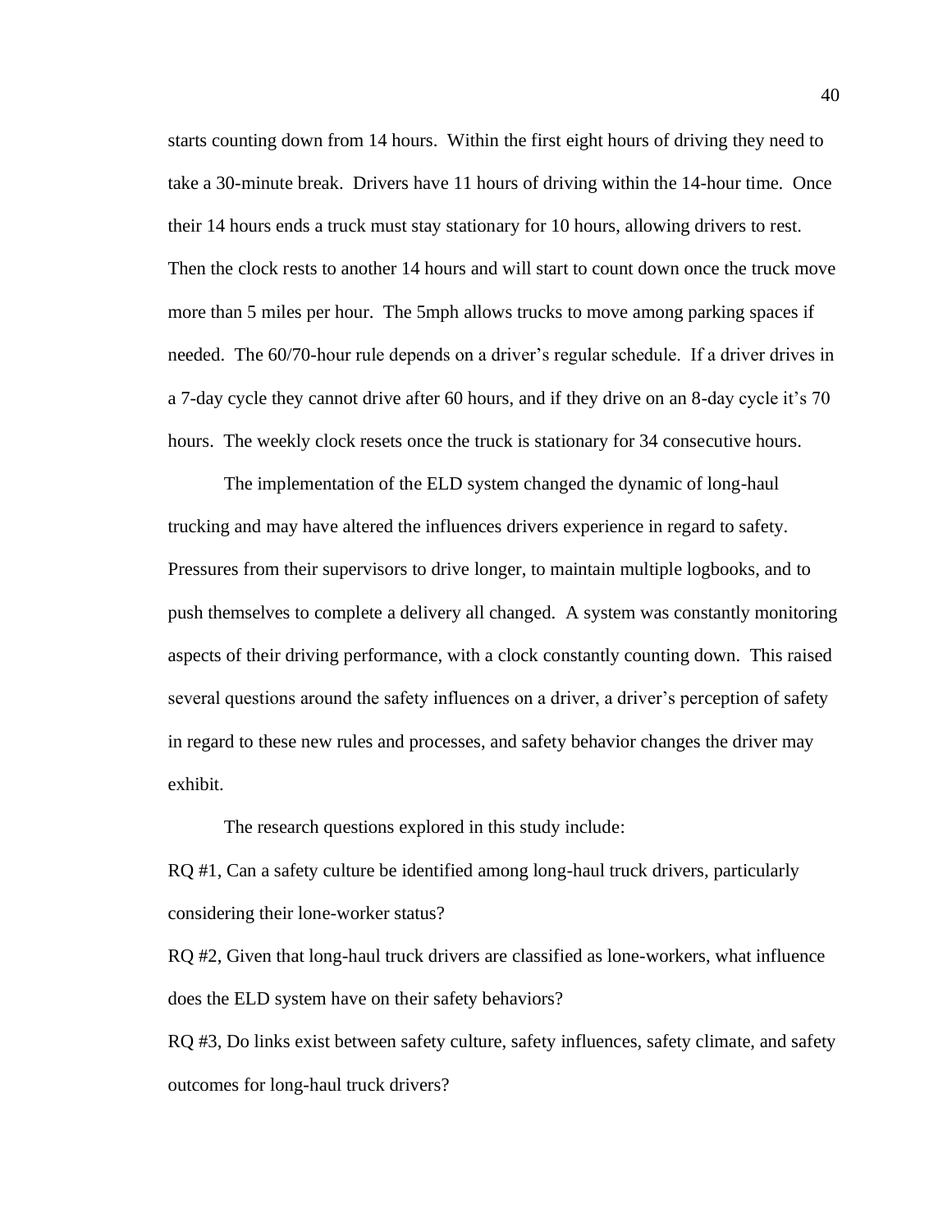starts counting down from 14 hours. Within the first eight hours of driving they need to take a 30-minute break. Drivers have 11 hours of driving within the 14-hour time. Once their 14 hours ends a truck must stay stationary for 10 hours, allowing drivers to rest. Then the clock rests to another 14 hours and will start to count down once the truck move more than 5 miles per hour. The 5mph allows trucks to move among parking spaces if needed. The 60/70-hour rule depends on a driver's regular schedule. If a driver drives in a 7-day cycle they cannot drive after 60 hours, and if they drive on an 8-day cycle it's 70 hours. The weekly clock resets once the truck is stationary for 34 consecutive hours.

The implementation of the ELD system changed the dynamic of long-haul trucking and may have altered the influences drivers experience in regard to safety. Pressures from their supervisors to drive longer, to maintain multiple logbooks, and to push themselves to complete a delivery all changed. A system was constantly monitoring aspects of their driving performance, with a clock constantly counting down. This raised several questions around the safety influences on a driver, a driver's perception of safety in regard to these new rules and processes, and safety behavior changes the driver may exhibit.

The research questions explored in this study include:

RQ #1, Can a safety culture be identified among long-haul truck drivers, particularly considering their lone-worker status?

RQ #2, Given that long-haul truck drivers are classified as lone-workers, what influence does the ELD system have on their safety behaviors?

RQ #3, Do links exist between safety culture, safety influences, safety climate, and safety outcomes for long-haul truck drivers?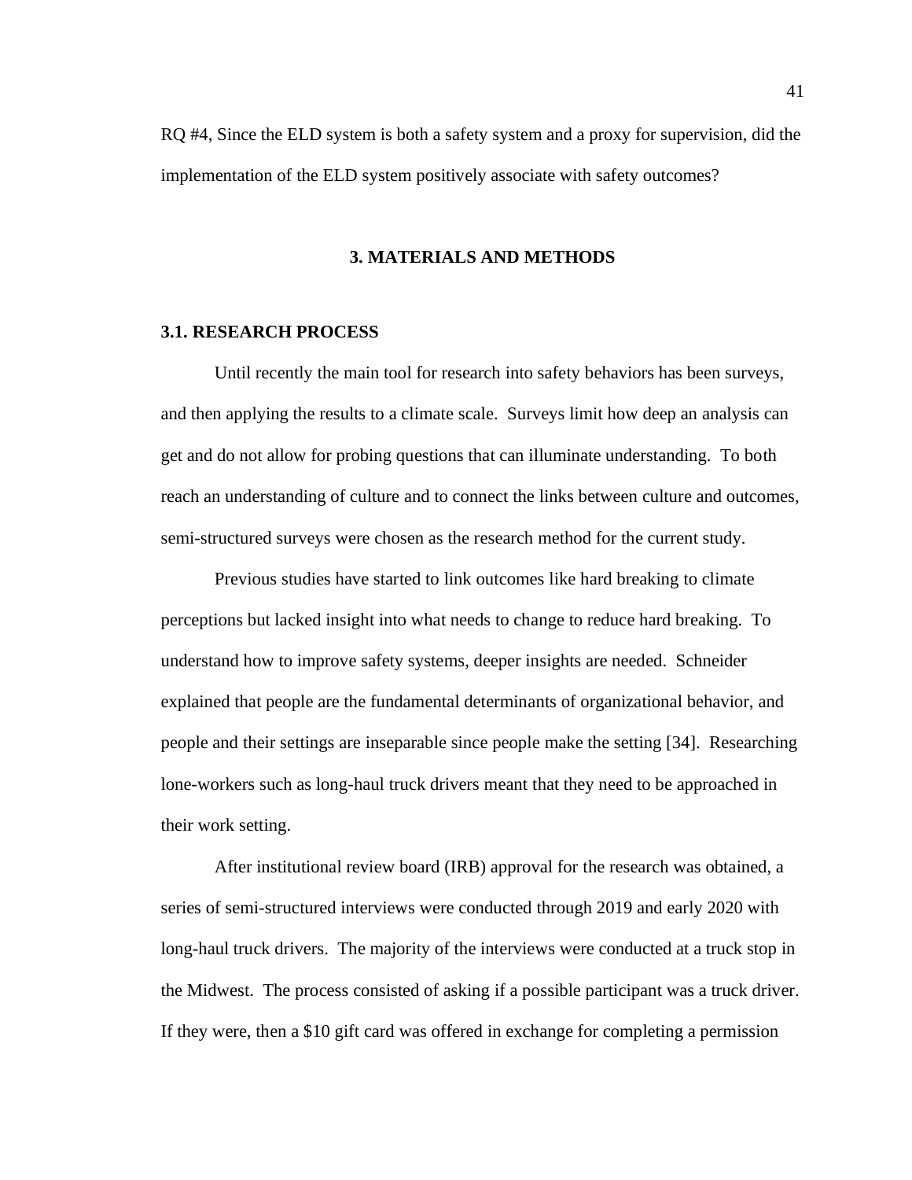RQ #4, Since the ELD system is both a safety system and a proxy for supervision, did the implementation of the ELD system positively associate with safety outcomes?

# 3. MATERIALS AND METHODS

## 3.1. RESEARCH PROCESS

Until recently the main tool for research into safety behaviors has been surveys, and then applying the results to a climate scale. Surveys limit how deep an analysis can get and do not allow for probing questions that can illuminate understanding. To both reach an understanding of culture and to connect the links between culture and outcomes, semi-structured surveys were chosen as the research method for the current study.

Previous studies have started to link outcomes like hard breaking to climate perceptions but lacked insight into what needs to change to reduce hard breaking. To understand how to improve safety systems, deeper insights are needed. Schneider explained that people are the fundamental determinants of organizational behavior, and people and their settings are inseparable since people make the setting [34]. Researching lone-workers such as long-haul truck drivers meant that they need to be approached in their work setting.

After institutional review board (IRB) approval for the research was obtained, a series of semi-structured interviews were conducted through 2019 and early 2020 with long-haul truck drivers. The majority of the interviews were conducted at a truck stop in the Midwest. The process consisted of asking if a possible participant was a truck driver. If they were, then a $10 gift card was offered in exchange for completing a permission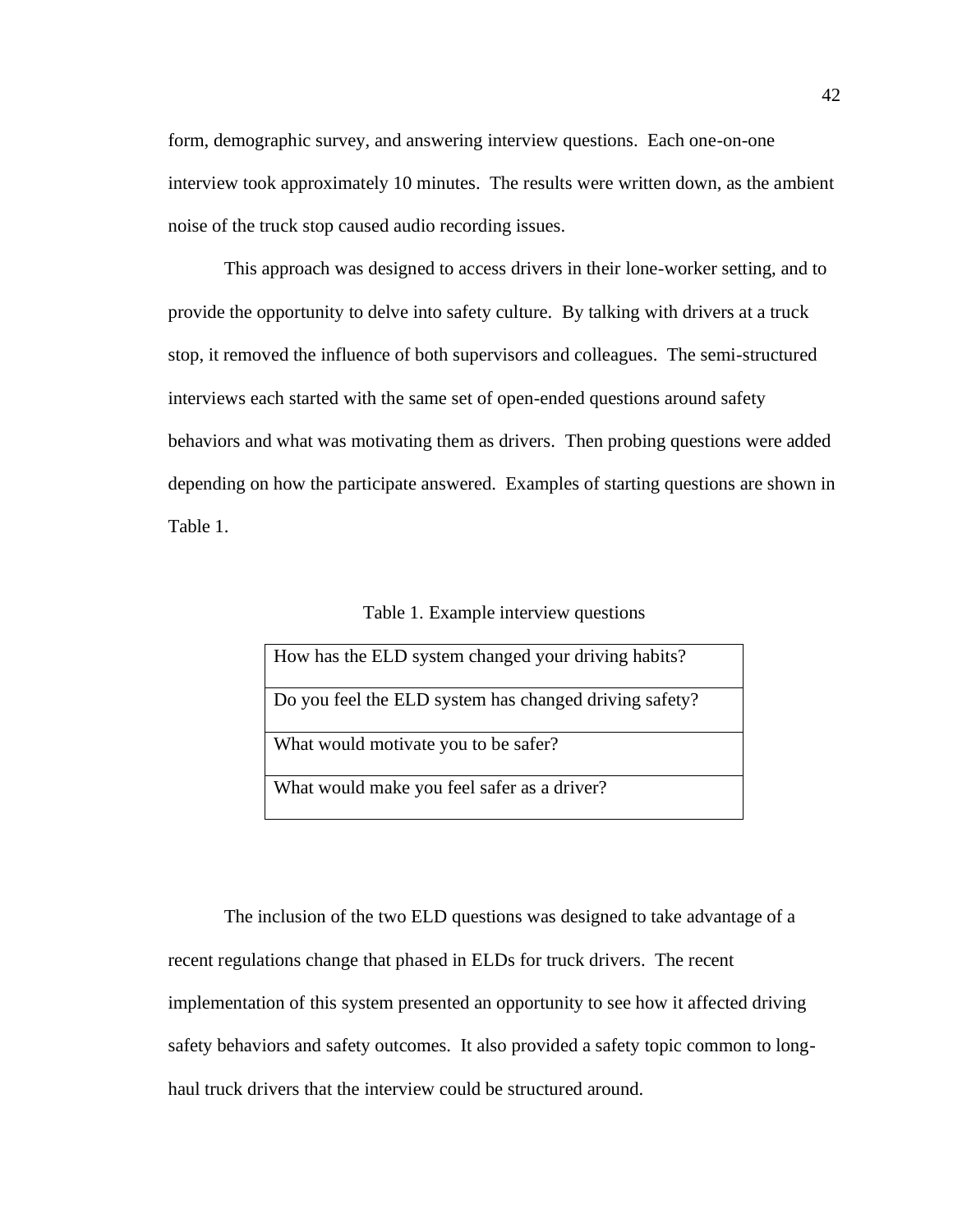form, demographic survey, and answering interview questions. Each one-on-one interview took approximately 10 minutes. The results were written down, as the ambient noise of the truck stop caused audio recording issues.

This approach was designed to access drivers in their lone-worker setting, and to provide the opportunity to delve into safety culture. By talking with drivers at a truck stop, it removed the influence of both supervisors and colleagues. The semi-structured interviews each started with the same set of open-ended questions around safety behaviors and what was motivating them as drivers. Then probing questions were added depending on how the participate answered. Examples of starting questions are shown in Table 1.

Table 1. Example interview questions

| How has the ELD system changed your driving habits? |
|---|
| Do you feel the ELD system has changed driving safety? |
| What would motivate you to be safer? |
| What would make you feel safer as a driver? |

The inclusion of the two ELD questions was designed to take advantage of a recent regulations change that phased in ELDs for truck drivers. The recent implementation of this system presented an opportunity to see how it affected driving safety behaviors and safety outcomes. It also provided a safety topic common to long-haul truck drivers that the interview could be structured around.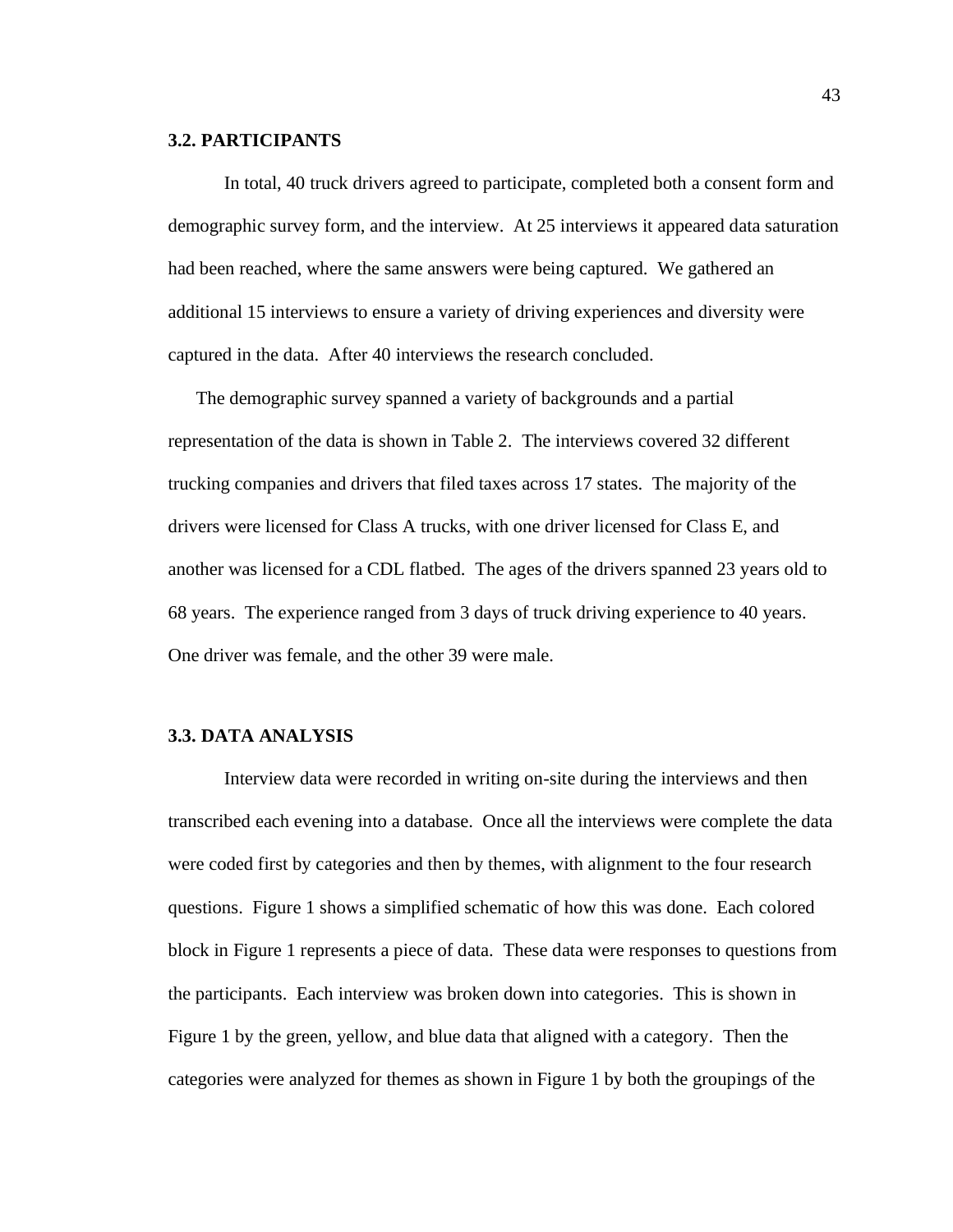### 3.2. PARTICIPANTS

In total, 40 truck drivers agreed to participate, completed both a consent form and demographic survey form, and the interview. At 25 interviews it appeared data saturation had been reached, where the same answers were being captured. We gathered an additional 15 interviews to ensure a variety of driving experiences and diversity were captured in the data. After 40 interviews the research concluded.

The demographic survey spanned a variety of backgrounds and a partial representation of the data is shown in Table 2. The interviews covered 32 different trucking companies and drivers that filed taxes across 17 states. The majority of the drivers were licensed for Class A trucks, with one driver licensed for Class E, and another was licensed for a CDL flatbed. The ages of the drivers spanned 23 years old to 68 years. The experience ranged from 3 days of truck driving experience to 40 years. One driver was female, and the other 39 were male.

### 3.3. DATA ANALYSIS

Interview data were recorded in writing on-site during the interviews and then transcribed each evening into a database. Once all the interviews were complete the data were coded first by categories and then by themes, with alignment to the four research questions. Figure 1 shows a simplified schematic of how this was done. Each colored block in Figure 1 represents a piece of data. These data were responses to questions from the participants. Each interview was broken down into categories. This is shown in Figure 1 by the green, yellow, and blue data that aligned with a category. Then the categories were analyzed for themes as shown in Figure 1 by both the groupings of the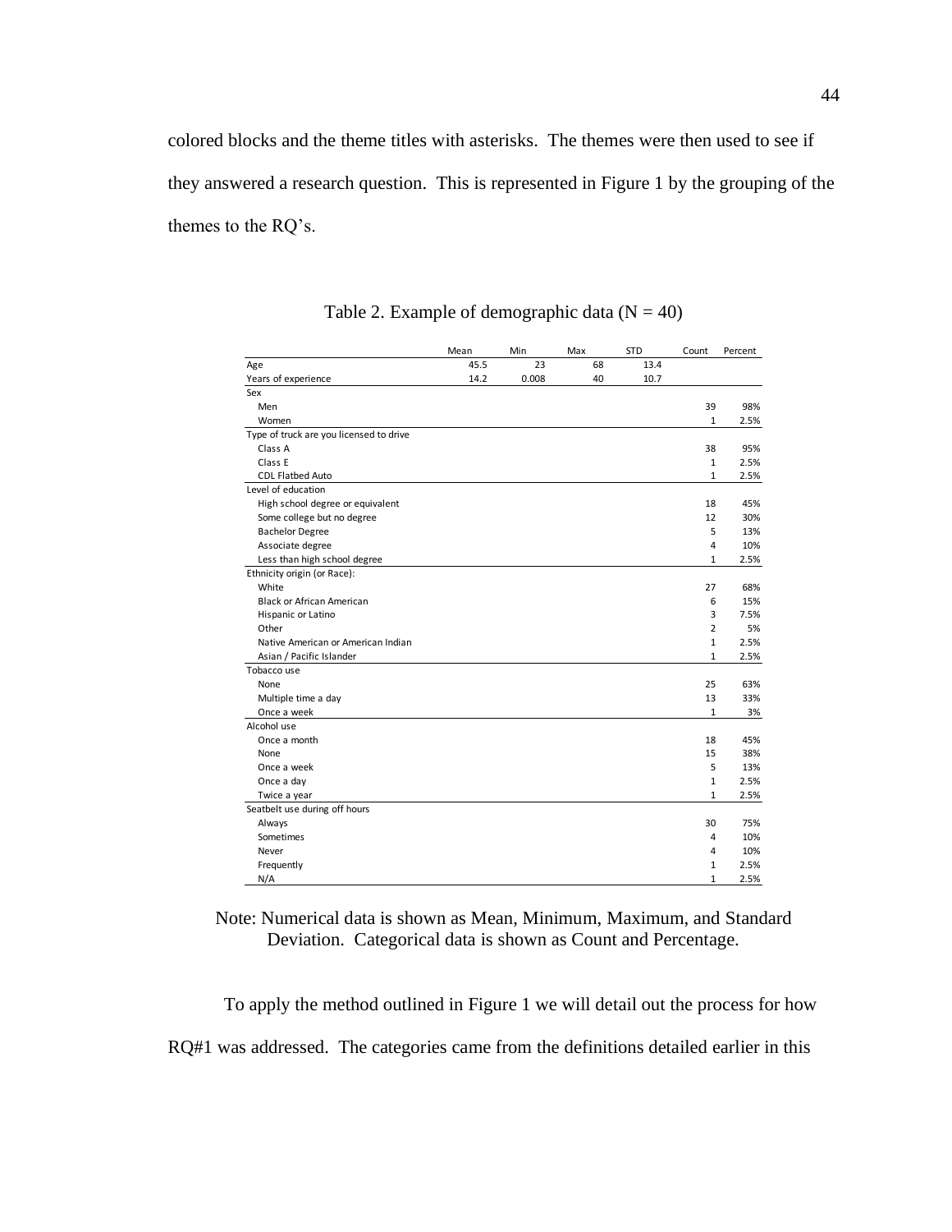colored blocks and the theme titles with asterisks. The themes were then used to see if they answered a research question. This is represented in Figure 1 by the grouping of the themes to the RQ's.

Table 2. Example of demographic data (N = 40)

| | Mean | Min | Max | STD | Count | Percent |
|---|---|---|---|---|---|---|
| Age | 45.5 | 23 | 68 | 13.4 | | |
| Years of experience | 14.2 | 0.008 | 40 | 10.7 | | |
| Sex | | | | | | |
| Men | | | | | 39 | 98% |
| Women | | | | | 1 | 2.5% |
| Type of truck are you licensed to drive | | | | | | |
| Class A | | | | | 38 | 95% |
| Class E | | | | | 1 | 2.5% |
| CDL Flatbed Auto | | | | | 1 | 2.5% |
| Level of education | | | | | | |
| High school degree or equivalent | | | | | 18 | 45% |
| Some college but no degree | | | | | 12 | 30% |
| Bachelor Degree | | | | | 5 | 13% |
| Associate degree | | | | | 4 | 10% |
| Less than high school degree | | | | | 1 | 2.5% |
| Ethnicity origin (or Race): | | | | | | |
| White | | | | | 27 | 68% |
| Black or African American | | | | | 6 | 15% |
| Hispanic or Latino | | | | | 3 | 7.5% |
| Other | | | | | 2 | 5% |
| Native American or American Indian | | | | | 1 | 2.5% |
| Asian / Pacific Islander | | | | | 1 | 2.5% |
| Tobacco use | | | | | | |
| None | | | | | 25 | 63% |
| Multiple time a day | | | | | 13 | 33% |
| Once a week | | | | | 1 | 3% |
| Alcohol use | | | | | | |
| Once a month | | | | | 18 | 45% |
| None | | | | | 15 | 38% |
| Once a week | | | | | 5 | 13% |
| Once a day | | | | | 1 | 2.5% |
| Twice a year | | | | | 1 | 2.5% |
| Seatbelt use during off hours | | | | | | |
| Always | | | | | 30 | 75% |
| Sometimes | | | | | 4 | 10% |
| Never | | | | | 4 | 10% |
| Frequently | | | | | 1 | 2.5% |
| N/A | | | | | 1 | 2.5% |

Note: Numerical data is shown as Mean, Minimum, Maximum, and Standard Deviation. Categorical data is shown as Count and Percentage.

To apply the method outlined in Figure 1 we will detail out the process for how RQ#1 was addressed. The categories came from the definitions detailed earlier in this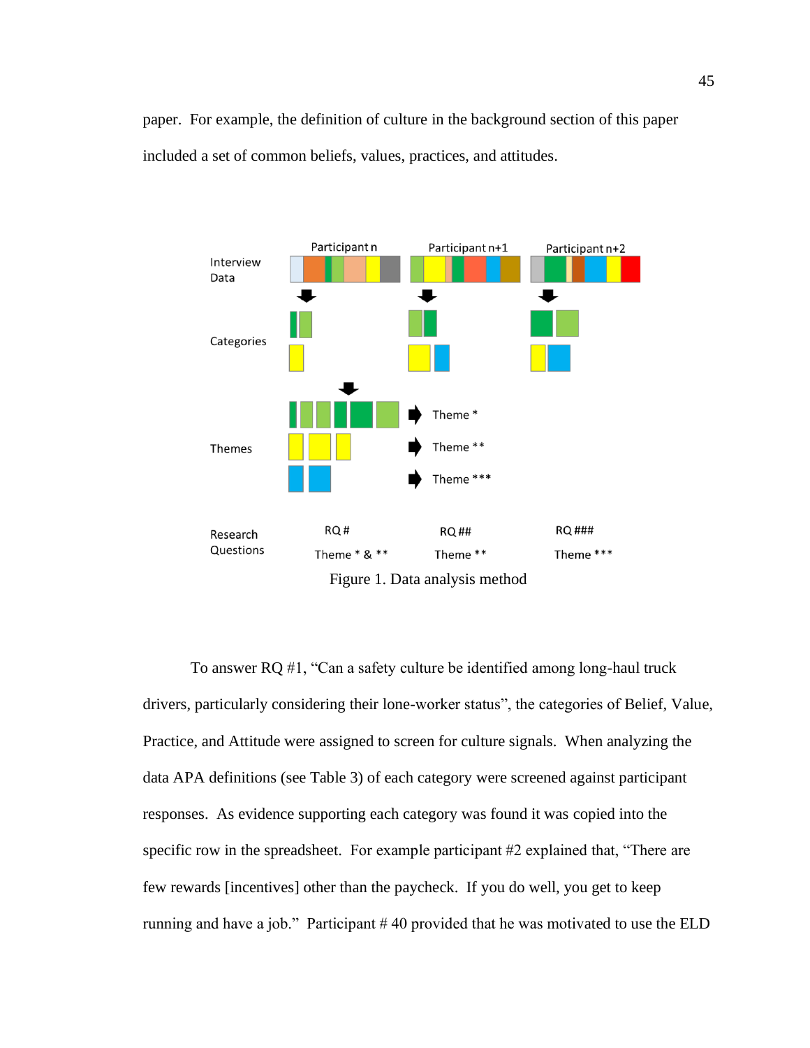paper. For example, the definition of culture in the background section of this paper included a set of common beliefs, values, practices, and attitudes.

Figure 1. Data analysis method

To answer RQ #1, “Can a safety culture be identified among long-haul truck drivers, particularly considering their lone-worker status”, the categories of Belief, Value, Practice, and Attitude were assigned to screen for culture signals. When analyzing the data APA definitions (see Table 3) of each category were screened against participant responses. As evidence supporting each category was found it was copied into the specific row in the spreadsheet. For example participant #2 explained that, “There are few rewards [incentives] other than the paycheck. If you do well, you get to keep running and have a job.” Participant # 40 provided that he was motivated to use the ELD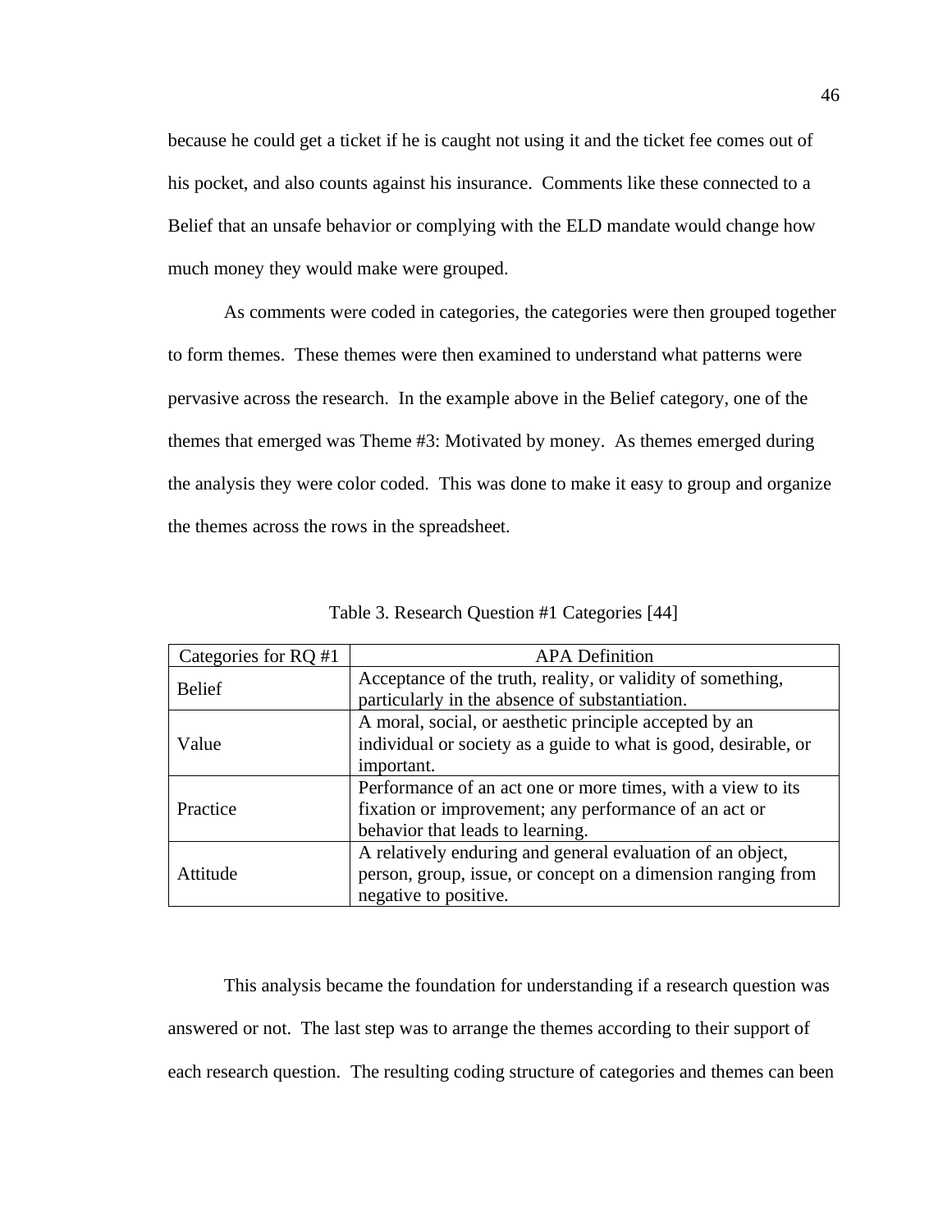because he could get a ticket if he is caught not using it and the ticket fee comes out of his pocket, and also counts against his insurance. Comments like these connected to a Belief that an unsafe behavior or complying with the ELD mandate would change how much money they would make were grouped.

As comments were coded in categories, the categories were then grouped together to form themes. These themes were then examined to understand what patterns were pervasive across the research. In the example above in the Belief category, one of the themes that emerged was Theme #3: Motivated by money. As themes emerged during the analysis they were color coded. This was done to make it easy to group and organize the themes across the rows in the spreadsheet.

Table 3. Research Question #1 Categories [44]

| Categories for RQ #1 | APA Definition |
|---|---|
| Belief | Acceptance of the truth, reality, or validity of something, particularly in the absence of substantiation. |
| Value | A moral, social, or aesthetic principle accepted by an individual or society as a guide to what is good, desirable, or important. |
| Practice | Performance of an act one or more times, with a view to its fixation or improvement; any performance of an act or behavior that leads to learning. |
| Attitude | A relatively enduring and general evaluation of an object, person, group, issue, or concept on a dimension ranging from negative to positive. |

This analysis became the foundation for understanding if a research question was answered or not. The last step was to arrange the themes according to their support of each research question. The resulting coding structure of categories and themes can been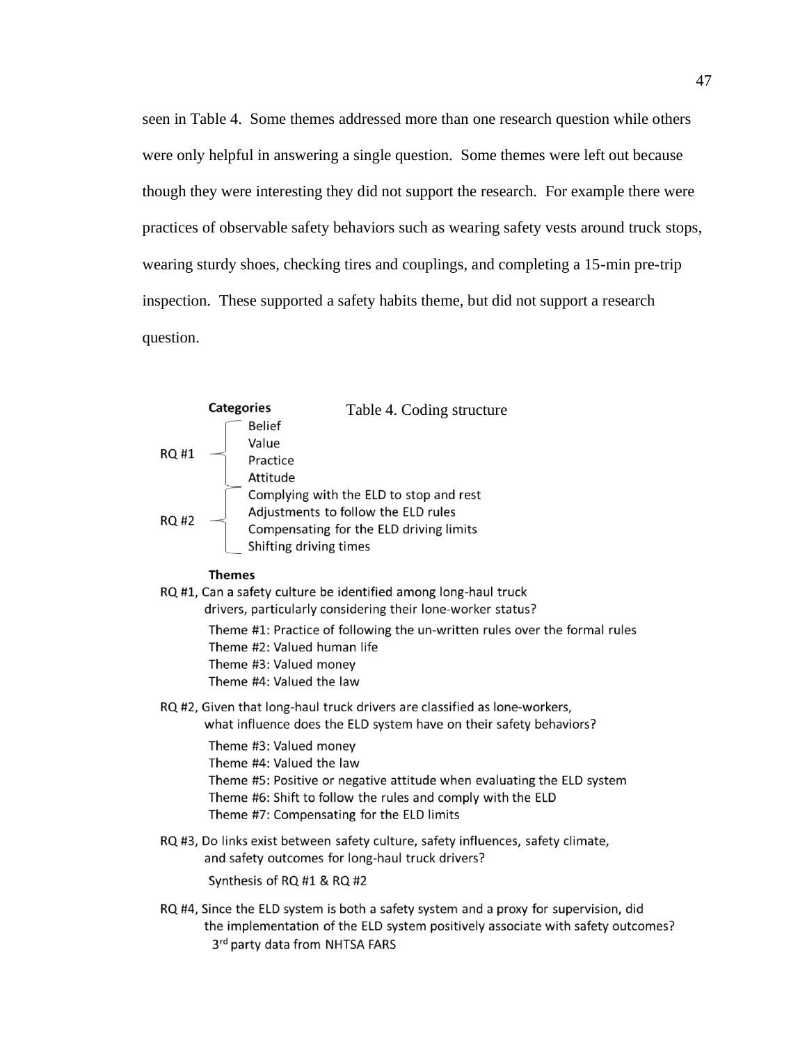seen in Table 4. Some themes addressed more than one research question while others were only helpful in answering a single question. Some themes were left out because though they were interesting they did not support the research. For example there were practices of observable safety behaviors such as wearing safety vests around truck stops, wearing sturdy shoes, checking tires and couplings, and completing a 15-min pre-trip inspection. These supported a safety habits theme, but did not support a research question.

Table 4. Coding structure

**Categories**

- RQ #1
  - Belief
  - Value
  - Practice
  - Attitude
- RQ #2
  - Complying with the ELD to stop and rest
  - Adjustments to follow the ELD rules
  - Compensating for the ELD driving limits
  - Shifting driving times

**Themes**

RQ #1, Can a safety culture be identified among long-haul truck drivers, particularly considering their lone-worker status?

- Theme #1: Practice of following the un-written rules over the formal rules
- Theme #2: Valued human life
- Theme #3: Valued money
- Theme #4: Valued the law

RQ #2, Given that long-haul truck drivers are classified as lone-workers, what influence does the ELD system have on their safety behaviors?

- Theme #3: Valued money
- Theme #4: Valued the law
- Theme #5: Positive or negative attitude when evaluating the ELD system
- Theme #6: Shift to follow the rules and comply with the ELD
- Theme #7: Compensating for the ELD limits

RQ #3, Do links exist between safety culture, safety influences, safety climate, and safety outcomes for long-haul truck drivers?

- Synthesis of RQ #1 & RQ #2

RQ #4, Since the ELD system is both a safety system and a proxy for supervision, did the implementation of the ELD system positively associate with safety outcomes?

- 3rd party data from NHTSA FARS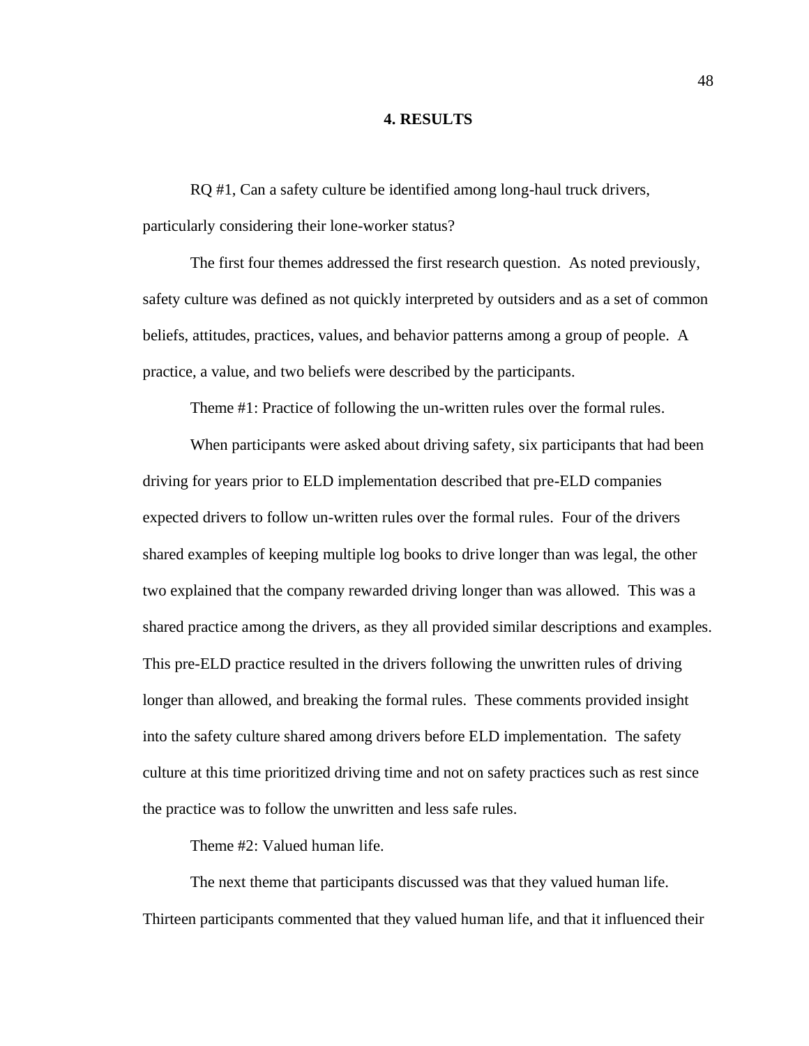# 4. RESULTS

RQ #1, Can a safety culture be identified among long-haul truck drivers, particularly considering their lone-worker status?

The first four themes addressed the first research question. As noted previously, safety culture was defined as not quickly interpreted by outsiders and as a set of common beliefs, attitudes, practices, values, and behavior patterns among a group of people. A practice, a value, and two beliefs were described by the participants.

Theme #1: Practice of following the un-written rules over the formal rules.

When participants were asked about driving safety, six participants that had been driving for years prior to ELD implementation described that pre-ELD companies expected drivers to follow un-written rules over the formal rules. Four of the drivers shared examples of keeping multiple log books to drive longer than was legal, the other two explained that the company rewarded driving longer than was allowed. This was a shared practice among the drivers, as they all provided similar descriptions and examples. This pre-ELD practice resulted in the drivers following the unwritten rules of driving longer than allowed, and breaking the formal rules. These comments provided insight into the safety culture shared among drivers before ELD implementation. The safety culture at this time prioritized driving time and not on safety practices such as rest since the practice was to follow the unwritten and less safe rules.

Theme #2: Valued human life.

The next theme that participants discussed was that they valued human life. Thirteen participants commented that they valued human life, and that it influenced their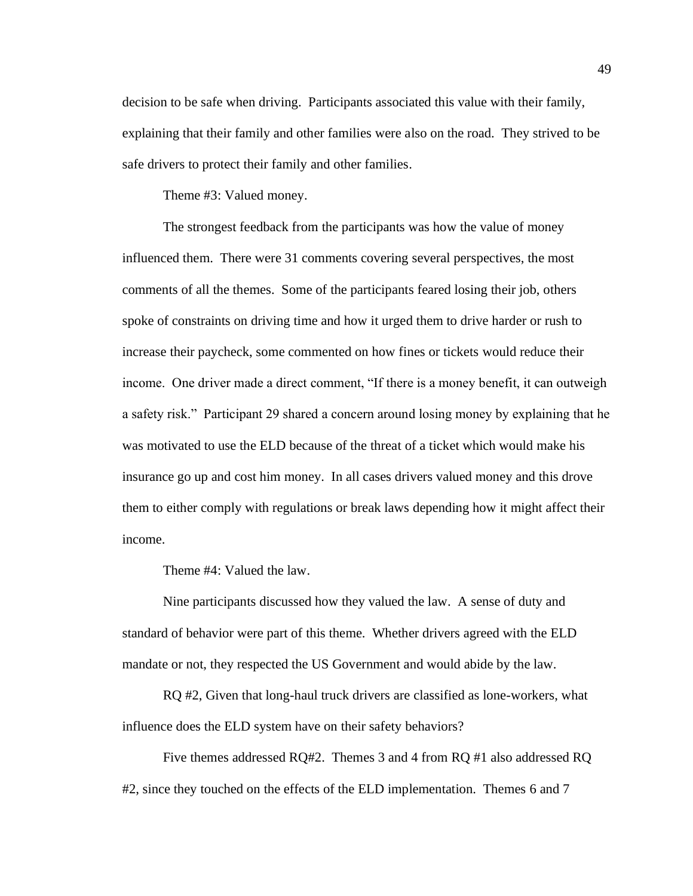decision to be safe when driving. Participants associated this value with their family, explaining that their family and other families were also on the road. They strived to be safe drivers to protect their family and other families.

Theme #3: Valued money.

The strongest feedback from the participants was how the value of money influenced them. There were 31 comments covering several perspectives, the most comments of all the themes. Some of the participants feared losing their job, others spoke of constraints on driving time and how it urged them to drive harder or rush to increase their paycheck, some commented on how fines or tickets would reduce their income. One driver made a direct comment, "If there is a money benefit, it can outweigh a safety risk." Participant 29 shared a concern around losing money by explaining that he was motivated to use the ELD because of the threat of a ticket which would make his insurance go up and cost him money. In all cases drivers valued money and this drove them to either comply with regulations or break laws depending how it might affect their income.

Theme #4: Valued the law.

Nine participants discussed how they valued the law. A sense of duty and standard of behavior were part of this theme. Whether drivers agreed with the ELD mandate or not, they respected the US Government and would abide by the law.

RQ #2, Given that long-haul truck drivers are classified as lone-workers, what influence does the ELD system have on their safety behaviors?

Five themes addressed RQ#2. Themes 3 and 4 from RQ #1 also addressed RQ #2, since they touched on the effects of the ELD implementation. Themes 6 and 7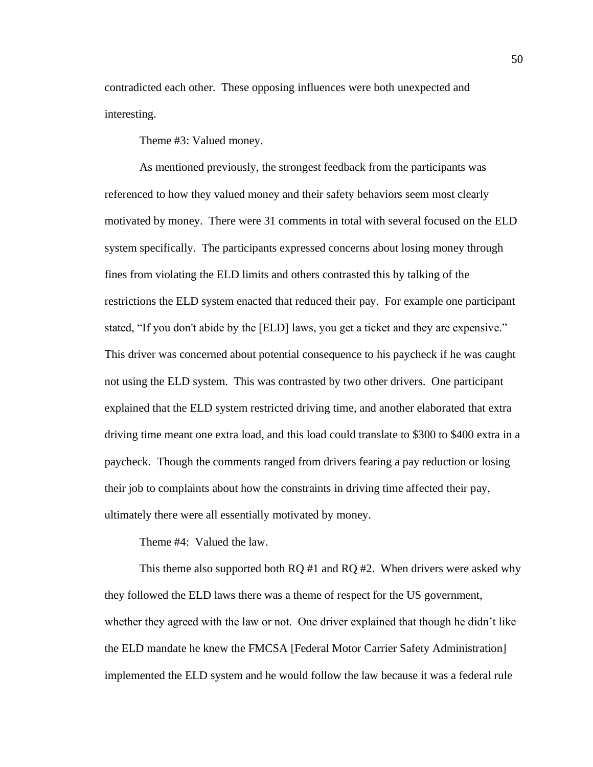contradicted each other. These opposing influences were both unexpected and interesting.

Theme #3: Valued money.

As mentioned previously, the strongest feedback from the participants was referenced to how they valued money and their safety behaviors seem most clearly motivated by money. There were 31 comments in total with several focused on the ELD system specifically. The participants expressed concerns about losing money through fines from violating the ELD limits and others contrasted this by talking of the restrictions the ELD system enacted that reduced their pay. For example one participant stated, "If you don't abide by the [ELD] laws, you get a ticket and they are expensive." This driver was concerned about potential consequence to his paycheck if he was caught not using the ELD system. This was contrasted by two other drivers. One participant explained that the ELD system restricted driving time, and another elaborated that extra driving time meant one extra load, and this load could translate to $300 to $400 extra in a paycheck. Though the comments ranged from drivers fearing a pay reduction or losing their job to complaints about how the constraints in driving time affected their pay, ultimately there were all essentially motivated by money.

Theme #4: Valued the law.

This theme also supported both RQ #1 and RQ #2. When drivers were asked why they followed the ELD laws there was a theme of respect for the US government, whether they agreed with the law or not. One driver explained that though he didn't like the ELD mandate he knew the FMCSA [Federal Motor Carrier Safety Administration] implemented the ELD system and he would follow the law because it was a federal rule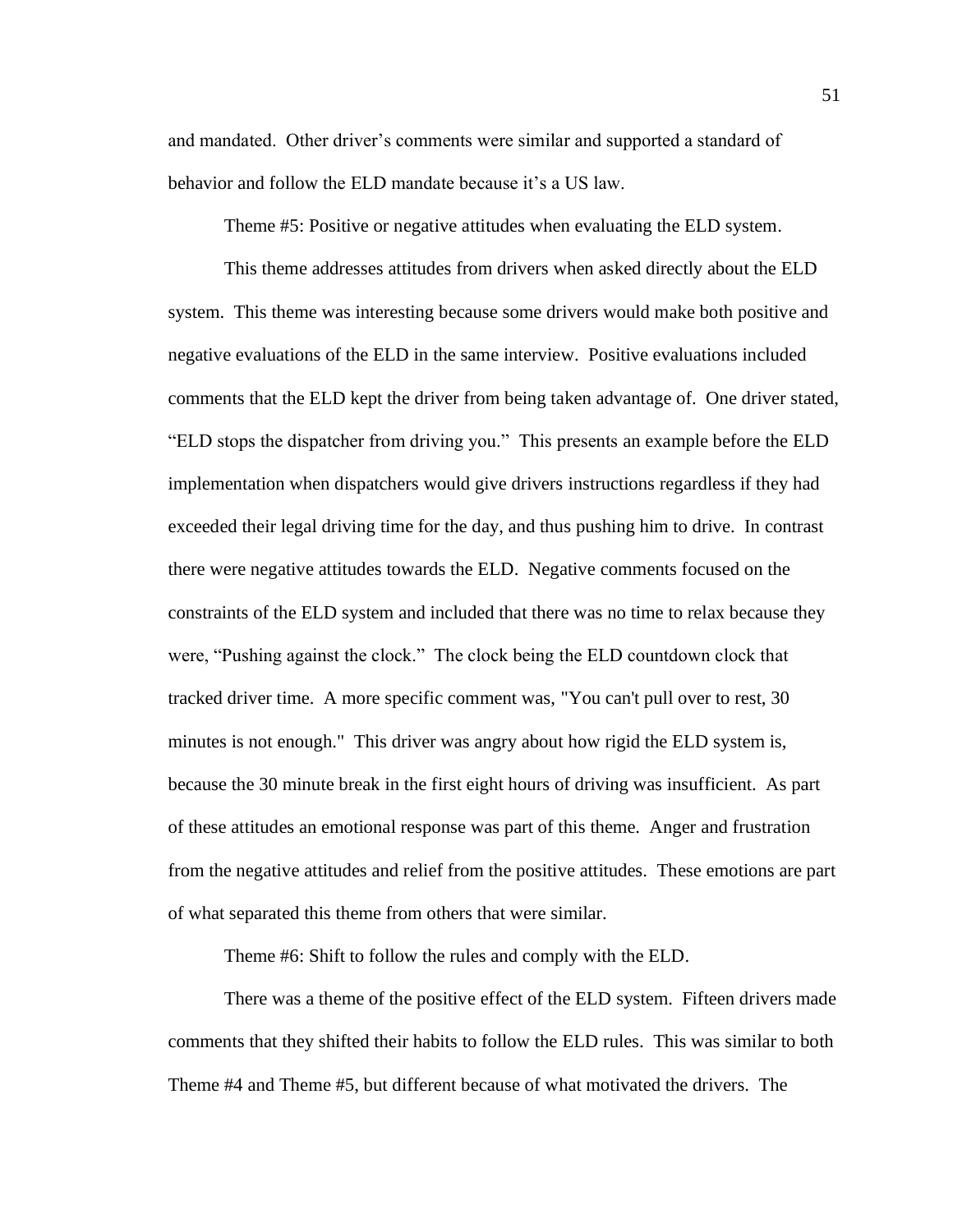and mandated. Other driver's comments were similar and supported a standard of behavior and follow the ELD mandate because it's a US law.

Theme #5: Positive or negative attitudes when evaluating the ELD system.

This theme addresses attitudes from drivers when asked directly about the ELD system. This theme was interesting because some drivers would make both positive and negative evaluations of the ELD in the same interview. Positive evaluations included comments that the ELD kept the driver from being taken advantage of. One driver stated, "ELD stops the dispatcher from driving you." This presents an example before the ELD implementation when dispatchers would give drivers instructions regardless if they had exceeded their legal driving time for the day, and thus pushing him to drive. In contrast there were negative attitudes towards the ELD. Negative comments focused on the constraints of the ELD system and included that there was no time to relax because they were, "Pushing against the clock." The clock being the ELD countdown clock that tracked driver time. A more specific comment was, "You can't pull over to rest, 30 minutes is not enough." This driver was angry about how rigid the ELD system is, because the 30 minute break in the first eight hours of driving was insufficient. As part of these attitudes an emotional response was part of this theme. Anger and frustration from the negative attitudes and relief from the positive attitudes. These emotions are part of what separated this theme from others that were similar.

Theme #6: Shift to follow the rules and comply with the ELD.

There was a theme of the positive effect of the ELD system. Fifteen drivers made comments that they shifted their habits to follow the ELD rules. This was similar to both Theme #4 and Theme #5, but different because of what motivated the drivers. The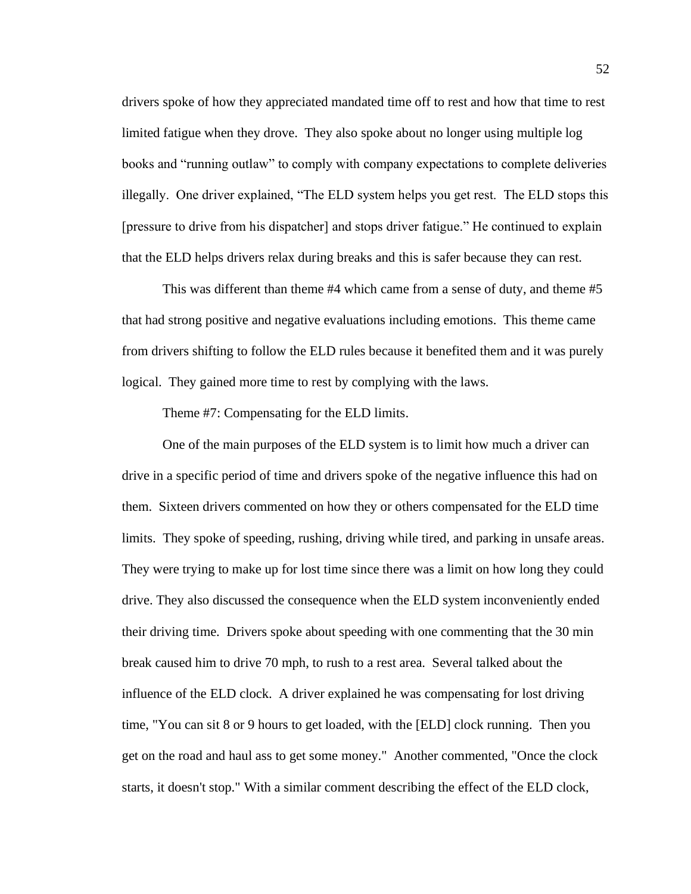drivers spoke of how they appreciated mandated time off to rest and how that time to rest limited fatigue when they drove. They also spoke about no longer using multiple log books and "running outlaw" to comply with company expectations to complete deliveries illegally. One driver explained, "The ELD system helps you get rest. The ELD stops this [pressure to drive from his dispatcher] and stops driver fatigue." He continued to explain that the ELD helps drivers relax during breaks and this is safer because they can rest.

This was different than theme #4 which came from a sense of duty, and theme #5 that had strong positive and negative evaluations including emotions. This theme came from drivers shifting to follow the ELD rules because it benefited them and it was purely logical. They gained more time to rest by complying with the laws.

Theme #7: Compensating for the ELD limits.

One of the main purposes of the ELD system is to limit how much a driver can drive in a specific period of time and drivers spoke of the negative influence this had on them. Sixteen drivers commented on how they or others compensated for the ELD time limits. They spoke of speeding, rushing, driving while tired, and parking in unsafe areas. They were trying to make up for lost time since there was a limit on how long they could drive. They also discussed the consequence when the ELD system inconveniently ended their driving time. Drivers spoke about speeding with one commenting that the 30 min break caused him to drive 70 mph, to rush to a rest area. Several talked about the influence of the ELD clock. A driver explained he was compensating for lost driving time, "You can sit 8 or 9 hours to get loaded, with the [ELD] clock running. Then you get on the road and haul ass to get some money." Another commented, "Once the clock starts, it doesn't stop." With a similar comment describing the effect of the ELD clock,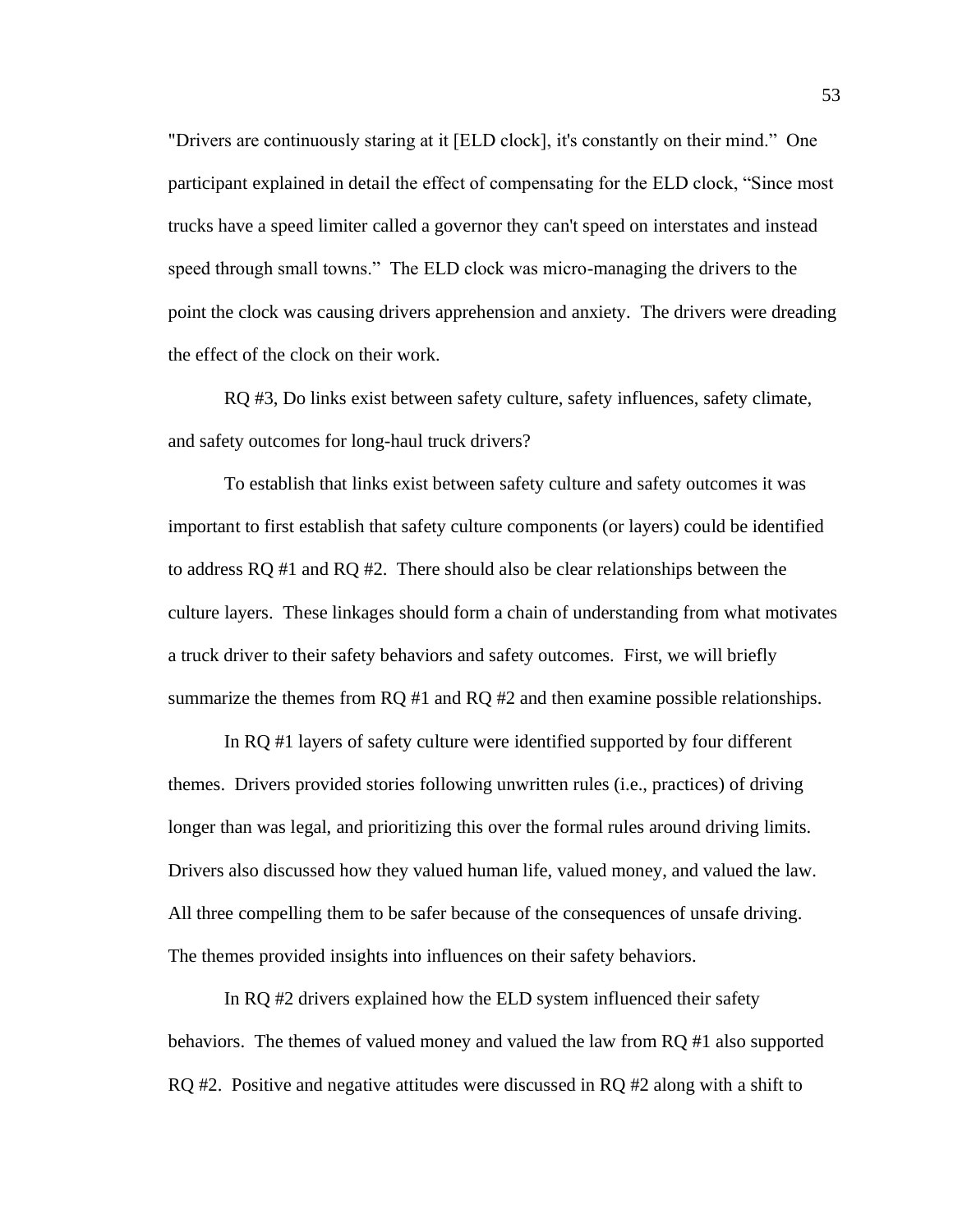"Drivers are continuously staring at it [ELD clock], it's constantly on their mind." One participant explained in detail the effect of compensating for the ELD clock, "Since most trucks have a speed limiter called a governor they can't speed on interstates and instead speed through small towns." The ELD clock was micro-managing the drivers to the point the clock was causing drivers apprehension and anxiety. The drivers were dreading the effect of the clock on their work.

RQ #3, Do links exist between safety culture, safety influences, safety climate, and safety outcomes for long-haul truck drivers?

To establish that links exist between safety culture and safety outcomes it was important to first establish that safety culture components (or layers) could be identified to address RQ #1 and RQ #2. There should also be clear relationships between the culture layers. These linkages should form a chain of understanding from what motivates a truck driver to their safety behaviors and safety outcomes. First, we will briefly summarize the themes from RQ #1 and RQ #2 and then examine possible relationships.

In RQ #1 layers of safety culture were identified supported by four different themes. Drivers provided stories following unwritten rules (i.e., practices) of driving longer than was legal, and prioritizing this over the formal rules around driving limits. Drivers also discussed how they valued human life, valued money, and valued the law. All three compelling them to be safer because of the consequences of unsafe driving. The themes provided insights into influences on their safety behaviors.

In RQ #2 drivers explained how the ELD system influenced their safety behaviors. The themes of valued money and valued the law from RQ #1 also supported RQ #2. Positive and negative attitudes were discussed in RQ #2 along with a shift to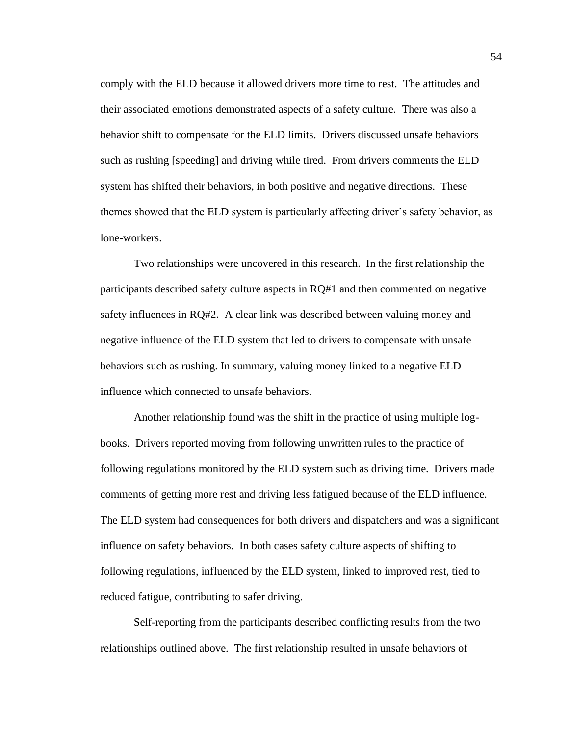comply with the ELD because it allowed drivers more time to rest. The attitudes and their associated emotions demonstrated aspects of a safety culture. There was also a behavior shift to compensate for the ELD limits. Drivers discussed unsafe behaviors such as rushing [speeding] and driving while tired. From drivers comments the ELD system has shifted their behaviors, in both positive and negative directions. These themes showed that the ELD system is particularly affecting driver's safety behavior, as lone-workers.

Two relationships were uncovered in this research. In the first relationship the participants described safety culture aspects in RQ#1 and then commented on negative safety influences in RQ#2. A clear link was described between valuing money and negative influence of the ELD system that led to drivers to compensate with unsafe behaviors such as rushing. In summary, valuing money linked to a negative ELD influence which connected to unsafe behaviors.

Another relationship found was the shift in the practice of using multiple log-books. Drivers reported moving from following unwritten rules to the practice of following regulations monitored by the ELD system such as driving time. Drivers made comments of getting more rest and driving less fatigued because of the ELD influence. The ELD system had consequences for both drivers and dispatchers and was a significant influence on safety behaviors. In both cases safety culture aspects of shifting to following regulations, influenced by the ELD system, linked to improved rest, tied to reduced fatigue, contributing to safer driving.

Self-reporting from the participants described conflicting results from the two relationships outlined above. The first relationship resulted in unsafe behaviors of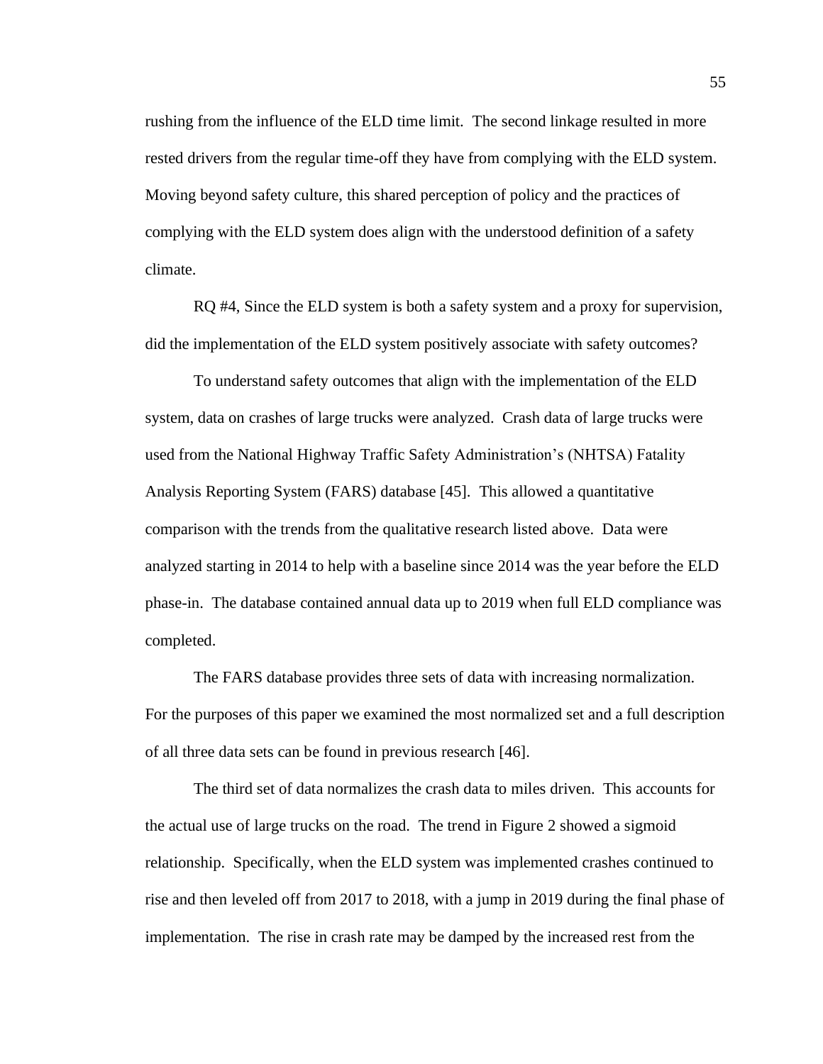rushing from the influence of the ELD time limit. The second linkage resulted in more rested drivers from the regular time-off they have from complying with the ELD system. Moving beyond safety culture, this shared perception of policy and the practices of complying with the ELD system does align with the understood definition of a safety climate.

RQ #4, Since the ELD system is both a safety system and a proxy for supervision, did the implementation of the ELD system positively associate with safety outcomes?

To understand safety outcomes that align with the implementation of the ELD system, data on crashes of large trucks were analyzed. Crash data of large trucks were used from the National Highway Traffic Safety Administration's (NHTSA) Fatality Analysis Reporting System (FARS) database [45]. This allowed a quantitative comparison with the trends from the qualitative research listed above. Data were analyzed starting in 2014 to help with a baseline since 2014 was the year before the ELD phase-in. The database contained annual data up to 2019 when full ELD compliance was completed.

The FARS database provides three sets of data with increasing normalization. For the purposes of this paper we examined the most normalized set and a full description of all three data sets can be found in previous research [46].

The third set of data normalizes the crash data to miles driven. This accounts for the actual use of large trucks on the road. The trend in Figure 2 showed a sigmoid relationship. Specifically, when the ELD system was implemented crashes continued to rise and then leveled off from 2017 to 2018, with a jump in 2019 during the final phase of implementation. The rise in crash rate may be damped by the increased rest from the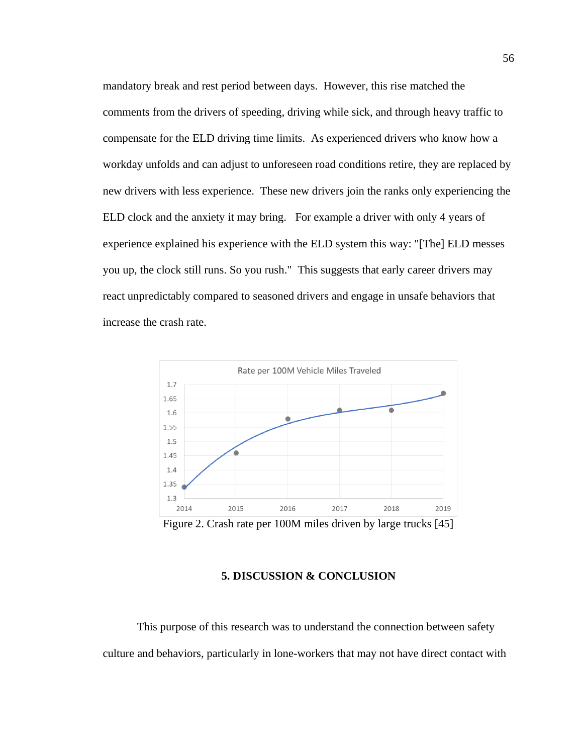mandatory break and rest period between days. However, this rise matched the comments from the drivers of speeding, driving while sick, and through heavy traffic to compensate for the ELD driving time limits. As experienced drivers who know how a workday unfolds and can adjust to unforeseen road conditions retire, they are replaced by new drivers with less experience. These new drivers join the ranks only experiencing the ELD clock and the anxiety it may bring. For example a driver with only 4 years of experience explained his experience with the ELD system this way: "[The] ELD messes you up, the clock still runs. So you rush." This suggests that early career drivers may react unpredictably compared to seasoned drivers and engage in unsafe behaviors that increase the crash rate.

Figure 2. Crash rate per 100M miles driven by large trucks [45]

## 5. DISCUSSION & CONCLUSION

This purpose of this research was to understand the connection between safety culture and behaviors, particularly in lone-workers that may not have direct contact with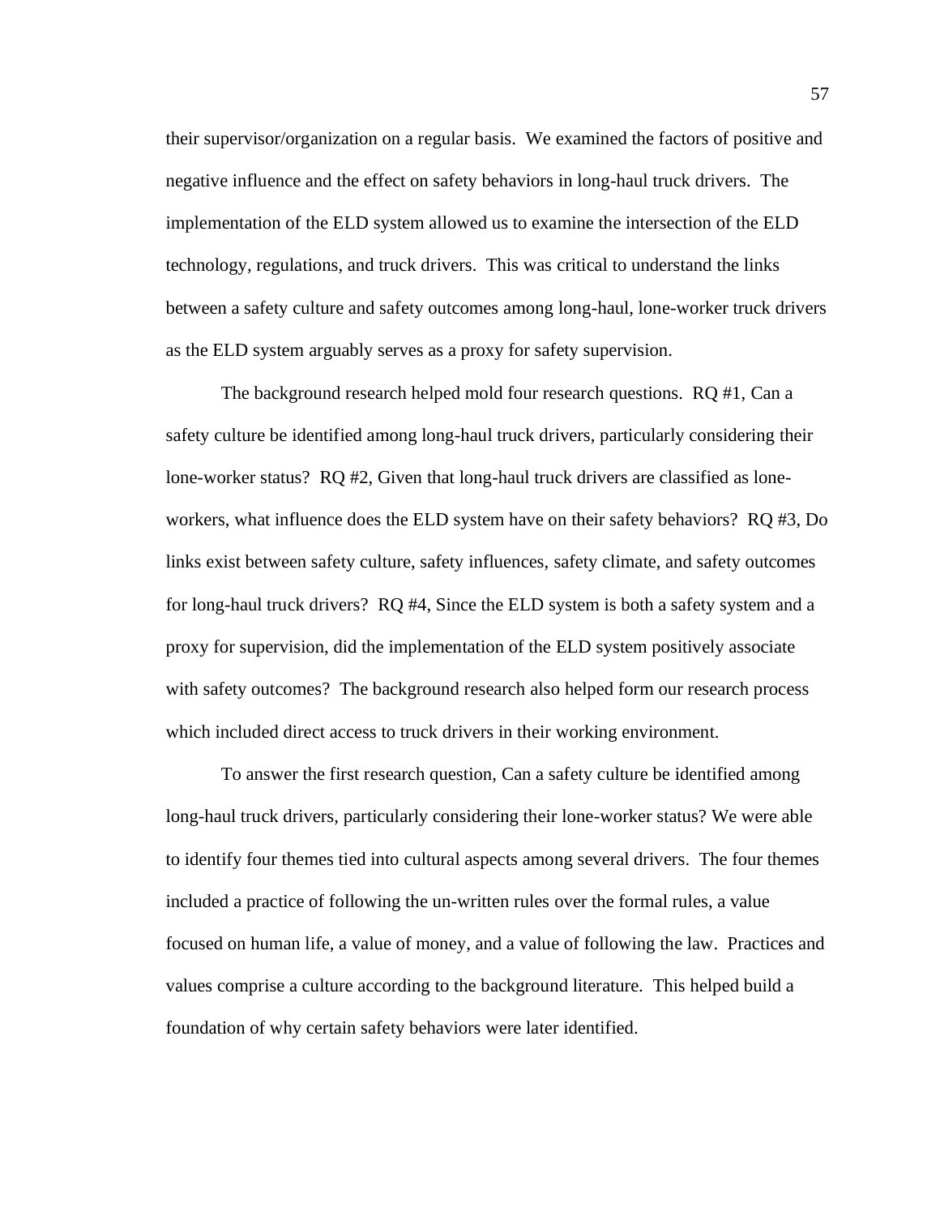their supervisor/organization on a regular basis. We examined the factors of positive and negative influence and the effect on safety behaviors in long-haul truck drivers. The implementation of the ELD system allowed us to examine the intersection of the ELD technology, regulations, and truck drivers. This was critical to understand the links between a safety culture and safety outcomes among long-haul, lone-worker truck drivers as the ELD system arguably serves as a proxy for safety supervision.

The background research helped mold four research questions. RQ #1, Can a safety culture be identified among long-haul truck drivers, particularly considering their lone-worker status? RQ #2, Given that long-haul truck drivers are classified as lone-workers, what influence does the ELD system have on their safety behaviors? RQ #3, Do links exist between safety culture, safety influences, safety climate, and safety outcomes for long-haul truck drivers? RQ #4, Since the ELD system is both a safety system and a proxy for supervision, did the implementation of the ELD system positively associate with safety outcomes? The background research also helped form our research process which included direct access to truck drivers in their working environment.

To answer the first research question, Can a safety culture be identified among long-haul truck drivers, particularly considering their lone-worker status? We were able to identify four themes tied into cultural aspects among several drivers. The four themes included a practice of following the un-written rules over the formal rules, a value focused on human life, a value of money, and a value of following the law. Practices and values comprise a culture according to the background literature. This helped build a foundation of why certain safety behaviors were later identified.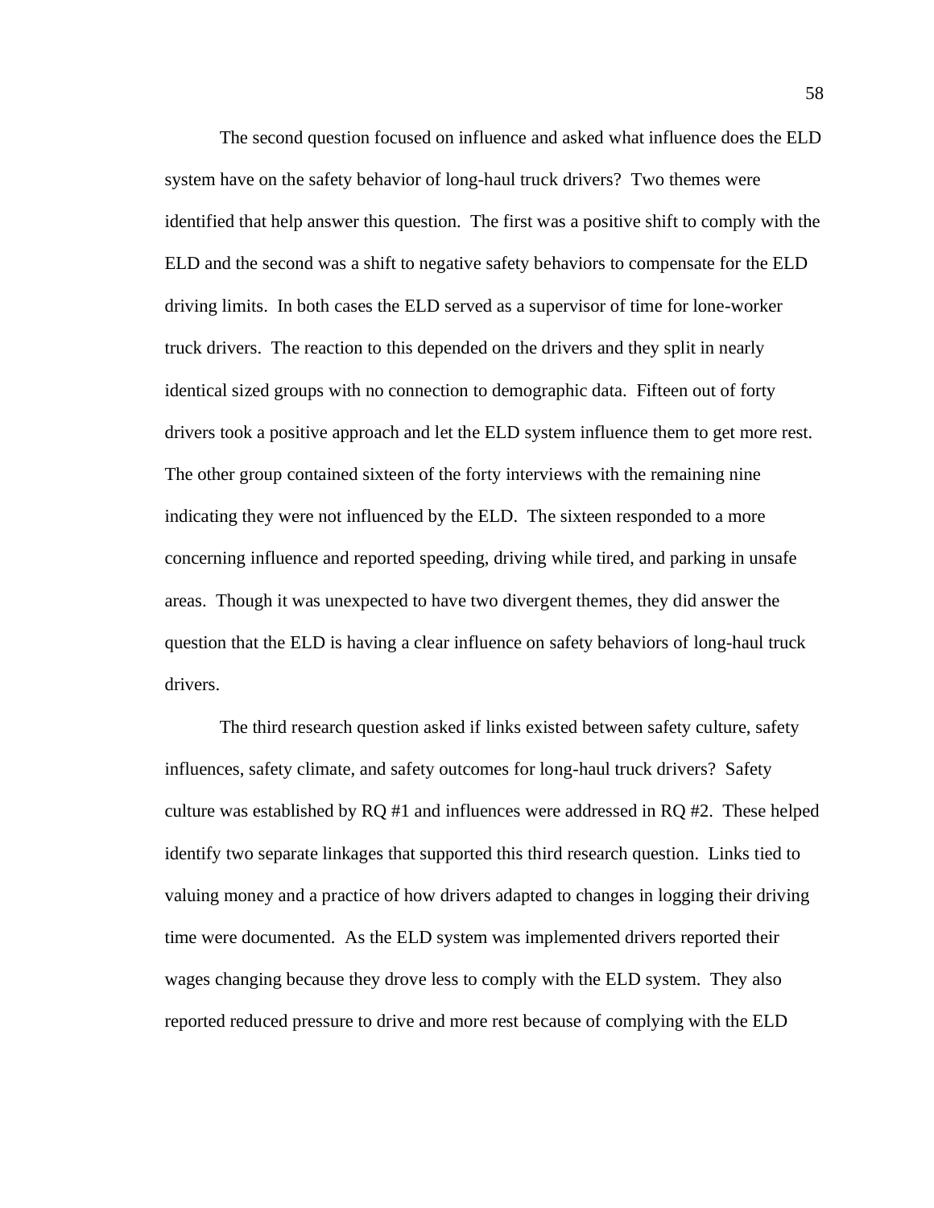The second question focused on influence and asked what influence does the ELD system have on the safety behavior of long-haul truck drivers? Two themes were identified that help answer this question. The first was a positive shift to comply with the ELD and the second was a shift to negative safety behaviors to compensate for the ELD driving limits. In both cases the ELD served as a supervisor of time for lone-worker truck drivers. The reaction to this depended on the drivers and they split in nearly identical sized groups with no connection to demographic data. Fifteen out of forty drivers took a positive approach and let the ELD system influence them to get more rest. The other group contained sixteen of the forty interviews with the remaining nine indicating they were not influenced by the ELD. The sixteen responded to a more concerning influence and reported speeding, driving while tired, and parking in unsafe areas. Though it was unexpected to have two divergent themes, they did answer the question that the ELD is having a clear influence on safety behaviors of long-haul truck drivers.

The third research question asked if links existed between safety culture, safety influences, safety climate, and safety outcomes for long-haul truck drivers? Safety culture was established by RQ #1 and influences were addressed in RQ #2. These helped identify two separate linkages that supported this third research question. Links tied to valuing money and a practice of how drivers adapted to changes in logging their driving time were documented. As the ELD system was implemented drivers reported their wages changing because they drove less to comply with the ELD system. They also reported reduced pressure to drive and more rest because of complying with the ELD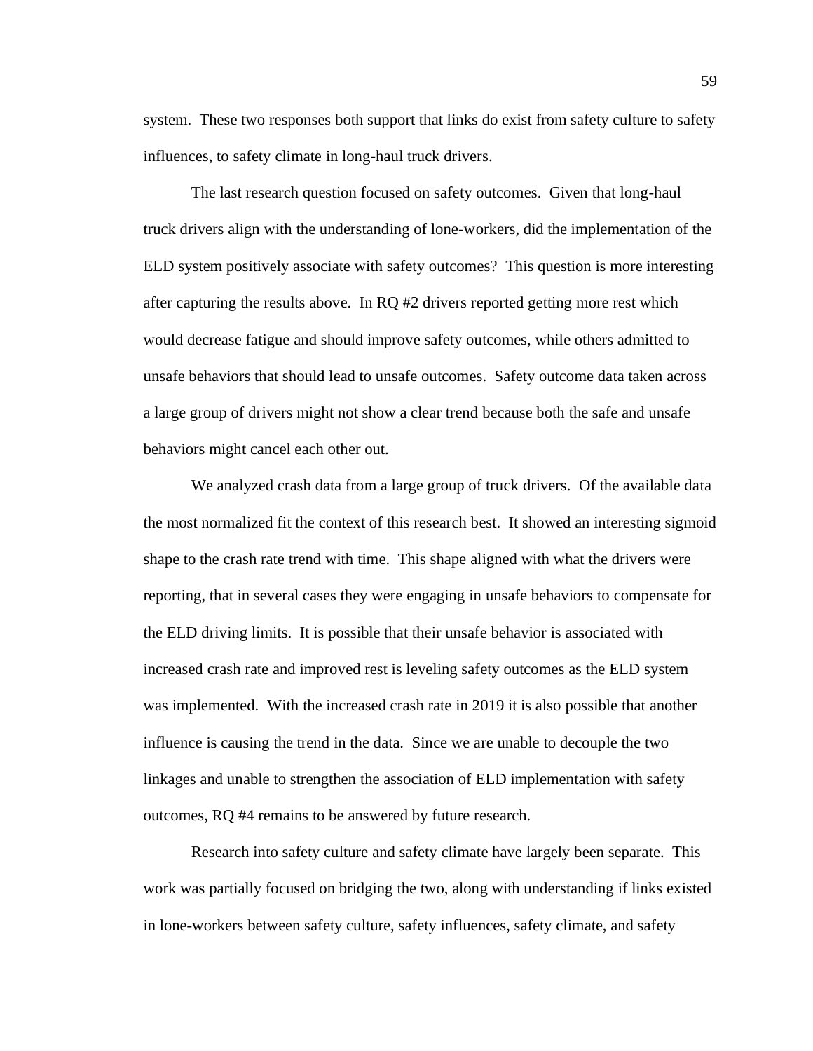system. These two responses both support that links do exist from safety culture to safety influences, to safety climate in long-haul truck drivers.

The last research question focused on safety outcomes. Given that long-haul truck drivers align with the understanding of lone-workers, did the implementation of the ELD system positively associate with safety outcomes? This question is more interesting after capturing the results above. In RQ #2 drivers reported getting more rest which would decrease fatigue and should improve safety outcomes, while others admitted to unsafe behaviors that should lead to unsafe outcomes. Safety outcome data taken across a large group of drivers might not show a clear trend because both the safe and unsafe behaviors might cancel each other out.

We analyzed crash data from a large group of truck drivers. Of the available data the most normalized fit the context of this research best. It showed an interesting sigmoid shape to the crash rate trend with time. This shape aligned with what the drivers were reporting, that in several cases they were engaging in unsafe behaviors to compensate for the ELD driving limits. It is possible that their unsafe behavior is associated with increased crash rate and improved rest is leveling safety outcomes as the ELD system was implemented. With the increased crash rate in 2019 it is also possible that another influence is causing the trend in the data. Since we are unable to decouple the two linkages and unable to strengthen the association of ELD implementation with safety outcomes, RQ #4 remains to be answered by future research.

Research into safety culture and safety climate have largely been separate. This work was partially focused on bridging the two, along with understanding if links existed in lone-workers between safety culture, safety influences, safety climate, and safety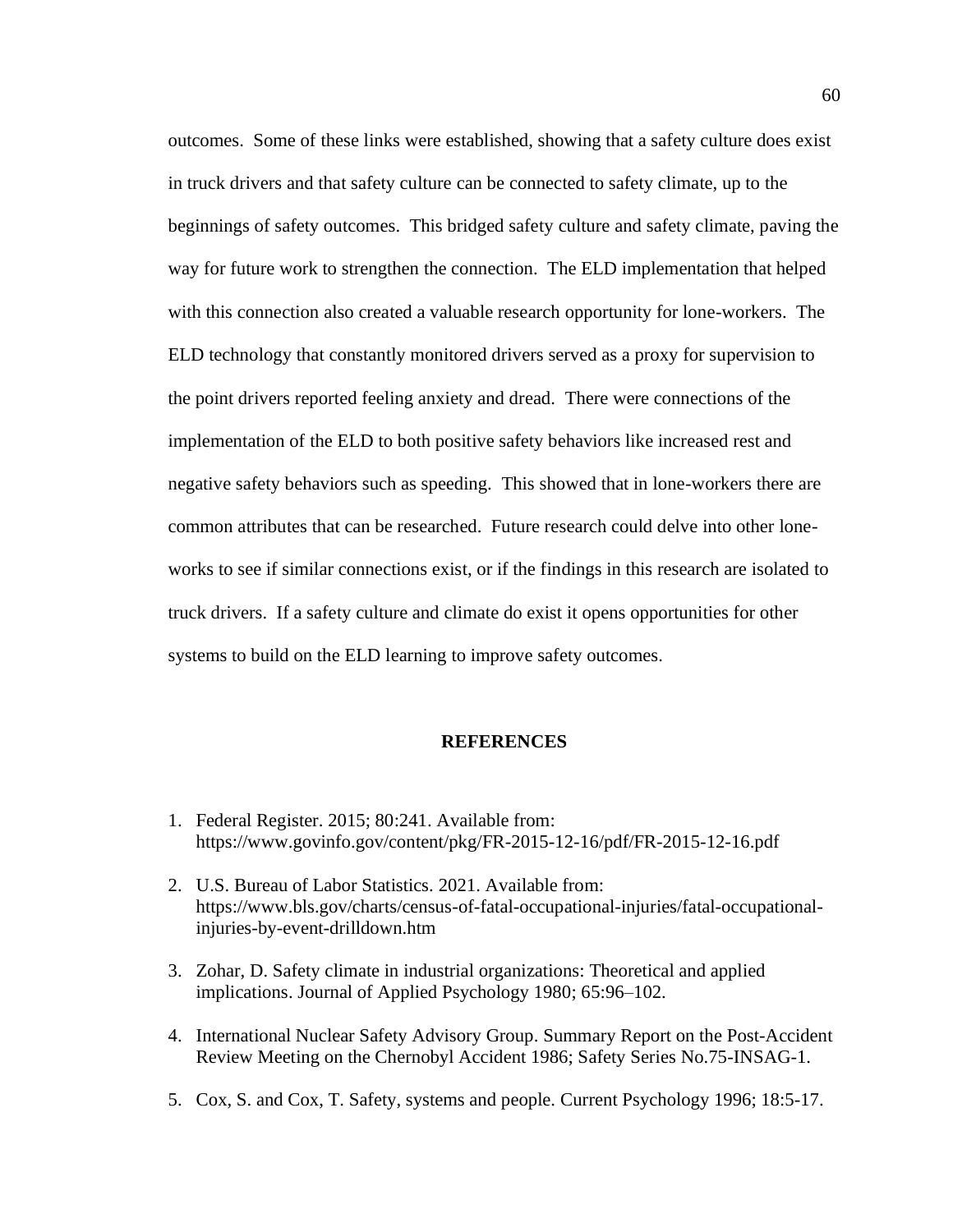outcomes. Some of these links were established, showing that a safety culture does exist in truck drivers and that safety culture can be connected to safety climate, up to the beginnings of safety outcomes. This bridged safety culture and safety climate, paving the way for future work to strengthen the connection. The ELD implementation that helped with this connection also created a valuable research opportunity for lone-workers. The ELD technology that constantly monitored drivers served as a proxy for supervision to the point drivers reported feeling anxiety and dread. There were connections of the implementation of the ELD to both positive safety behaviors like increased rest and negative safety behaviors such as speeding. This showed that in lone-workers there are common attributes that can be researched. Future research could delve into other lone-works to see if similar connections exist, or if the findings in this research are isolated to truck drivers. If a safety culture and climate do exist it opens opportunities for other systems to build on the ELD learning to improve safety outcomes.

## REFERENCES

1. Federal Register. 2015; 80:241. Available from: https://www.govinfo.gov/content/pkg/FR-2015-12-16/pdf/FR-2015-12-16.pdf

2. U.S. Bureau of Labor Statistics. 2021. Available from: https://www.bls.gov/charts/census-of-fatal-occupational-injuries/fatal-occupational-injuries-by-event-drilldown.htm

3. Zohar, D. Safety climate in industrial organizations: Theoretical and applied implications. Journal of Applied Psychology 1980; 65:96–102.

4. International Nuclear Safety Advisory Group. Summary Report on the Post-Accident Review Meeting on the Chernobyl Accident 1986; Safety Series No.75-INSAG-1.

5. Cox, S. and Cox, T. Safety, systems and people. Current Psychology 1996; 18:5-17.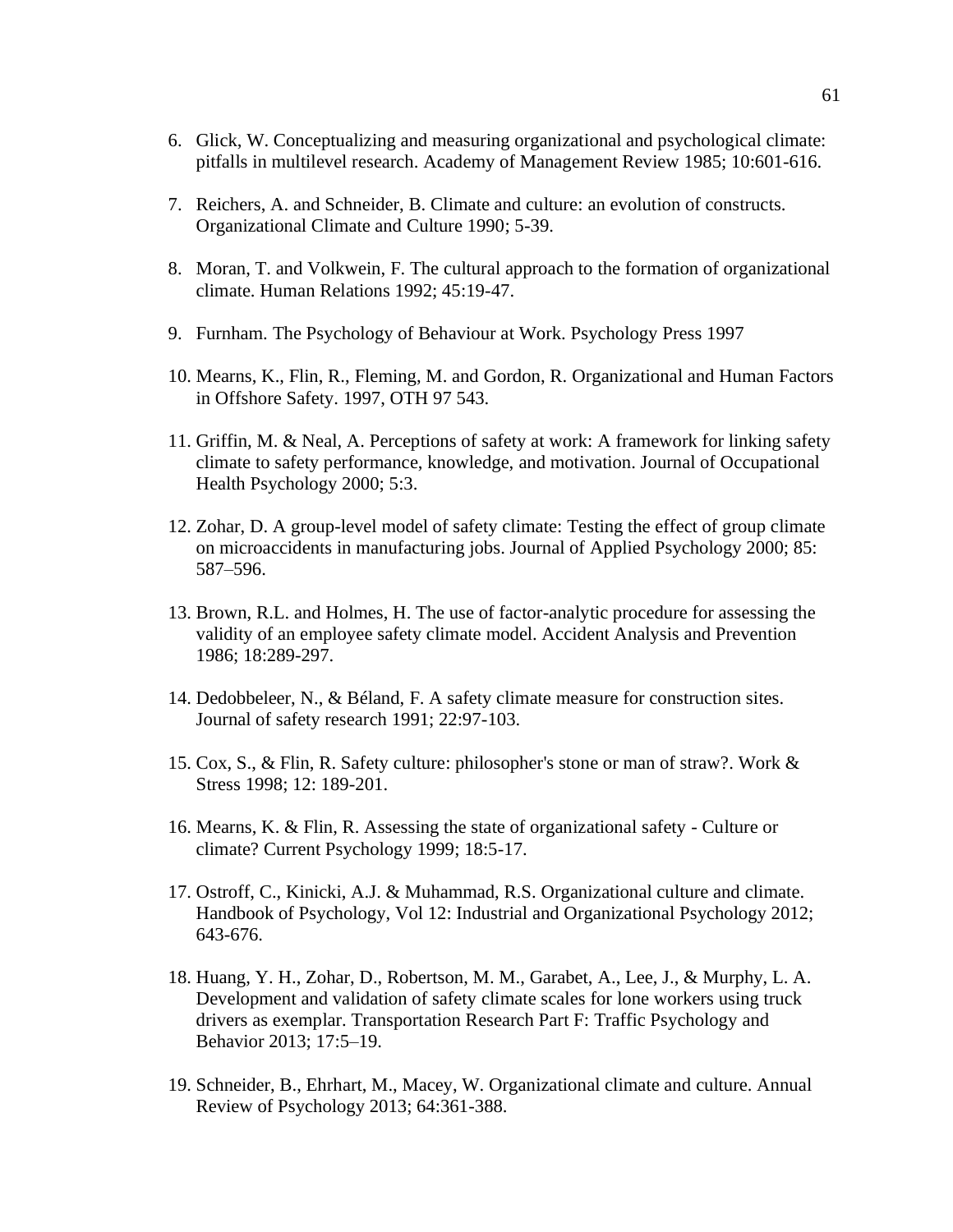6. Glick, W. Conceptualizing and measuring organizational and psychological climate: pitfalls in multilevel research. Academy of Management Review 1985; 10:601-616.

7. Reichers, A. and Schneider, B. Climate and culture: an evolution of constructs. Organizational Climate and Culture 1990; 5-39.

8. Moran, T. and Volkwein, F. The cultural approach to the formation of organizational climate. Human Relations 1992; 45:19-47.

9. Furnham. The Psychology of Behaviour at Work. Psychology Press 1997

10. Mearns, K., Flin, R., Fleming, M. and Gordon, R. Organizational and Human Factors in Offshore Safety. 1997, OTH 97 543.

11. Griffin, M. & Neal, A. Perceptions of safety at work: A framework for linking safety climate to safety performance, knowledge, and motivation. Journal of Occupational Health Psychology 2000; 5:3.

12. Zohar, D. A group-level model of safety climate: Testing the effect of group climate on microaccidents in manufacturing jobs. Journal of Applied Psychology 2000; 85: 587–596.

13. Brown, R.L. and Holmes, H. The use of factor-analytic procedure for assessing the validity of an employee safety climate model. Accident Analysis and Prevention 1986; 18:289-297.

14. Dedobbeleer, N., & Béland, F. A safety climate measure for construction sites. Journal of safety research 1991; 22:97-103.

15. Cox, S., & Flin, R. Safety culture: philosopher's stone or man of straw?. Work & Stress 1998; 12: 189-201.

16. Mearns, K. & Flin, R. Assessing the state of organizational safety - Culture or climate? Current Psychology 1999; 18:5-17.

17. Ostroff, C., Kinicki, A.J. & Muhammad, R.S. Organizational culture and climate. Handbook of Psychology, Vol 12: Industrial and Organizational Psychology 2012; 643-676.

18. Huang, Y. H., Zohar, D., Robertson, M. M., Garabet, A., Lee, J., & Murphy, L. A. Development and validation of safety climate scales for lone workers using truck drivers as exemplar. Transportation Research Part F: Traffic Psychology and Behavior 2013; 17:5–19.

19. Schneider, B., Ehrhart, M., Macey, W. Organizational climate and culture. Annual Review of Psychology 2013; 64:361-388.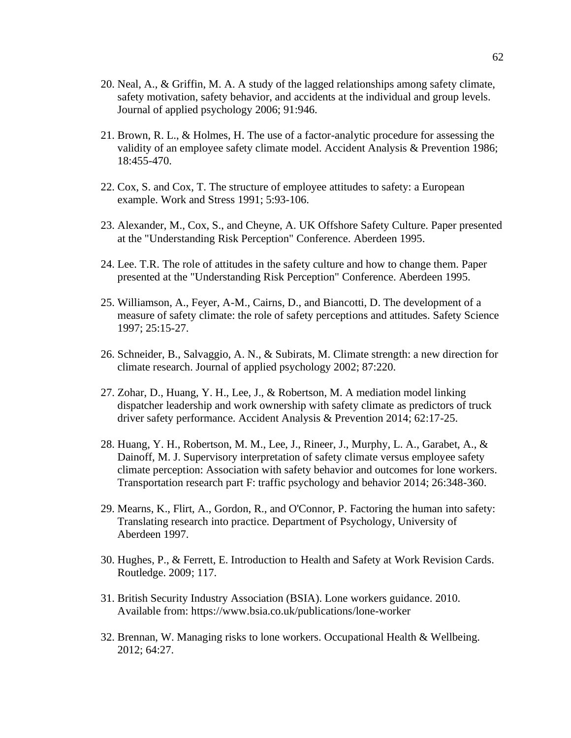20. Neal, A., & Griffin, M. A. A study of the lagged relationships among safety climate, safety motivation, safety behavior, and accidents at the individual and group levels. Journal of applied psychology 2006; 91:946.

21. Brown, R. L., & Holmes, H. The use of a factor-analytic procedure for assessing the validity of an employee safety climate model. Accident Analysis & Prevention 1986; 18:455-470.

22. Cox, S. and Cox, T. The structure of employee attitudes to safety: a European example. Work and Stress 1991; 5:93-106.

23. Alexander, M., Cox, S., and Cheyne, A. UK Offshore Safety Culture. Paper presented at the "Understanding Risk Perception" Conference. Aberdeen 1995.

24. Lee. T.R. The role of attitudes in the safety culture and how to change them. Paper presented at the "Understanding Risk Perception" Conference. Aberdeen 1995.

25. Williamson, A., Feyer, A-M., Cairns, D., and Biancotti, D. The development of a measure of safety climate: the role of safety perceptions and attitudes. Safety Science 1997; 25:15-27.

26. Schneider, B., Salvaggio, A. N., & Subirats, M. Climate strength: a new direction for climate research. Journal of applied psychology 2002; 87:220.

27. Zohar, D., Huang, Y. H., Lee, J., & Robertson, M. A mediation model linking dispatcher leadership and work ownership with safety climate as predictors of truck driver safety performance. Accident Analysis & Prevention 2014; 62:17-25.

28. Huang, Y. H., Robertson, M. M., Lee, J., Rineer, J., Murphy, L. A., Garabet, A., & Dainoff, M. J. Supervisory interpretation of safety climate versus employee safety climate perception: Association with safety behavior and outcomes for lone workers. Transportation research part F: traffic psychology and behavior 2014; 26:348-360.

29. Mearns, K., Flirt, A., Gordon, R., and O'Connor, P. Factoring the human into safety: Translating research into practice. Department of Psychology, University of Aberdeen 1997.

30. Hughes, P., & Ferrett, E. Introduction to Health and Safety at Work Revision Cards. Routledge. 2009; 117.

31. British Security Industry Association (BSIA). Lone workers guidance. 2010. Available from: https://www.bsia.co.uk/publications/lone-worker

32. Brennan, W. Managing risks to lone workers. Occupational Health & Wellbeing. 2012; 64:27.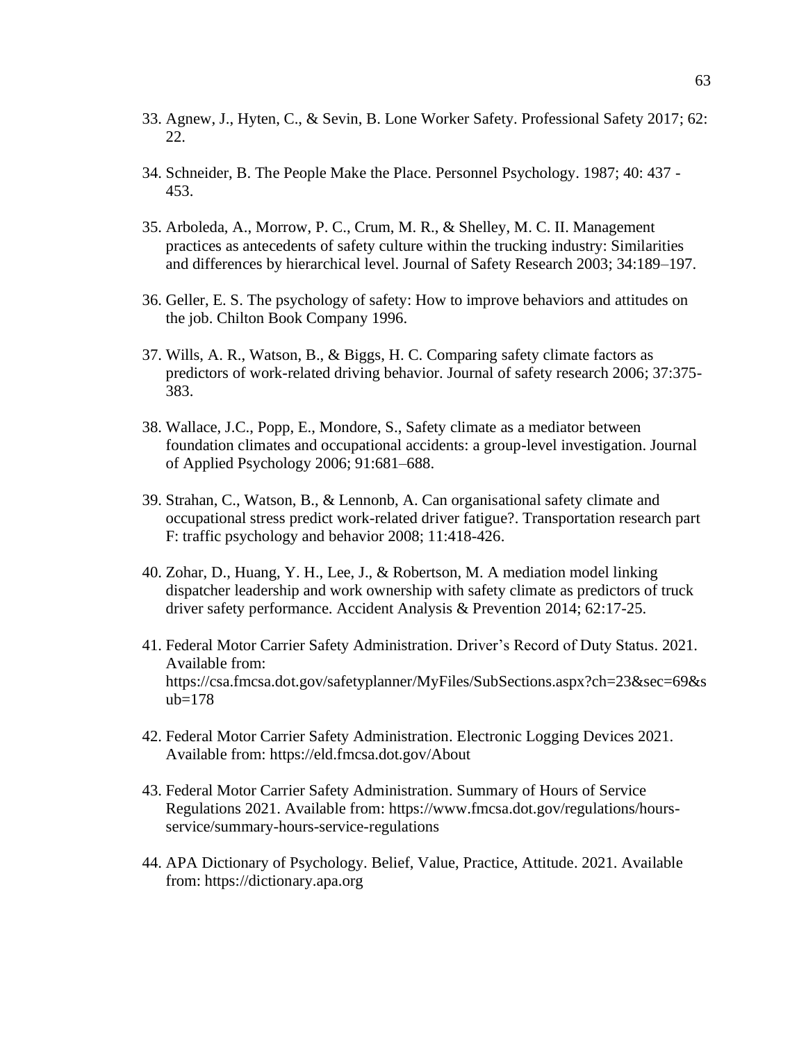33. Agnew, J., Hyten, C., & Sevin, B. Lone Worker Safety. Professional Safety 2017; 62: 22.

34. Schneider, B. The People Make the Place. Personnel Psychology. 1987; 40: 437 - 453.

35. Arboleda, A., Morrow, P. C., Crum, M. R., & Shelley, M. C. II. Management practices as antecedents of safety culture within the trucking industry: Similarities and differences by hierarchical level. Journal of Safety Research 2003; 34:189–197.

36. Geller, E. S. The psychology of safety: How to improve behaviors and attitudes on the job. Chilton Book Company 1996.

37. Wills, A. R., Watson, B., & Biggs, H. C. Comparing safety climate factors as predictors of work-related driving behavior. Journal of safety research 2006; 37:375-383.

38. Wallace, J.C., Popp, E., Mondore, S., Safety climate as a mediator between foundation climates and occupational accidents: a group-level investigation. Journal of Applied Psychology 2006; 91:681–688.

39. Strahan, C., Watson, B., & Lennonb, A. Can organisational safety climate and occupational stress predict work-related driver fatigue?. Transportation research part F: traffic psychology and behavior 2008; 11:418-426.

40. Zohar, D., Huang, Y. H., Lee, J., & Robertson, M. A mediation model linking dispatcher leadership and work ownership with safety climate as predictors of truck driver safety performance. Accident Analysis & Prevention 2014; 62:17-25.

41. Federal Motor Carrier Safety Administration. Driver's Record of Duty Status. 2021. Available from: https://csa.fmcsa.dot.gov/safetyplanner/MyFiles/SubSections.aspx?ch=23&sec=69&sub=178

42. Federal Motor Carrier Safety Administration. Electronic Logging Devices 2021. Available from: https://eld.fmcsa.dot.gov/About

43. Federal Motor Carrier Safety Administration. Summary of Hours of Service Regulations 2021. Available from: https://www.fmcsa.dot.gov/regulations/hours-service/summary-hours-service-regulations

44. APA Dictionary of Psychology. Belief, Value, Practice, Attitude. 2021. Available from: https://dictionary.apa.org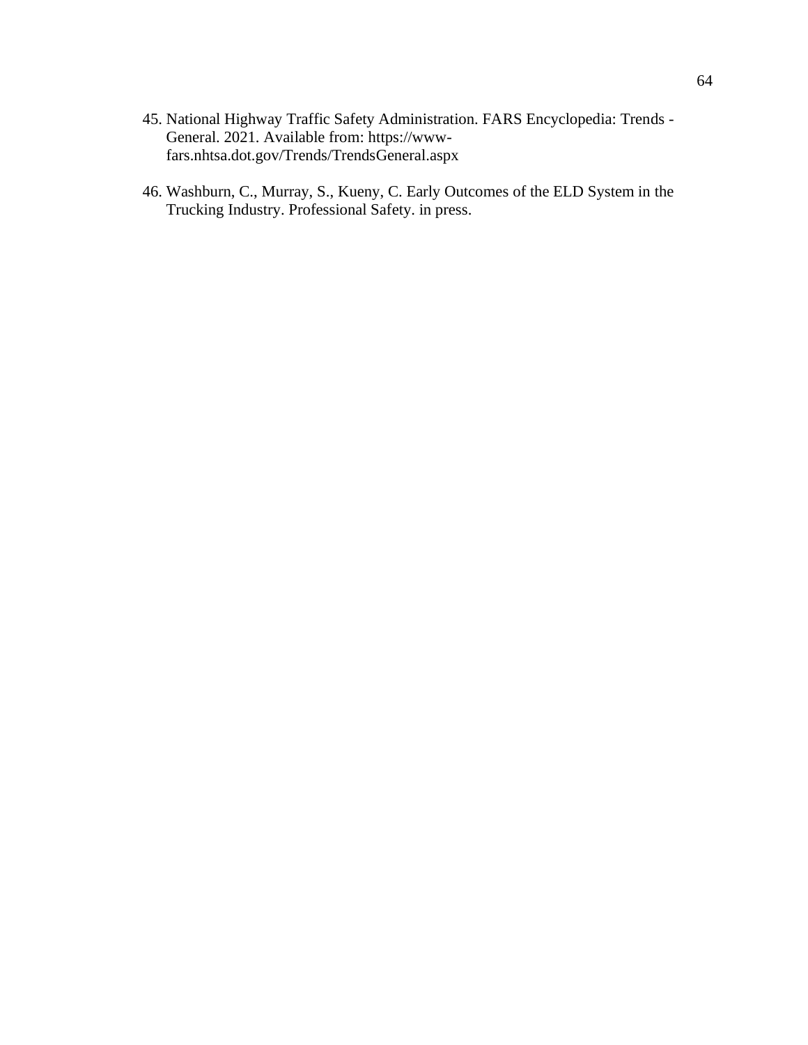45. National Highway Traffic Safety Administration. FARS Encyclopedia: Trends - General. 2021. Available from: https://www-fars.nhtsa.dot.gov/Trends/TrendsGeneral.aspx

46. Washburn, C., Murray, S., Kueny, C. Early Outcomes of the ELD System in the Trucking Industry. Professional Safety. in press.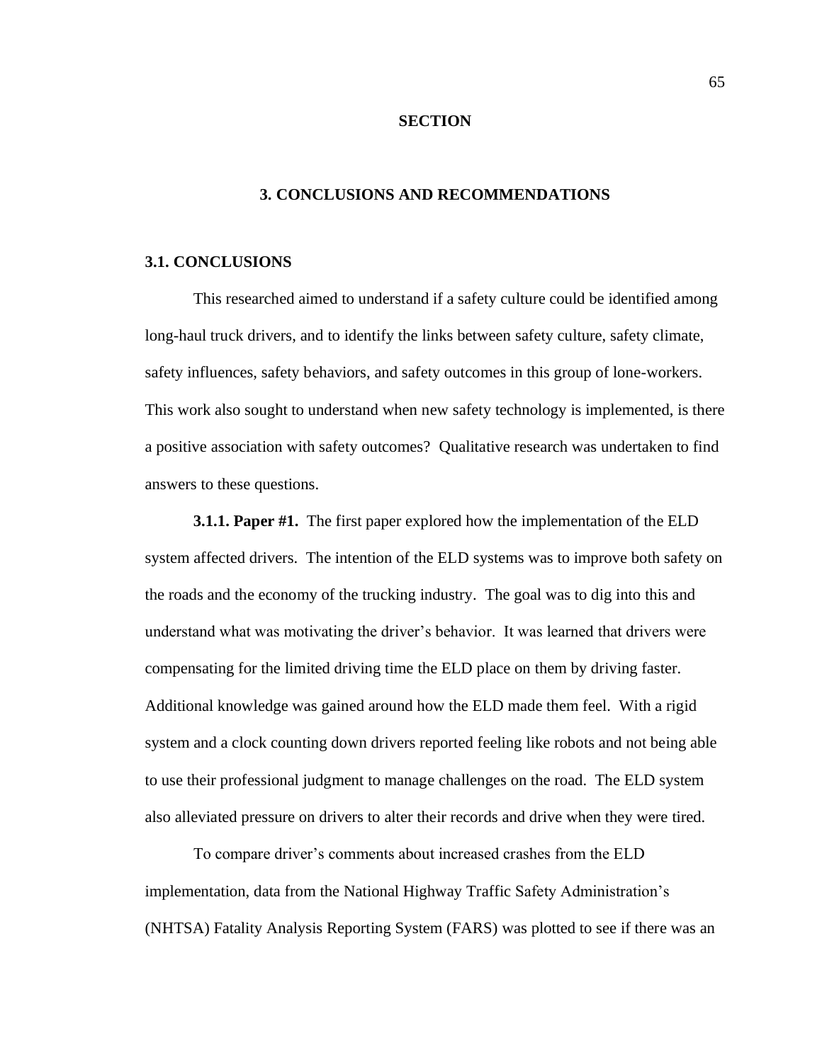# SECTION

## 3. CONCLUSIONS AND RECOMMENDATIONS

### 3.1. CONCLUSIONS

This researched aimed to understand if a safety culture could be identified among long-haul truck drivers, and to identify the links between safety culture, safety climate, safety influences, safety behaviors, and safety outcomes in this group of lone-workers. This work also sought to understand when new safety technology is implemented, is there a positive association with safety outcomes? Qualitative research was undertaken to find answers to these questions.

**3.1.1. Paper #1.** The first paper explored how the implementation of the ELD system affected drivers. The intention of the ELD systems was to improve both safety on the roads and the economy of the trucking industry. The goal was to dig into this and understand what was motivating the driver's behavior. It was learned that drivers were compensating for the limited driving time the ELD place on them by driving faster. Additional knowledge was gained around how the ELD made them feel. With a rigid system and a clock counting down drivers reported feeling like robots and not being able to use their professional judgment to manage challenges on the road. The ELD system also alleviated pressure on drivers to alter their records and drive when they were tired.

To compare driver's comments about increased crashes from the ELD implementation, data from the National Highway Traffic Safety Administration's (NHTSA) Fatality Analysis Reporting System (FARS) was plotted to see if there was an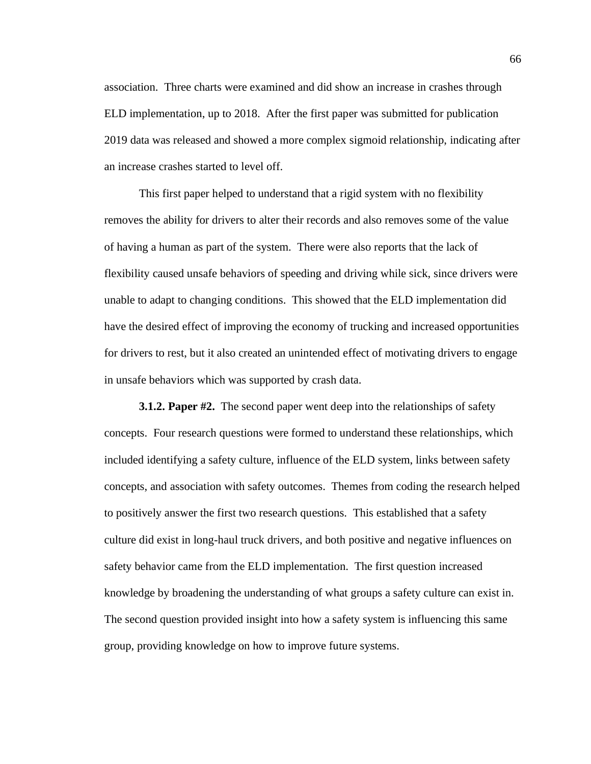association. Three charts were examined and did show an increase in crashes through ELD implementation, up to 2018. After the first paper was submitted for publication 2019 data was released and showed a more complex sigmoid relationship, indicating after an increase crashes started to level off.

This first paper helped to understand that a rigid system with no flexibility removes the ability for drivers to alter their records and also removes some of the value of having a human as part of the system. There were also reports that the lack of flexibility caused unsafe behaviors of speeding and driving while sick, since drivers were unable to adapt to changing conditions. This showed that the ELD implementation did have the desired effect of improving the economy of trucking and increased opportunities for drivers to rest, but it also created an unintended effect of motivating drivers to engage in unsafe behaviors which was supported by crash data.

**3.1.2. Paper #2.** The second paper went deep into the relationships of safety concepts. Four research questions were formed to understand these relationships, which included identifying a safety culture, influence of the ELD system, links between safety concepts, and association with safety outcomes. Themes from coding the research helped to positively answer the first two research questions. This established that a safety culture did exist in long-haul truck drivers, and both positive and negative influences on safety behavior came from the ELD implementation. The first question increased knowledge by broadening the understanding of what groups a safety culture can exist in. The second question provided insight into how a safety system is influencing this same group, providing knowledge on how to improve future systems.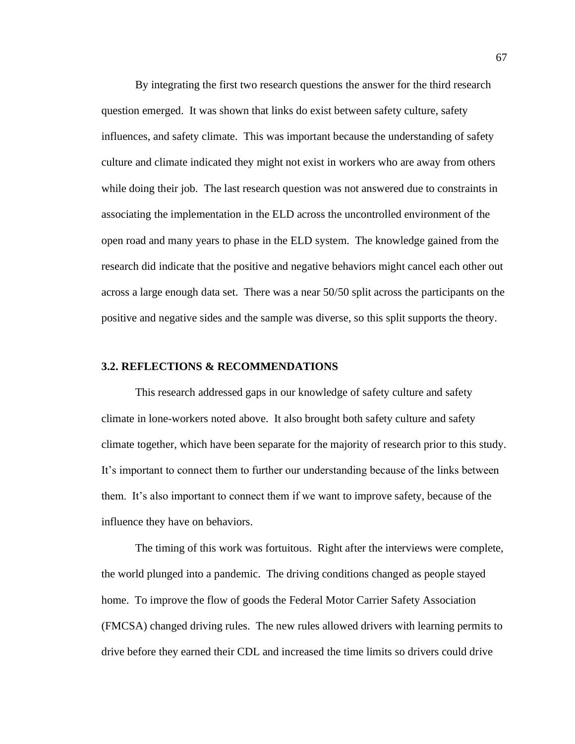By integrating the first two research questions the answer for the third research question emerged. It was shown that links do exist between safety culture, safety influences, and safety climate. This was important because the understanding of safety culture and climate indicated they might not exist in workers who are away from others while doing their job. The last research question was not answered due to constraints in associating the implementation in the ELD across the uncontrolled environment of the open road and many years to phase in the ELD system. The knowledge gained from the research did indicate that the positive and negative behaviors might cancel each other out across a large enough data set. There was a near 50/50 split across the participants on the positive and negative sides and the sample was diverse, so this split supports the theory.

## 3.2. REFLECTIONS & RECOMMENDATIONS

This research addressed gaps in our knowledge of safety culture and safety climate in lone-workers noted above. It also brought both safety culture and safety climate together, which have been separate for the majority of research prior to this study. It's important to connect them to further our understanding because of the links between them. It's also important to connect them if we want to improve safety, because of the influence they have on behaviors.

The timing of this work was fortuitous. Right after the interviews were complete, the world plunged into a pandemic. The driving conditions changed as people stayed home. To improve the flow of goods the Federal Motor Carrier Safety Association (FMCSA) changed driving rules. The new rules allowed drivers with learning permits to drive before they earned their CDL and increased the time limits so drivers could drive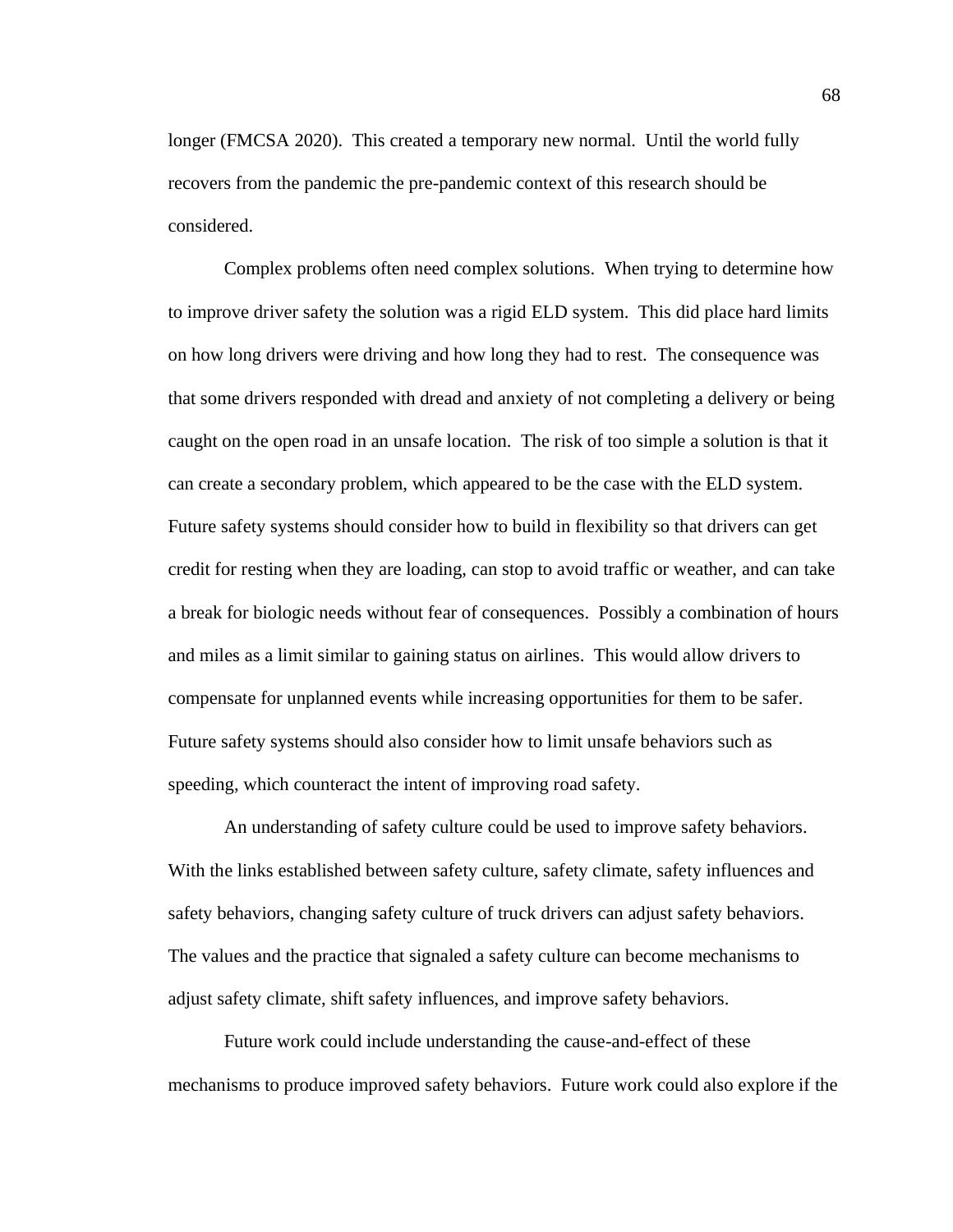longer (FMCSA 2020). This created a temporary new normal. Until the world fully recovers from the pandemic the pre-pandemic context of this research should be considered.

Complex problems often need complex solutions. When trying to determine how to improve driver safety the solution was a rigid ELD system. This did place hard limits on how long drivers were driving and how long they had to rest. The consequence was that some drivers responded with dread and anxiety of not completing a delivery or being caught on the open road in an unsafe location. The risk of too simple a solution is that it can create a secondary problem, which appeared to be the case with the ELD system. Future safety systems should consider how to build in flexibility so that drivers can get credit for resting when they are loading, can stop to avoid traffic or weather, and can take a break for biologic needs without fear of consequences. Possibly a combination of hours and miles as a limit similar to gaining status on airlines. This would allow drivers to compensate for unplanned events while increasing opportunities for them to be safer. Future safety systems should also consider how to limit unsafe behaviors such as speeding, which counteract the intent of improving road safety.

An understanding of safety culture could be used to improve safety behaviors. With the links established between safety culture, safety climate, safety influences and safety behaviors, changing safety culture of truck drivers can adjust safety behaviors. The values and the practice that signaled a safety culture can become mechanisms to adjust safety climate, shift safety influences, and improve safety behaviors.

Future work could include understanding the cause-and-effect of these mechanisms to produce improved safety behaviors. Future work could also explore if the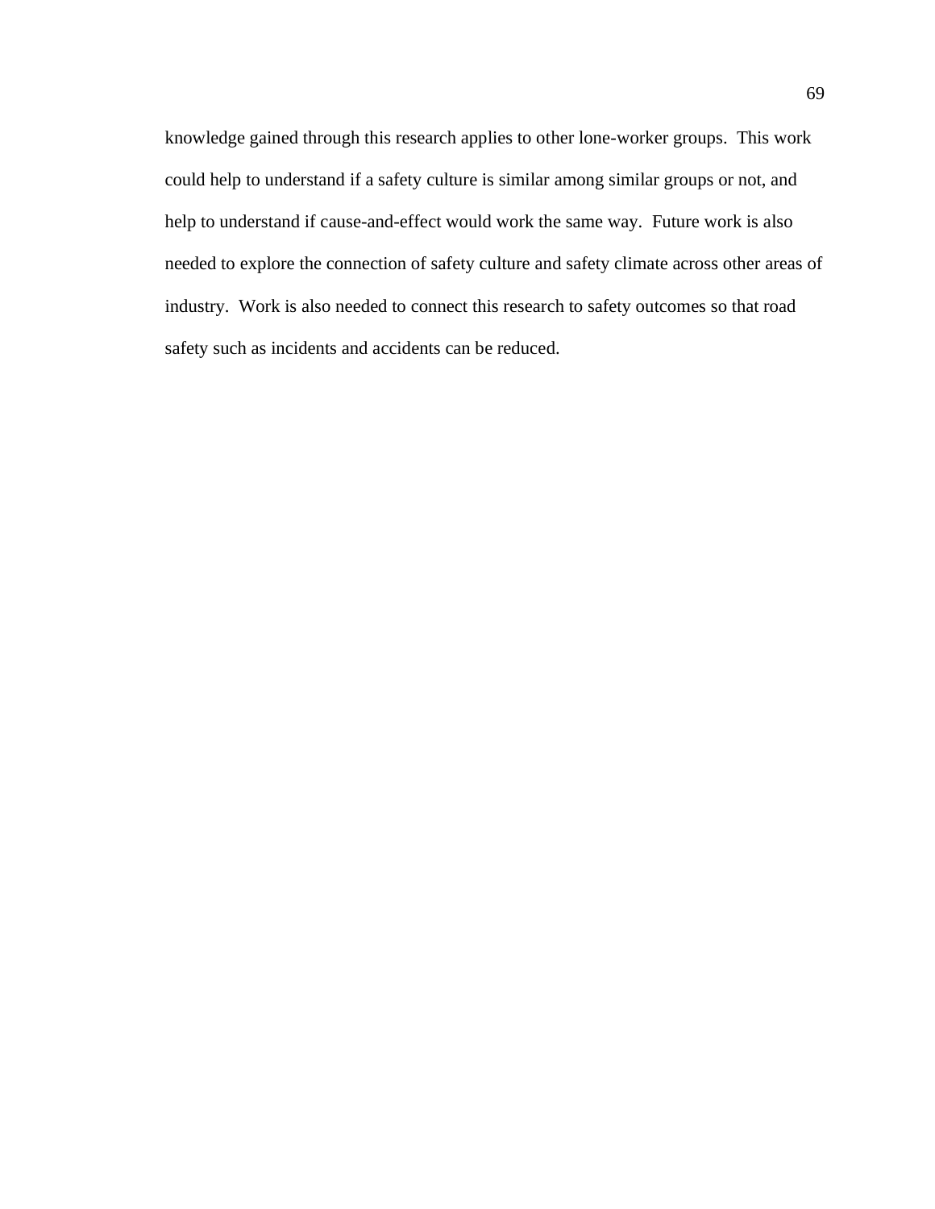knowledge gained through this research applies to other lone-worker groups. This work could help to understand if a safety culture is similar among similar groups or not, and help to understand if cause-and-effect would work the same way. Future work is also needed to explore the connection of safety culture and safety climate across other areas of industry. Work is also needed to connect this research to safety outcomes so that road safety such as incidents and accidents can be reduced.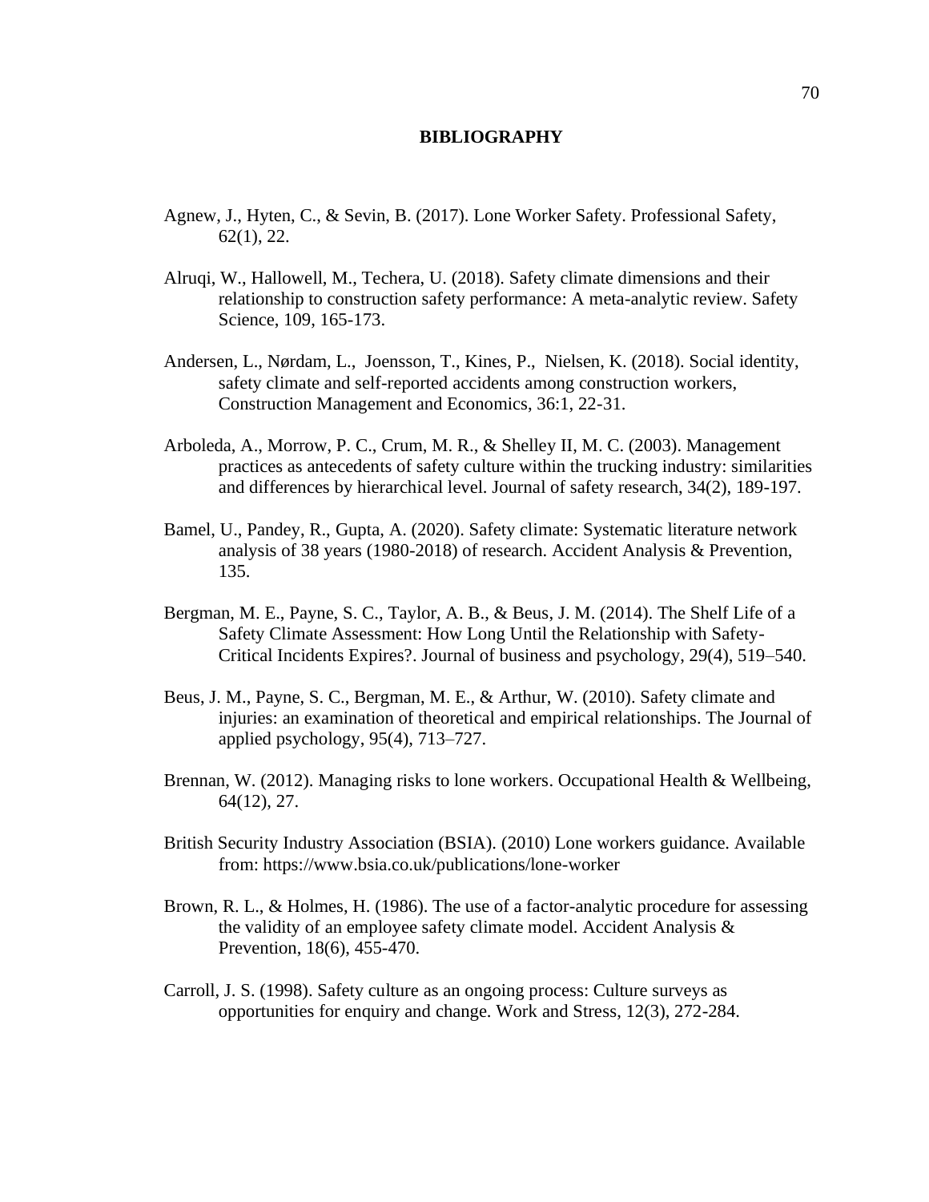# BIBLIOGRAPHY

Agnew, J., Hyten, C., & Sevin, B. (2017). Lone Worker Safety. Professional Safety, 62(1), 22.

Alruqi, W., Hallowell, M., Techera, U. (2018). Safety climate dimensions and their relationship to construction safety performance: A meta-analytic review. Safety Science, 109, 165-173.

Andersen, L., Nørdam, L., Joensson, T., Kines, P., Nielsen, K. (2018). Social identity, safety climate and self-reported accidents among construction workers, Construction Management and Economics, 36:1, 22-31.

Arboleda, A., Morrow, P. C., Crum, M. R., & Shelley II, M. C. (2003). Management practices as antecedents of safety culture within the trucking industry: similarities and differences by hierarchical level. Journal of safety research, 34(2), 189-197.

Bamel, U., Pandey, R., Gupta, A. (2020). Safety climate: Systematic literature network analysis of 38 years (1980-2018) of research. Accident Analysis & Prevention, 135.

Bergman, M. E., Payne, S. C., Taylor, A. B., & Beus, J. M. (2014). The Shelf Life of a Safety Climate Assessment: How Long Until the Relationship with Safety-Critical Incidents Expires?. Journal of business and psychology, 29(4), 519–540.

Beus, J. M., Payne, S. C., Bergman, M. E., & Arthur, W. (2010). Safety climate and injuries: an examination of theoretical and empirical relationships. The Journal of applied psychology, 95(4), 713–727.

Brennan, W. (2012). Managing risks to lone workers. Occupational Health & Wellbeing, 64(12), 27.

British Security Industry Association (BSIA). (2010) Lone workers guidance. Available from: https://www.bsia.co.uk/publications/lone-worker

Brown, R. L., & Holmes, H. (1986). The use of a factor-analytic procedure for assessing the validity of an employee safety climate model. Accident Analysis & Prevention, 18(6), 455-470.

Carroll, J. S. (1998). Safety culture as an ongoing process: Culture surveys as opportunities for enquiry and change. Work and Stress, 12(3), 272-284.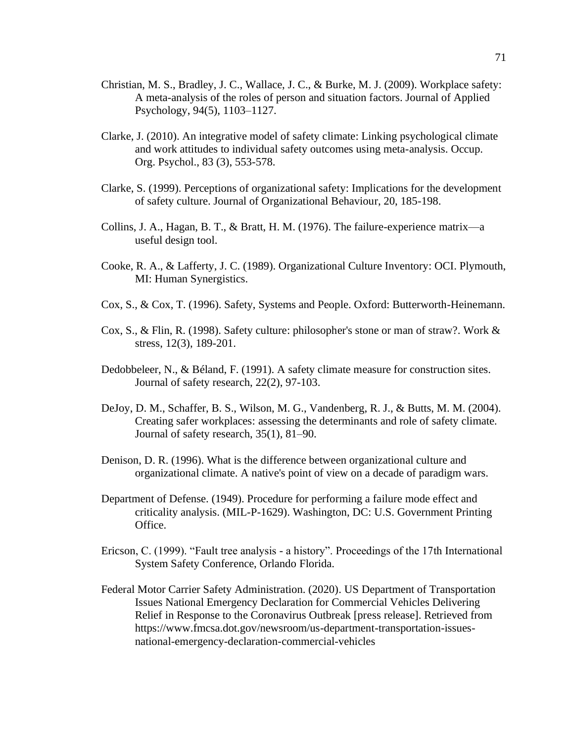Christian, M. S., Bradley, J. C., Wallace, J. C., & Burke, M. J. (2009). Workplace safety: A meta-analysis of the roles of person and situation factors. Journal of Applied Psychology, 94(5), 1103–1127.

Clarke, J. (2010). An integrative model of safety climate: Linking psychological climate and work attitudes to individual safety outcomes using meta-analysis. Occup. Org. Psychol., 83 (3), 553-578.

Clarke, S. (1999). Perceptions of organizational safety: Implications for the development of safety culture. Journal of Organizational Behaviour, 20, 185-198.

Collins, J. A., Hagan, B. T., & Bratt, H. M. (1976). The failure-experience matrix—a useful design tool.

Cooke, R. A., & Lafferty, J. C. (1989). Organizational Culture Inventory: OCI. Plymouth, MI: Human Synergistics.

Cox, S., & Cox, T. (1996). Safety, Systems and People. Oxford: Butterworth-Heinemann.

Cox, S., & Flin, R. (1998). Safety culture: philosopher's stone or man of straw?. Work & stress, 12(3), 189-201.

Dedobbeleer, N., & Béland, F. (1991). A safety climate measure for construction sites. Journal of safety research, 22(2), 97-103.

DeJoy, D. M., Schaffer, B. S., Wilson, M. G., Vandenberg, R. J., & Butts, M. M. (2004). Creating safer workplaces: assessing the determinants and role of safety climate. Journal of safety research, 35(1), 81–90.

Denison, D. R. (1996). What is the difference between organizational culture and organizational climate. A native's point of view on a decade of paradigm wars.

Department of Defense. (1949). Procedure for performing a failure mode effect and criticality analysis. (MIL-P-1629). Washington, DC: U.S. Government Printing Office.

Ericson, C. (1999). "Fault tree analysis - a history". Proceedings of the 17th International System Safety Conference, Orlando Florida.

Federal Motor Carrier Safety Administration. (2020). US Department of Transportation Issues National Emergency Declaration for Commercial Vehicles Delivering Relief in Response to the Coronavirus Outbreak [press release]. Retrieved from https://www.fmcsa.dot.gov/newsroom/us-department-transportation-issues-national-emergency-declaration-commercial-vehicles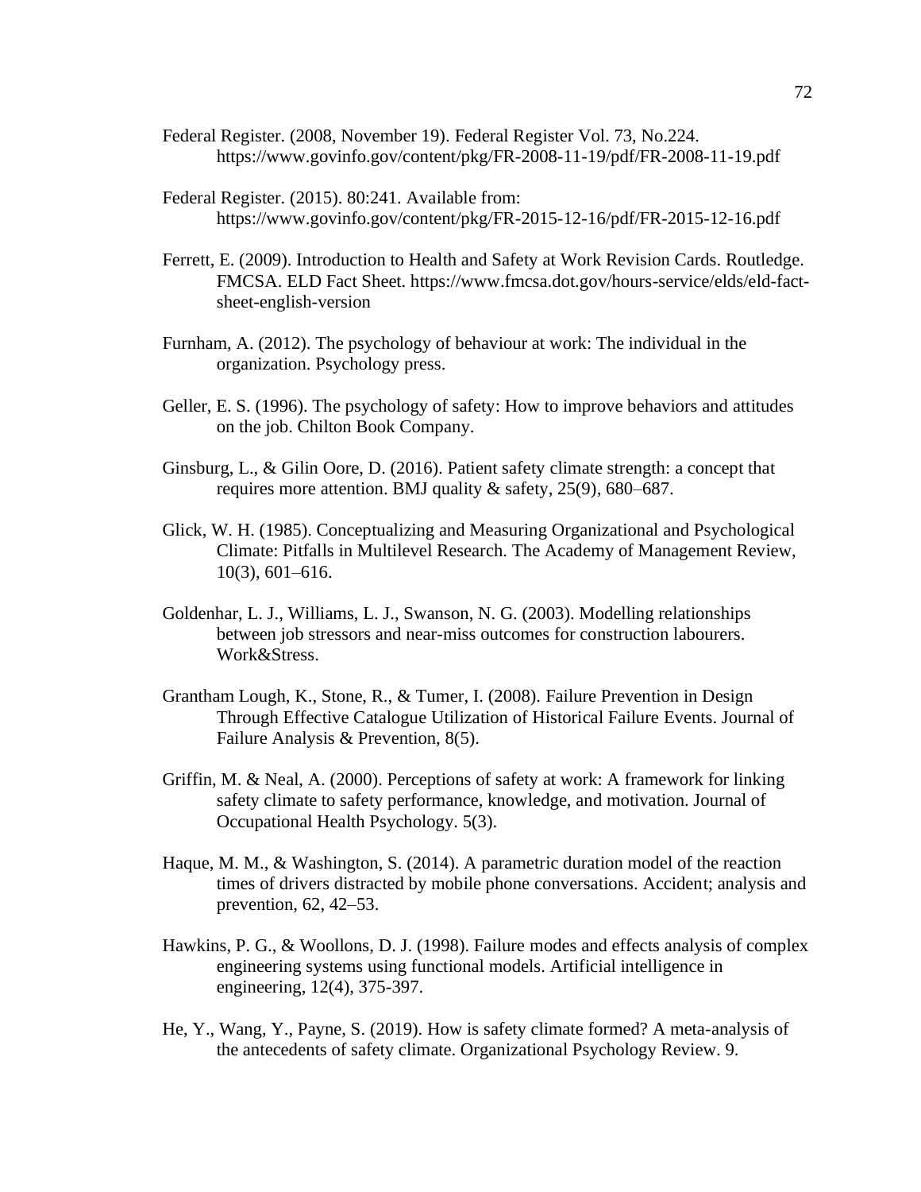Federal Register. (2008, November 19). Federal Register Vol. 73, No.224. https://www.govinfo.gov/content/pkg/FR-2008-11-19/pdf/FR-2008-11-19.pdf

Federal Register. (2015). 80:241. Available from: https://www.govinfo.gov/content/pkg/FR-2015-12-16/pdf/FR-2015-12-16.pdf

Ferrett, E. (2009). Introduction to Health and Safety at Work Revision Cards. Routledge. FMCSA. ELD Fact Sheet. https://www.fmcsa.dot.gov/hours-service/elds/eld-fact-sheet-english-version

Furnham, A. (2012). The psychology of behaviour at work: The individual in the organization. Psychology press.

Geller, E. S. (1996). The psychology of safety: How to improve behaviors and attitudes on the job. Chilton Book Company.

Ginsburg, L., & Gilin Oore, D. (2016). Patient safety climate strength: a concept that requires more attention. BMJ quality & safety, 25(9), 680–687.

Glick, W. H. (1985). Conceptualizing and Measuring Organizational and Psychological Climate: Pitfalls in Multilevel Research. The Academy of Management Review, 10(3), 601–616.

Goldenhar, L. J., Williams, L. J., Swanson, N. G. (2003). Modelling relationships between job stressors and near-miss outcomes for construction labourers. Work&Stress.

Grantham Lough, K., Stone, R., & Tumer, I. (2008). Failure Prevention in Design Through Effective Catalogue Utilization of Historical Failure Events. Journal of Failure Analysis & Prevention, 8(5).

Griffin, M. & Neal, A. (2000). Perceptions of safety at work: A framework for linking safety climate to safety performance, knowledge, and motivation. Journal of Occupational Health Psychology. 5(3).

Haque, M. M., & Washington, S. (2014). A parametric duration model of the reaction times of drivers distracted by mobile phone conversations. Accident; analysis and prevention, 62, 42–53.

Hawkins, P. G., & Woollons, D. J. (1998). Failure modes and effects analysis of complex engineering systems using functional models. Artificial intelligence in engineering, 12(4), 375-397.

He, Y., Wang, Y., Payne, S. (2019). How is safety climate formed? A meta-analysis of the antecedents of safety climate. Organizational Psychology Review. 9.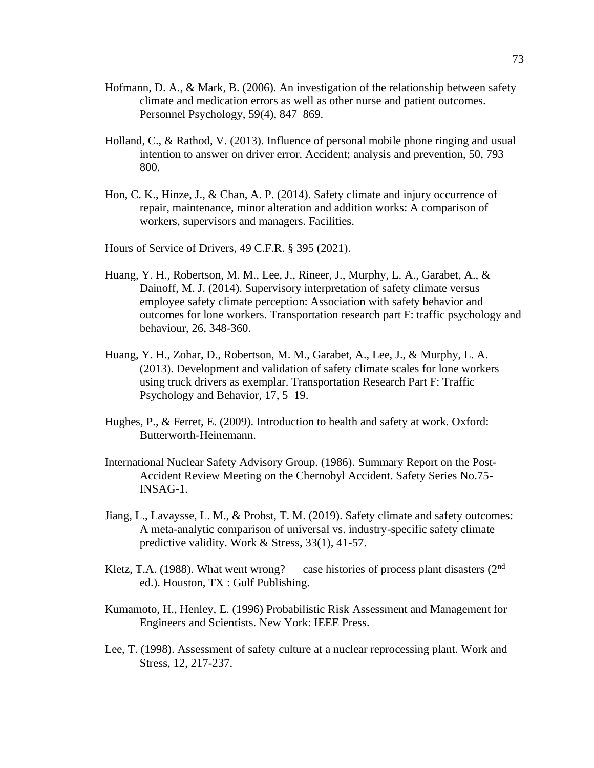Hofmann, D. A., & Mark, B. (2006). An investigation of the relationship between safety climate and medication errors as well as other nurse and patient outcomes. Personnel Psychology, 59(4), 847–869.

Holland, C., & Rathod, V. (2013). Influence of personal mobile phone ringing and usual intention to answer on driver error. Accident; analysis and prevention, 50, 793–800.

Hon, C. K., Hinze, J., & Chan, A. P. (2014). Safety climate and injury occurrence of repair, maintenance, minor alteration and addition works: A comparison of workers, supervisors and managers. Facilities.

Hours of Service of Drivers, 49 C.F.R. § 395 (2021).

Huang, Y. H., Robertson, M. M., Lee, J., Rineer, J., Murphy, L. A., Garabet, A., & Dainoff, M. J. (2014). Supervisory interpretation of safety climate versus employee safety climate perception: Association with safety behavior and outcomes for lone workers. Transportation research part F: traffic psychology and behaviour, 26, 348-360.

Huang, Y. H., Zohar, D., Robertson, M. M., Garabet, A., Lee, J., & Murphy, L. A. (2013). Development and validation of safety climate scales for lone workers using truck drivers as exemplar. Transportation Research Part F: Traffic Psychology and Behavior, 17, 5–19.

Hughes, P., & Ferret, E. (2009). Introduction to health and safety at work. Oxford: Butterworth-Heinemann.

International Nuclear Safety Advisory Group. (1986). Summary Report on the Post-Accident Review Meeting on the Chernobyl Accident. Safety Series No.75-INSAG-1.

Jiang, L., Lavaysse, L. M., & Probst, T. M. (2019). Safety climate and safety outcomes: A meta-analytic comparison of universal vs. industry-specific safety climate predictive validity. Work & Stress, 33(1), 41-57.

Kletz, T.A. (1988). What went wrong? — case histories of process plant disasters (2nd ed.). Houston, TX : Gulf Publishing.

Kumamoto, H., Henley, E. (1996) Probabilistic Risk Assessment and Management for Engineers and Scientists. New York: IEEE Press.

Lee, T. (1998). Assessment of safety culture at a nuclear reprocessing plant. Work and Stress, 12, 217-237.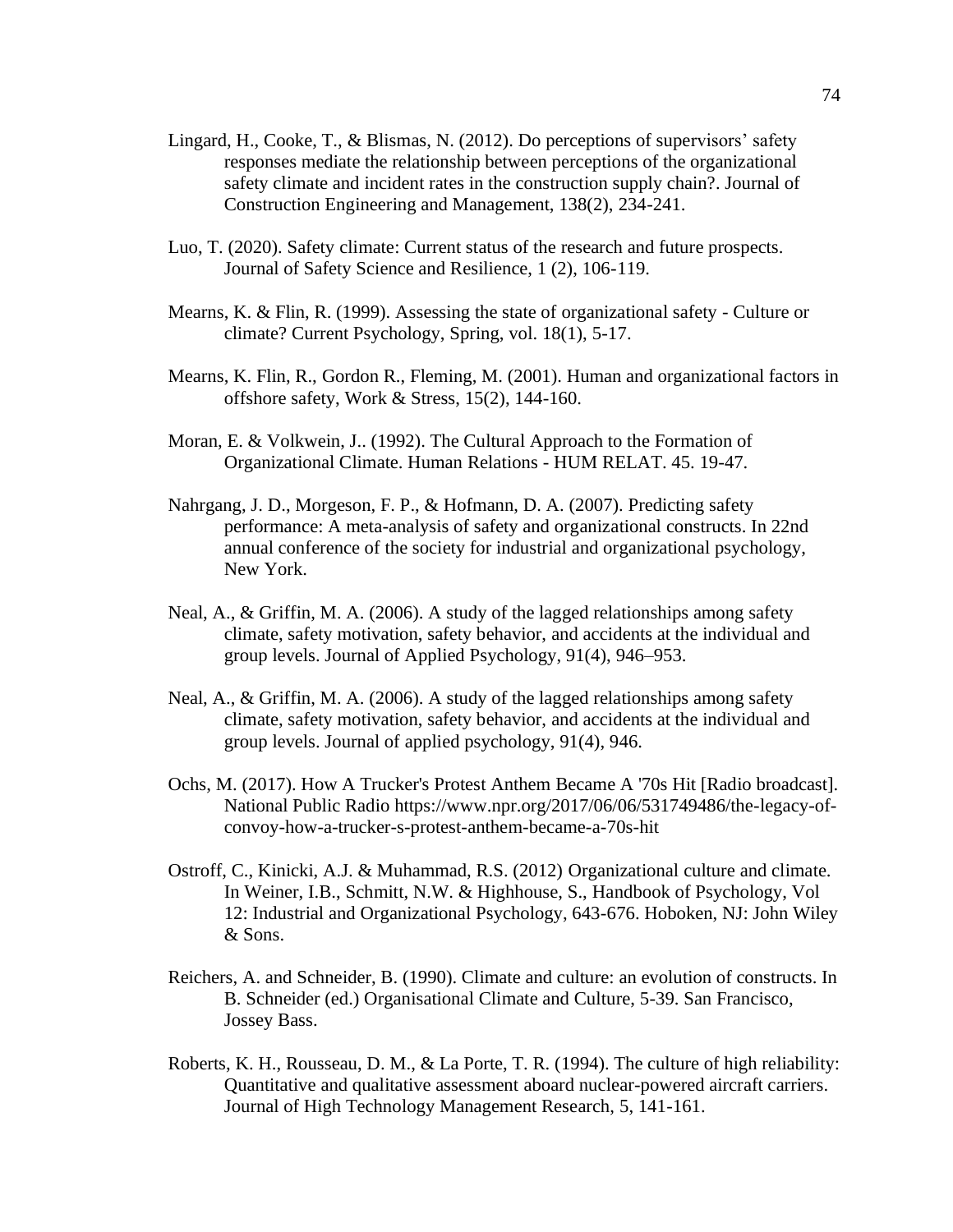Lingard, H., Cooke, T., & Blismas, N. (2012). Do perceptions of supervisors' safety responses mediate the relationship between perceptions of the organizational safety climate and incident rates in the construction supply chain?. Journal of Construction Engineering and Management, 138(2), 234-241.

Luo, T. (2020). Safety climate: Current status of the research and future prospects. Journal of Safety Science and Resilience, 1 (2), 106-119.

Mearns, K. & Flin, R. (1999). Assessing the state of organizational safety - Culture or climate? Current Psychology, Spring, vol. 18(1), 5-17.

Mearns, K. Flin, R., Gordon R., Fleming, M. (2001). Human and organizational factors in offshore safety, Work & Stress, 15(2), 144-160.

Moran, E. & Volkwein, J.. (1992). The Cultural Approach to the Formation of Organizational Climate. Human Relations - HUM RELAT. 45. 19-47.

Nahrgang, J. D., Morgeson, F. P., & Hofmann, D. A. (2007). Predicting safety performance: A meta-analysis of safety and organizational constructs. In 22nd annual conference of the society for industrial and organizational psychology, New York.

Neal, A., & Griffin, M. A. (2006). A study of the lagged relationships among safety climate, safety motivation, safety behavior, and accidents at the individual and group levels. Journal of Applied Psychology, 91(4), 946–953.

Neal, A., & Griffin, M. A. (2006). A study of the lagged relationships among safety climate, safety motivation, safety behavior, and accidents at the individual and group levels. Journal of applied psychology, 91(4), 946.

Ochs, M. (2017). How A Trucker's Protest Anthem Became A '70s Hit [Radio broadcast]. National Public Radio https://www.npr.org/2017/06/06/531749486/the-legacy-of-convoy-how-a-trucker-s-protest-anthem-became-a-70s-hit

Ostroff, C., Kinicki, A.J. & Muhammad, R.S. (2012) Organizational culture and climate. In Weiner, I.B., Schmitt, N.W. & Highhouse, S., Handbook of Psychology, Vol 12: Industrial and Organizational Psychology, 643-676. Hoboken, NJ: John Wiley & Sons.

Reichers, A. and Schneider, B. (1990). Climate and culture: an evolution of constructs. In B. Schneider (ed.) Organisational Climate and Culture, 5-39. San Francisco, Jossey Bass.

Roberts, K. H., Rousseau, D. M., & La Porte, T. R. (1994). The culture of high reliability: Quantitative and qualitative assessment aboard nuclear-powered aircraft carriers. Journal of High Technology Management Research, 5, 141-161.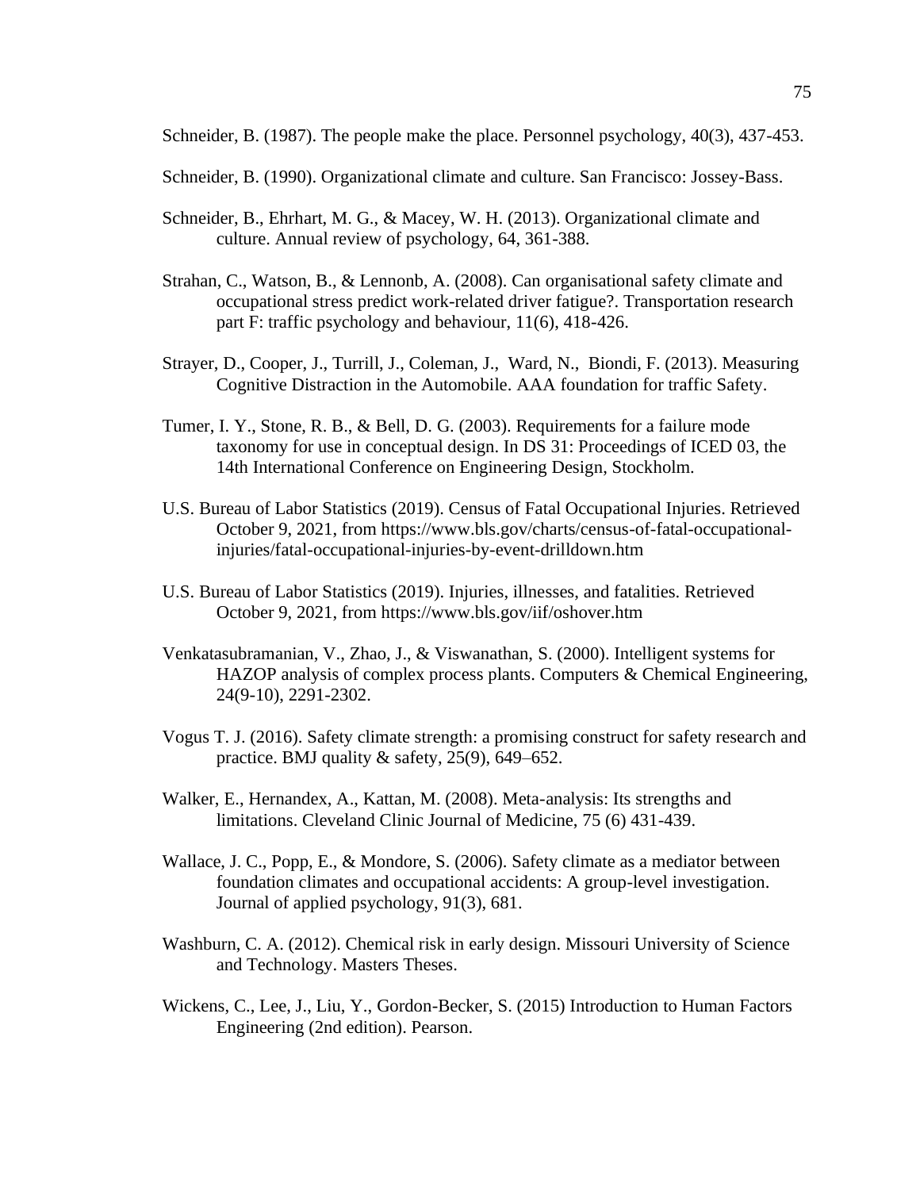Schneider, B. (1987). The people make the place. Personnel psychology, 40(3), 437-453.

Schneider, B. (1990). Organizational climate and culture. San Francisco: Jossey-Bass.

Schneider, B., Ehrhart, M. G., & Macey, W. H. (2013). Organizational climate and culture. Annual review of psychology, 64, 361-388.

Strahan, C., Watson, B., & Lennonb, A. (2008). Can organisational safety climate and occupational stress predict work-related driver fatigue?. Transportation research part F: traffic psychology and behaviour, 11(6), 418-426.

Strayer, D., Cooper, J., Turrill, J., Coleman, J., Ward, N., Biondi, F. (2013). Measuring Cognitive Distraction in the Automobile. AAA foundation for traffic Safety.

Tumer, I. Y., Stone, R. B., & Bell, D. G. (2003). Requirements for a failure mode taxonomy for use in conceptual design. In DS 31: Proceedings of ICED 03, the 14th International Conference on Engineering Design, Stockholm.

U.S. Bureau of Labor Statistics (2019). Census of Fatal Occupational Injuries. Retrieved October 9, 2021, from https://www.bls.gov/charts/census-of-fatal-occupational-injuries/fatal-occupational-injuries-by-event-drilldown.htm

U.S. Bureau of Labor Statistics (2019). Injuries, illnesses, and fatalities. Retrieved October 9, 2021, from https://www.bls.gov/iif/oshover.htm

Venkatasubramanian, V., Zhao, J., & Viswanathan, S. (2000). Intelligent systems for HAZOP analysis of complex process plants. Computers & Chemical Engineering, 24(9-10), 2291-2302.

Vogus T. J. (2016). Safety climate strength: a promising construct for safety research and practice. BMJ quality & safety, 25(9), 649–652.

Walker, E., Hernandex, A., Kattan, M. (2008). Meta-analysis: Its strengths and limitations. Cleveland Clinic Journal of Medicine, 75 (6) 431-439.

Wallace, J. C., Popp, E., & Mondore, S. (2006). Safety climate as a mediator between foundation climates and occupational accidents: A group-level investigation. Journal of applied psychology, 91(3), 681.

Washburn, C. A. (2012). Chemical risk in early design. Missouri University of Science and Technology. Masters Theses.

Wickens, C., Lee, J., Liu, Y., Gordon-Becker, S. (2015) Introduction to Human Factors Engineering (2nd edition). Pearson.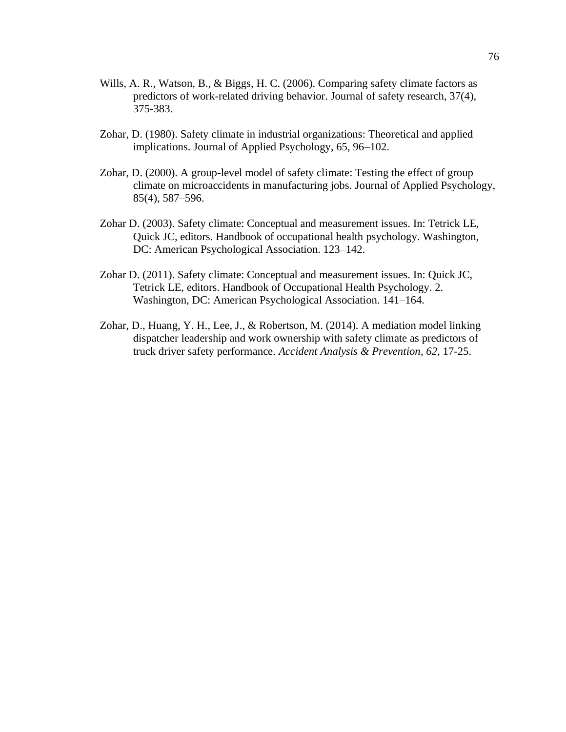Wills, A. R., Watson, B., & Biggs, H. C. (2006). Comparing safety climate factors as predictors of work-related driving behavior. Journal of safety research, 37(4), 375-383.

Zohar, D. (1980). Safety climate in industrial organizations: Theoretical and applied implications. Journal of Applied Psychology, 65, 96–102.

Zohar, D. (2000). A group-level model of safety climate: Testing the effect of group climate on microaccidents in manufacturing jobs. Journal of Applied Psychology, 85(4), 587–596.

Zohar D. (2003). Safety climate: Conceptual and measurement issues. In: Tetrick LE, Quick JC, editors. Handbook of occupational health psychology. Washington, DC: American Psychological Association. 123–142.

Zohar D. (2011). Safety climate: Conceptual and measurement issues. In: Quick JC, Tetrick LE, editors. Handbook of Occupational Health Psychology. 2. Washington, DC: American Psychological Association. 141–164.

Zohar, D., Huang, Y. H., Lee, J., & Robertson, M. (2014). A mediation model linking dispatcher leadership and work ownership with safety climate as predictors of truck driver safety performance. *Accident Analysis & Prevention*, *62*, 17-25.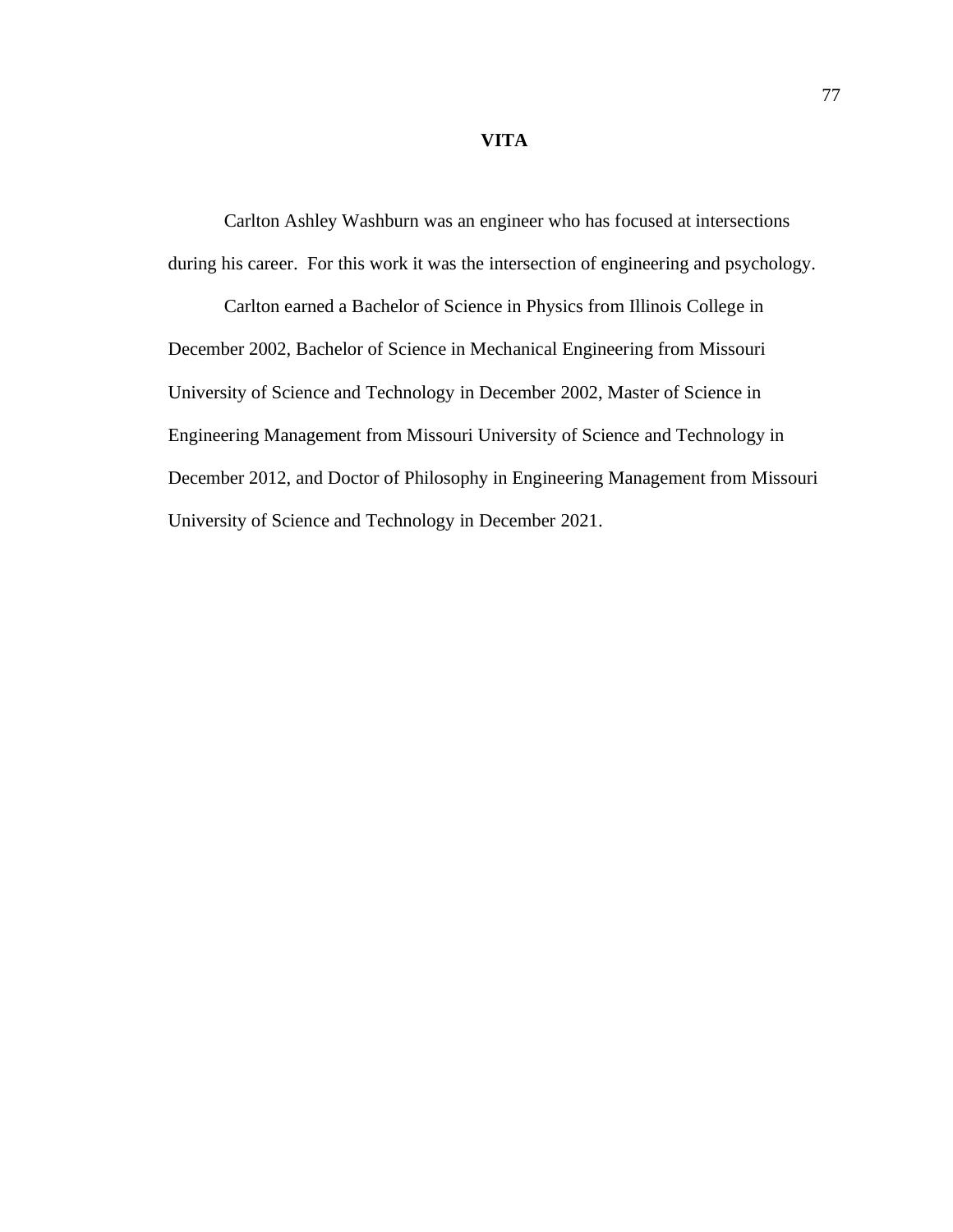# VITA

Carlton Ashley Washburn was an engineer who has focused at intersections during his career. For this work it was the intersection of engineering and psychology.

Carlton earned a Bachelor of Science in Physics from Illinois College in December 2002, Bachelor of Science in Mechanical Engineering from Missouri University of Science and Technology in December 2002, Master of Science in Engineering Management from Missouri University of Science and Technology in December 2012, and Doctor of Philosophy in Engineering Management from Missouri University of Science and Technology in December 2021.